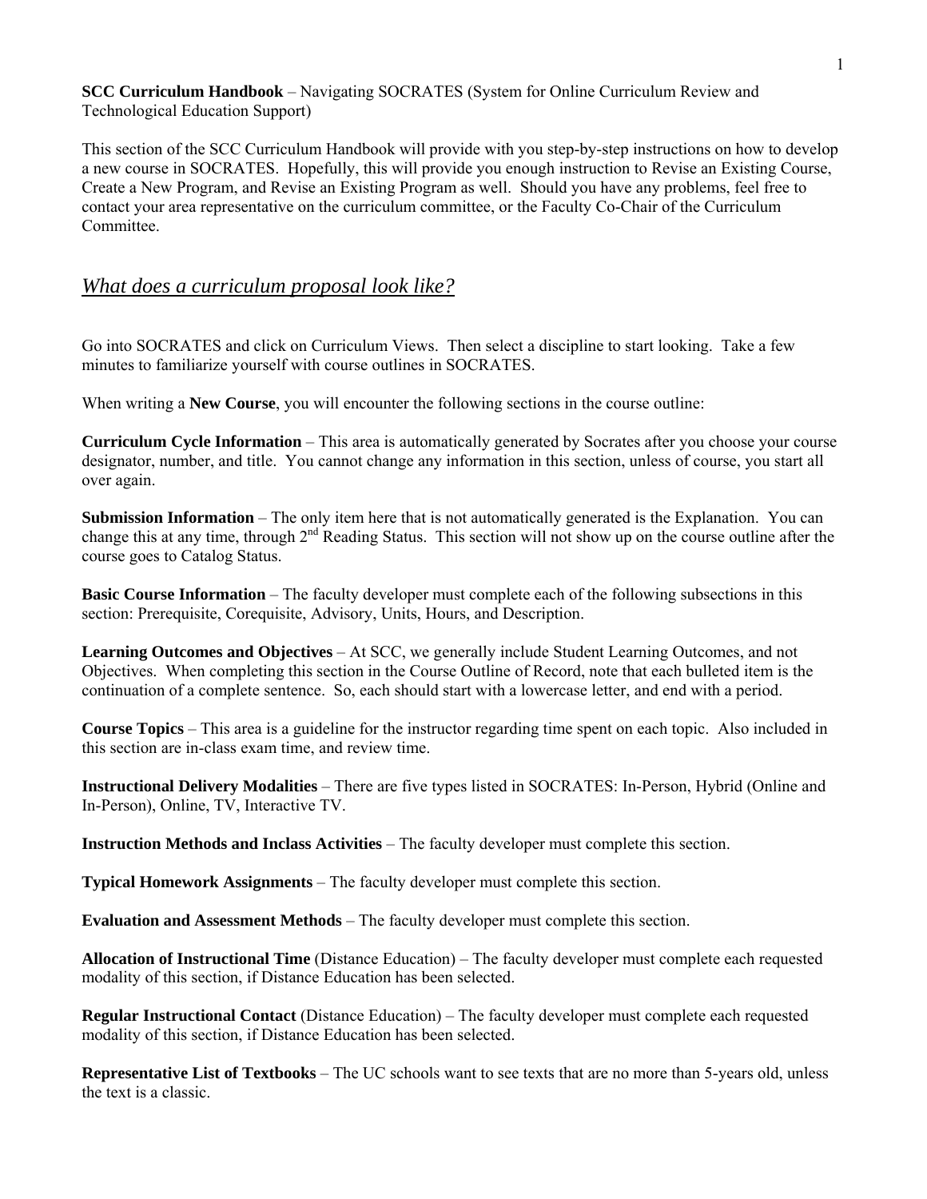**SCC Curriculum Handbook** – Navigating SOCRATES (System for Online Curriculum Review and Technological Education Support)

This section of the SCC Curriculum Handbook will provide with you step-by-step instructions on how to develop a new course in SOCRATES. Hopefully, this will provide you enough instruction to Revise an Existing Course, Create a New Program, and Revise an Existing Program as well. Should you have any problems, feel free to contact your area representative on the curriculum committee, or the Faculty Co-Chair of the Curriculum Committee.

## *What does a curriculum proposal look like?*

Go into SOCRATES and click on Curriculum Views. Then select a discipline to start looking. Take a few minutes to familiarize yourself with course outlines in SOCRATES.

When writing a **New Course**, you will encounter the following sections in the course outline:

**Curriculum Cycle Information** – This area is automatically generated by Socrates after you choose your course designator, number, and title. You cannot change any information in this section, unless of course, you start all over again.

**Submission Information** – The only item here that is not automatically generated is the Explanation. You can change this at any time, through 2nd Reading Status. This section will not show up on the course outline after the course goes to Catalog Status.

**Basic Course Information** – The faculty developer must complete each of the following subsections in this section: Prerequisite, Corequisite, Advisory, Units, Hours, and Description.

**Learning Outcomes and Objectives** – At SCC, we generally include Student Learning Outcomes, and not Objectives. When completing this section in the Course Outline of Record, note that each bulleted item is the continuation of a complete sentence. So, each should start with a lowercase letter, and end with a period.

**Course Topics** – This area is a guideline for the instructor regarding time spent on each topic. Also included in this section are in-class exam time, and review time.

**Instructional Delivery Modalities** – There are five types listed in SOCRATES: In-Person, Hybrid (Online and In-Person), Online, TV, Interactive TV.

**Instruction Methods and Inclass Activities** – The faculty developer must complete this section.

**Typical Homework Assignments** – The faculty developer must complete this section.

**Evaluation and Assessment Methods** – The faculty developer must complete this section.

**Allocation of Instructional Time** (Distance Education) – The faculty developer must complete each requested modality of this section, if Distance Education has been selected.

**Regular Instructional Contact** (Distance Education) – The faculty developer must complete each requested modality of this section, if Distance Education has been selected.

**Representative List of Textbooks** – The UC schools want to see texts that are no more than 5-years old, unless the text is a classic.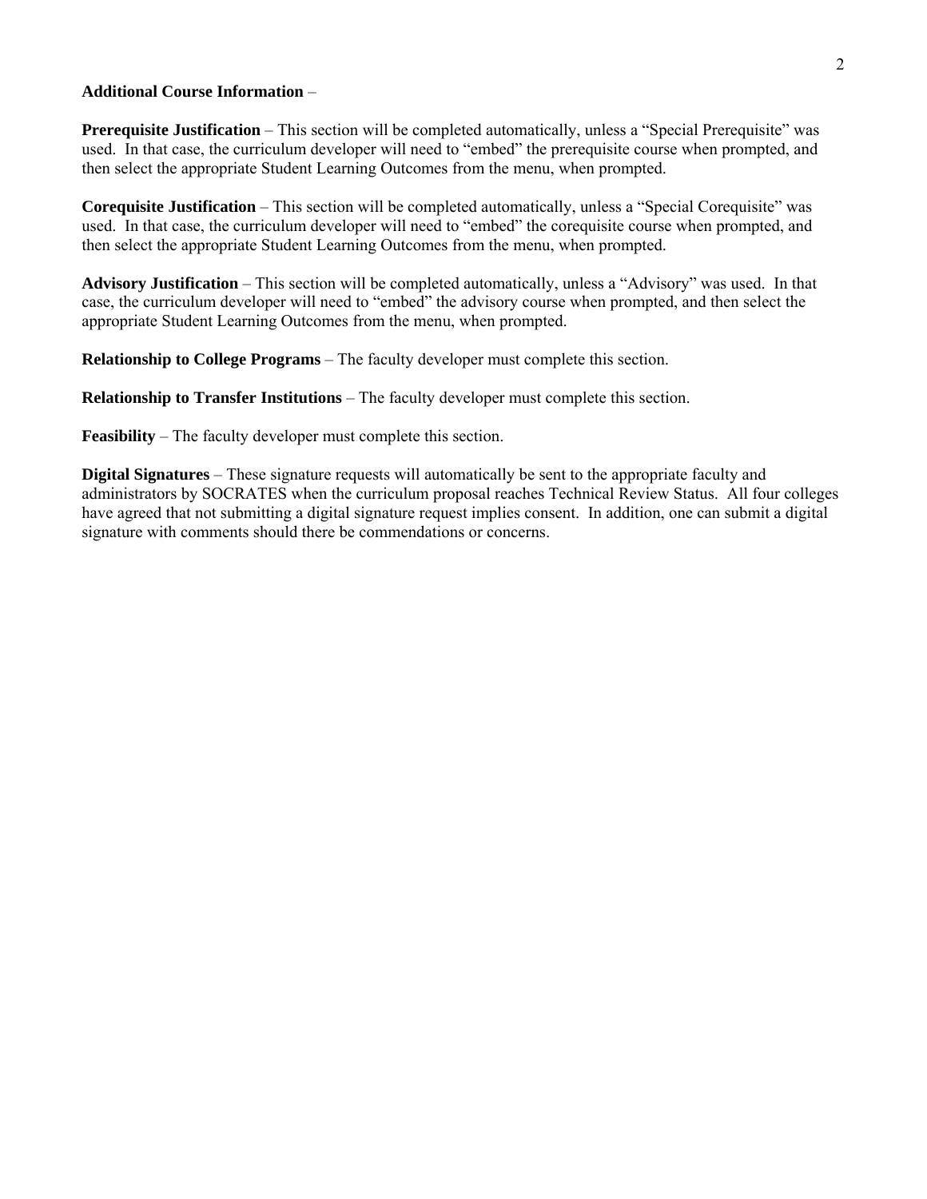**Additional Course Information** –

**Prerequisite Justification** – This section will be completed automatically, unless a "Special Prerequisite" was used. In that case, the curriculum developer will need to "embed" the prerequisite course when prompted, and then select the appropriate Student Learning Outcomes from the menu, when prompted.

**Corequisite Justification** – This section will be completed automatically, unless a "Special Corequisite" was used. In that case, the curriculum developer will need to "embed" the corequisite course when prompted, and then select the appropriate Student Learning Outcomes from the menu, when prompted.

**Advisory Justification** – This section will be completed automatically, unless a "Advisory" was used. In that case, the curriculum developer will need to "embed" the advisory course when prompted, and then select the appropriate Student Learning Outcomes from the menu, when prompted.

**Relationship to College Programs** – The faculty developer must complete this section.

**Relationship to Transfer Institutions** – The faculty developer must complete this section.

**Feasibility** – The faculty developer must complete this section.

**Digital Signatures** – These signature requests will automatically be sent to the appropriate faculty and administrators by SOCRATES when the curriculum proposal reaches Technical Review Status. All four colleges have agreed that not submitting a digital signature request implies consent. In addition, one can submit a digital signature with comments should there be commendations or concerns.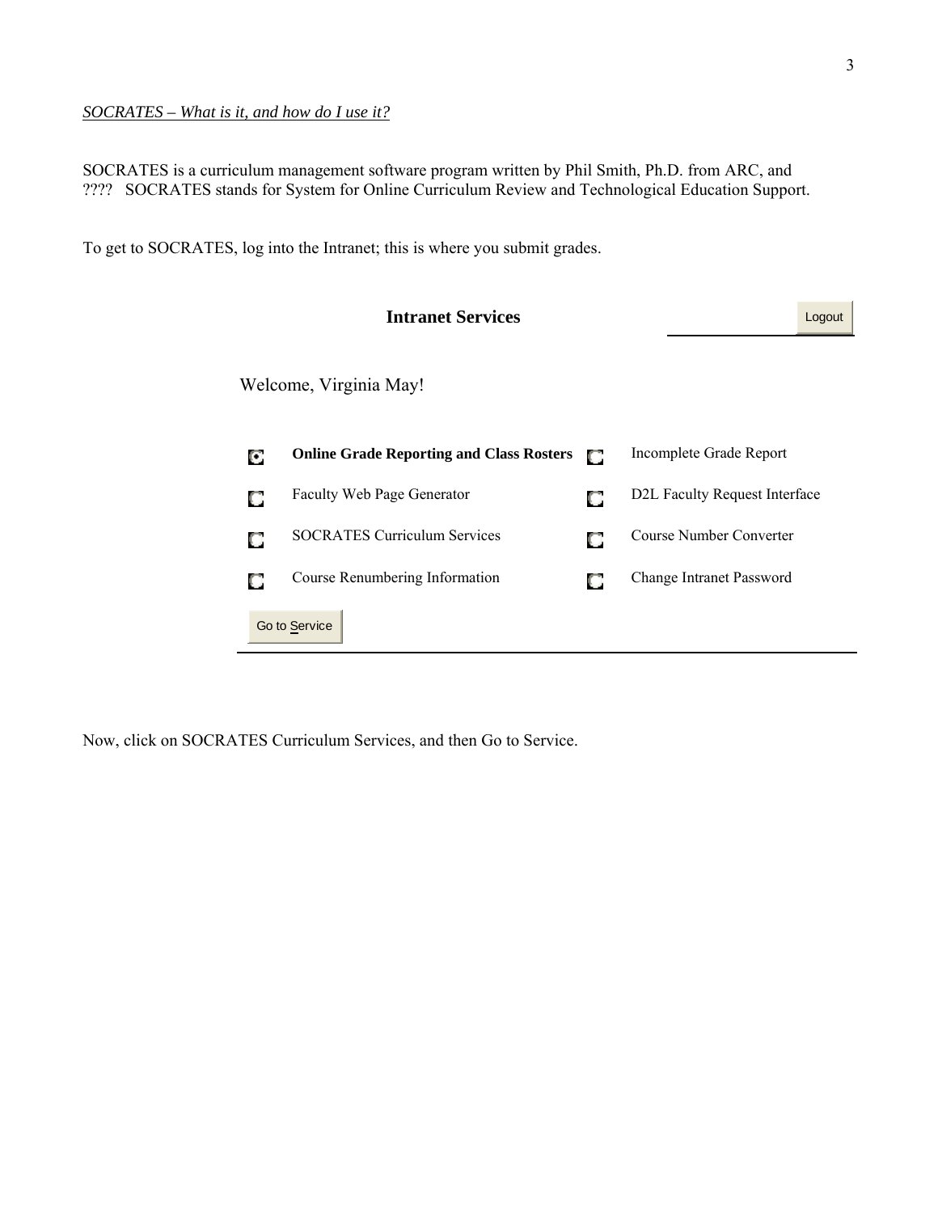*SOCRATES – What is it, and how do I use it?*

SOCRATES is a curriculum management software program written by Phil Smith, Ph.D. from ARC, and ???? SOCRATES stands for System for Online Curriculum Review and Technological Education Support.

To get to SOCRATES, log into the Intranet; this is where you submit grades.

**Intranet Services** Logout

Welcome, Virginia May!

- **Online Grade Reporting and Class Rosters**
- Incomplete Grade Report
- Faculty Web Page Generator
- D2L Faculty Request Interface
- SOCRATES Curriculum Services
- Course Number Converter
- Course Renumbering Information
- Change Intranet Password

Go to Service

Now, click on SOCRATES Curriculum Services, and then Go to Service.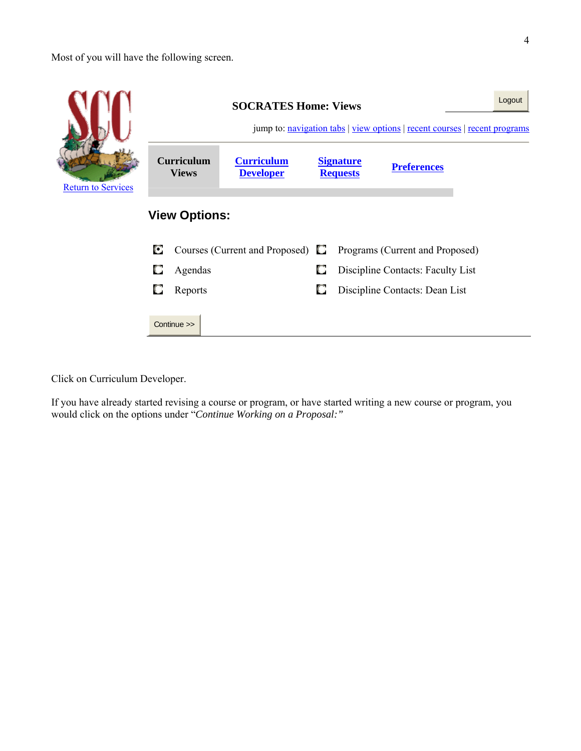Most of you will have the following screen.

Return to Services

**SOCRATES Home: Views**

Logout

jump to: navigation tabs | view options | recent courses | recent programs

| **Curriculum Views** | **Curriculum Developer** | **Signature Requests** | **Preferences** |
|---|---|---|---|

**View Options:**

- Courses (Current and Proposed)
- Programs (Current and Proposed)
- Agendas
- Discipline Contacts: Faculty List
- Reports
- Discipline Contacts: Dean List

Continue >>

Click on Curriculum Developer.

If you have already started revising a course or program, or have started writing a new course or program, you would click on the options under "*Continue Working on a Proposal:*"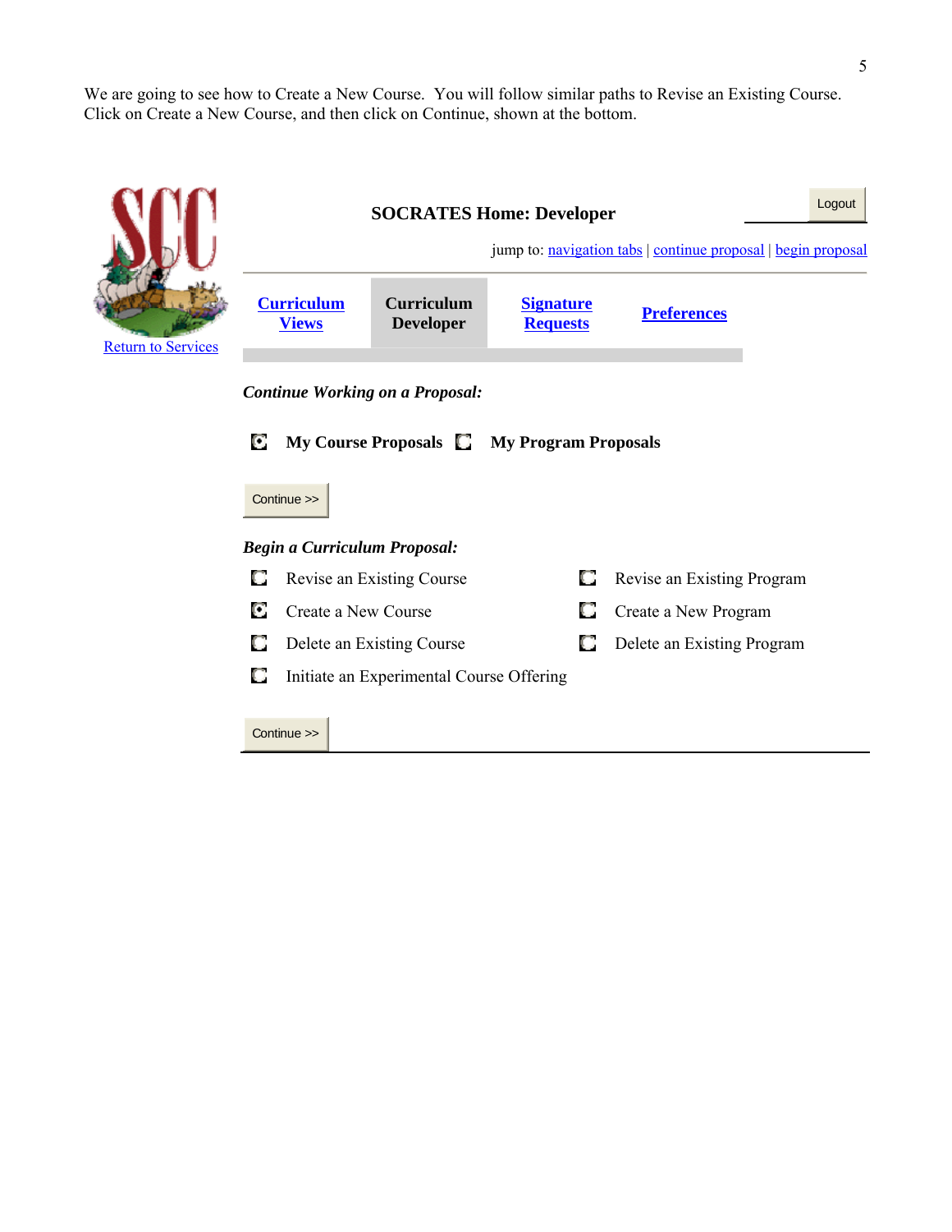We are going to see how to Create a New Course. You will follow similar paths to Revise an Existing Course. Click on Create a New Course, and then click on Continue, shown at the bottom.

Return to Services

**SOCRATES Home: Developer**

Logout

jump to: navigation tabs | continue proposal | begin proposal

**Curriculum Views** | **Curriculum Developer** | **Signature Requests** | **Preferences**

***Continue Working on a Proposal:***

- (●) **My Course Proposals**
- ( ) **My Program Proposals**

Continue >>

***Begin a Curriculum Proposal:***

- ( ) Revise an Existing Course
- (●) Create a New Course
- ( ) Delete an Existing Course
- ( ) Initiate an Experimental Course Offering
- ( ) Revise an Existing Program
- ( ) Create a New Program
- ( ) Delete an Existing Program

Continue >>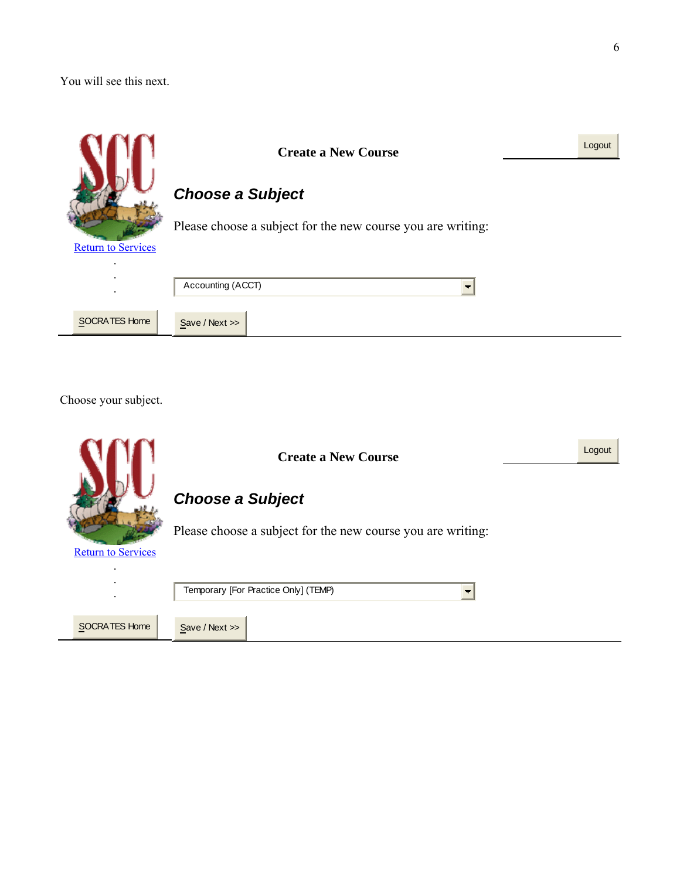You will see this next.

**Create a New Course**

Logout

***Choose a Subject***

Please choose a subject for the new course you are writing:

Return to Services

Accounting (ACCT)

SOCRATES Home

Save / Next >>

Choose your subject.

**Create a New Course**

Logout

***Choose a Subject***

Please choose a subject for the new course you are writing:

Return to Services

Temporary [For Practice Only] (TEMP)

SOCRATES Home

Save / Next >>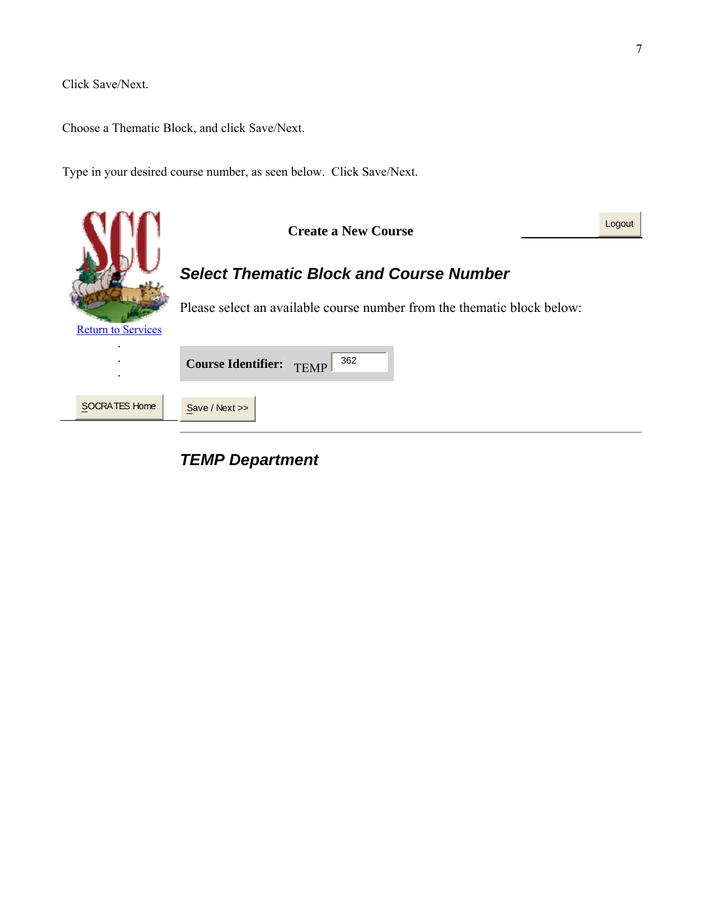Click Save/Next.

Choose a Thematic Block, and click Save/Next.

Type in your desired course number, as seen below. Click Save/Next.

**Create a New Course**

Logout

## *Select Thematic Block and Course Number*

Please select an available course number from the thematic block below:

Return to Services

**Course Identifier:** TEMP 362

SOCRATES Home

Save / Next >>

## *TEMP Department*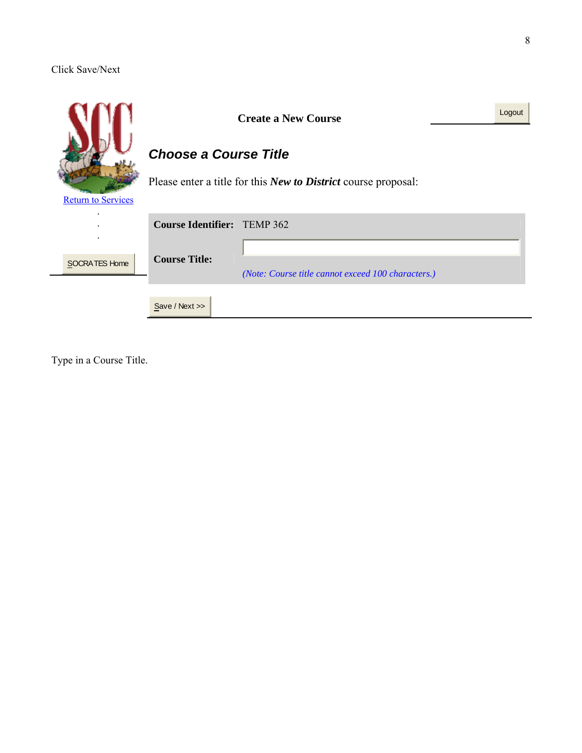Click Save/Next

Return to Services

SOCRATES Home

**Create a New Course**

Logout

### *Choose a Course Title*

Please enter a title for this ***New to District*** course proposal:

| | |
|---|---|
| **Course Identifier:** | TEMP 362 |
| **Course Title:** | *(Note: Course title cannot exceed 100 characters.)* |

Save / Next >>

Type in a Course Title.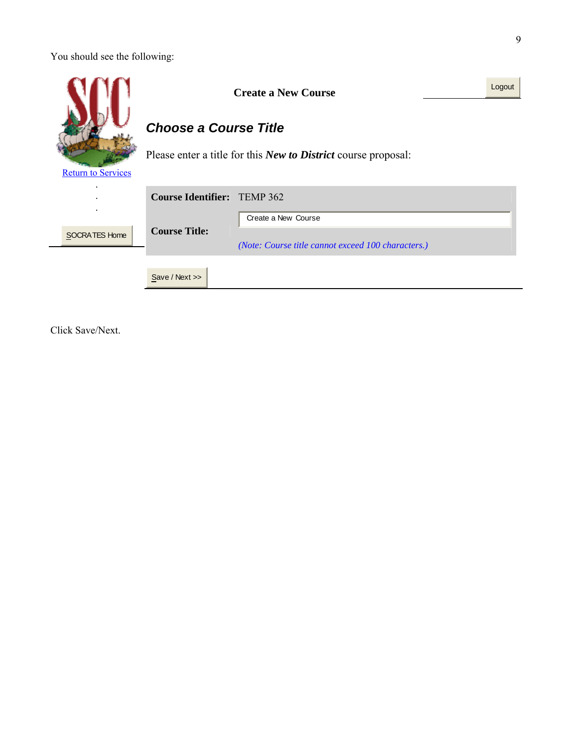You should see the following:

**Create a New Course**

Logout

Return to Services

SOCRATES Home

## *Choose a Course Title*

Please enter a title for this ***New to District*** course proposal:

| | |
|---|---|
| **Course Identifier:** | TEMP 362 |
| **Course Title:** | Create a New Course<br>*(Note: Course title cannot exceed 100 characters.)* |

Save / Next >>

Click Save/Next.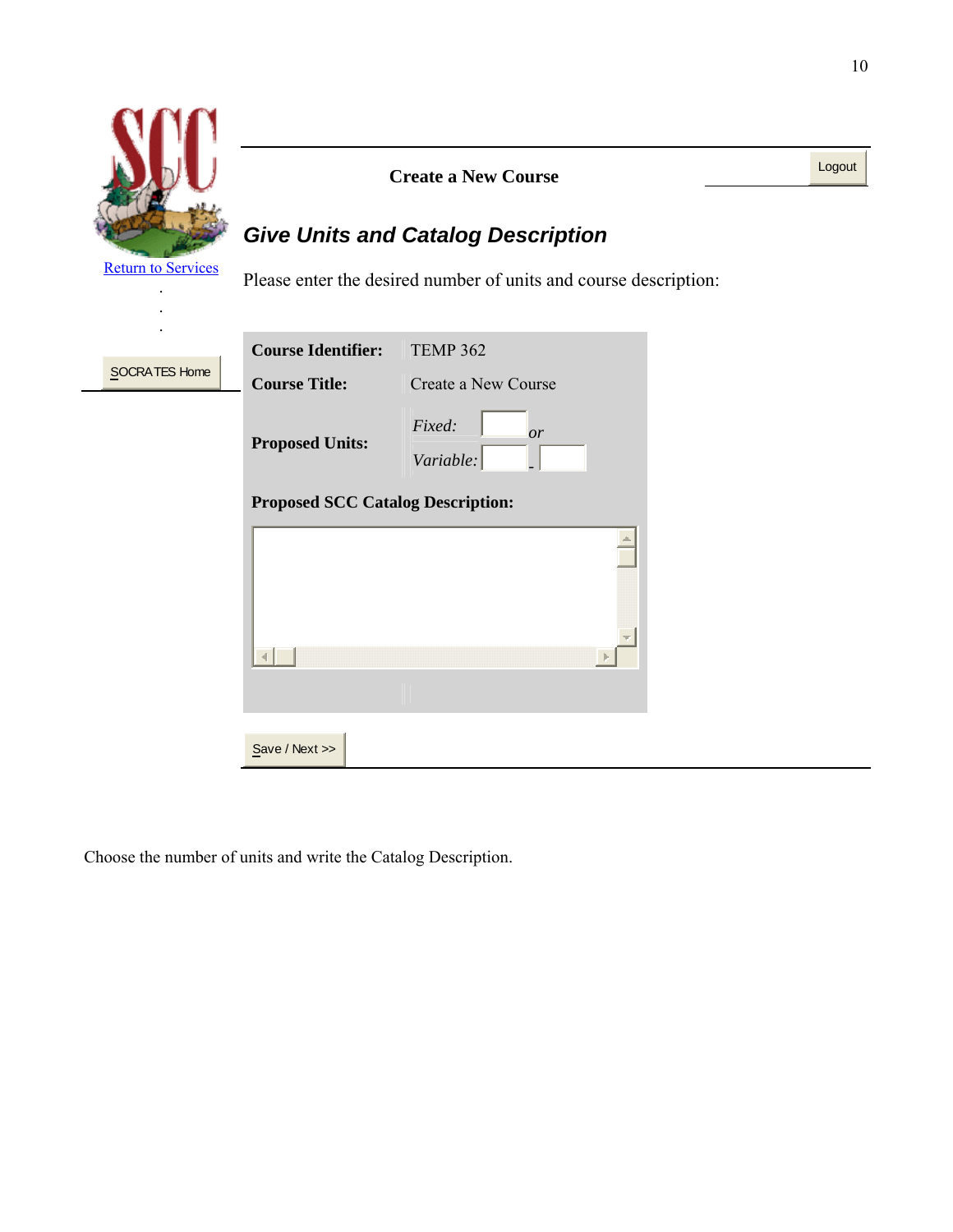Return to Services

SOCRATES Home

**Create a New Course**

Logout

## *Give Units and Catalog Description*

Please enter the desired number of units and course description:

| | |
|---|---|
| **Course Identifier:** | TEMP 362 |
| **Course Title:** | Create a New Course |
| **Proposed Units:** | *Fixed:* ____ *or* *Variable:* ____ - ____ |

**Proposed SCC Catalog Description:**

Save / Next >>

Choose the number of units and write the Catalog Description.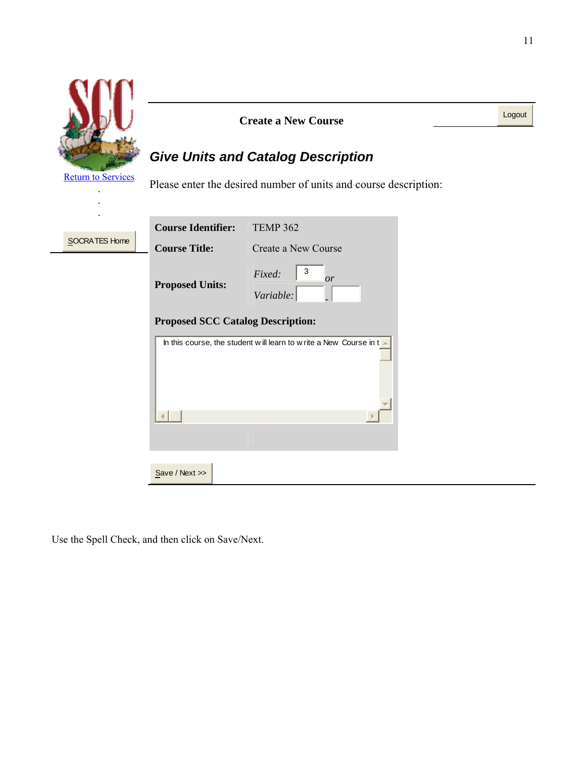SCC

Return to Services

SOCRATES Home

**Create a New Course**

Logout

## *Give Units and Catalog Description*

Please enter the desired number of units and course description:

| | |
|---|---|
| **Course Identifier:** | TEMP 362 |
| **Course Title:** | Create a New Course |
| **Proposed Units:** | *Fixed:* 3 *or* *Variable:* _ |

**Proposed SCC Catalog Description:**

In this course, the student will learn to write a New Course in t

Save / Next >>

Use the Spell Check, and then click on Save/Next.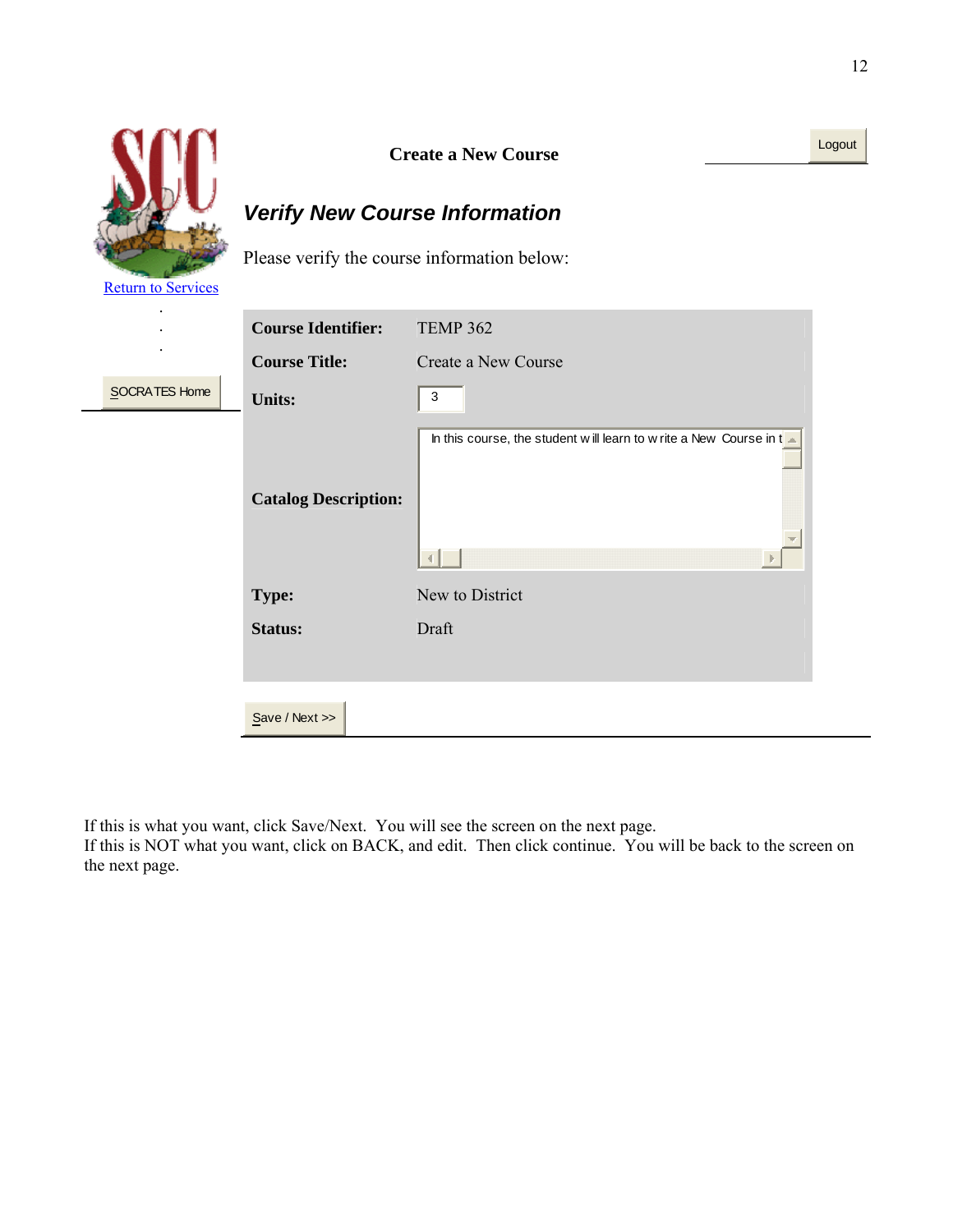**Create a New Course**

Logout

*Verify New Course Information*

Please verify the course information below:

Return to Services

SOCRATES Home

| | |
|---|---|
| **Course Identifier:** | TEMP 362 |
| **Course Title:** | Create a New Course |
| **Units:** | 3 |
| **Catalog Description:** | In this course, the student will learn to write a New Course in t |
| **Type:** | New to District |
| **Status:** | Draft |

Save / Next >>

If this is what you want, click Save/Next. You will see the screen on the next page.
If this is NOT what you want, click on BACK, and edit. Then click continue. You will be back to the screen on the next page.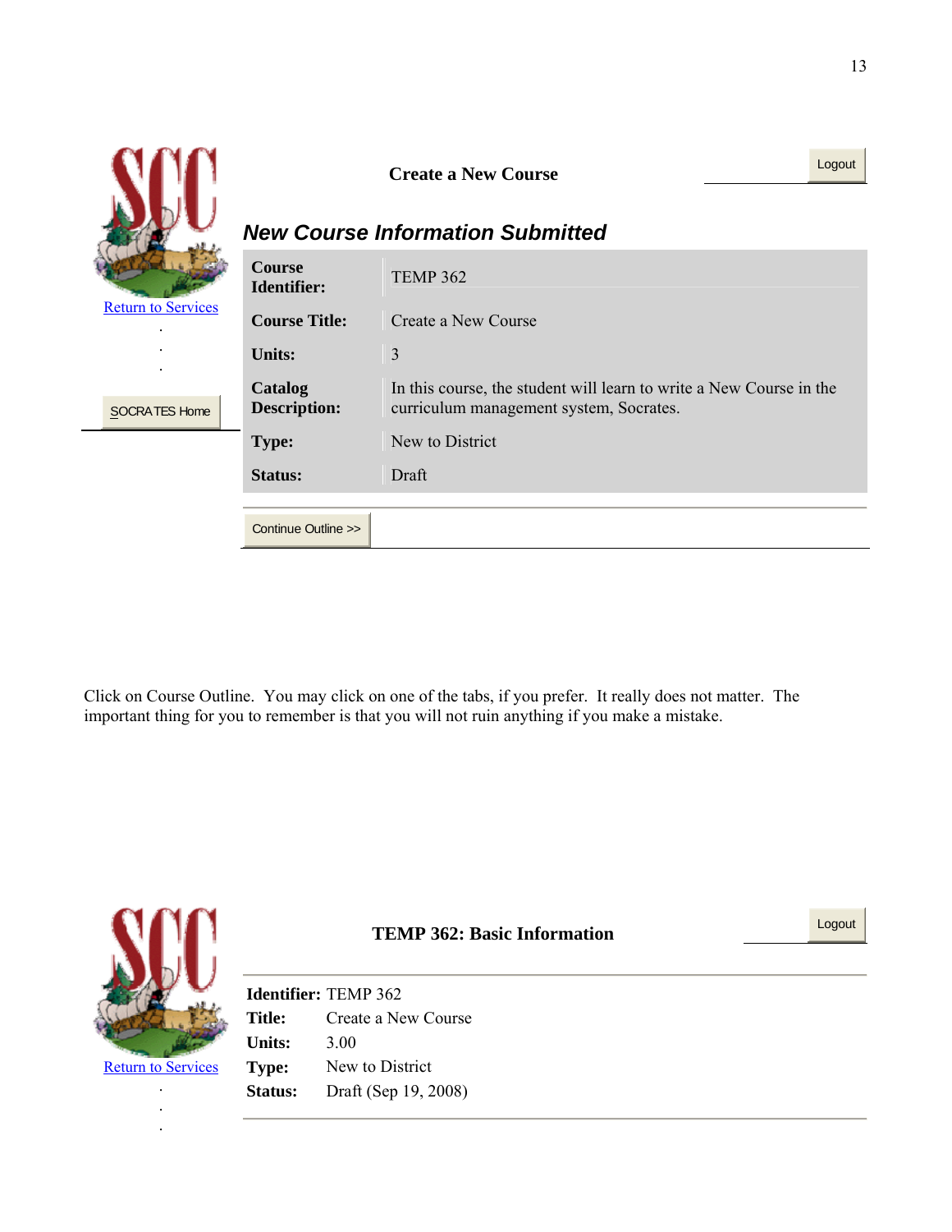Return to Services

SOCRATES Home

**Create a New Course**

Logout

## *New Course Information Submitted*

| | |
|---|---|
| **Course Identifier:** | TEMP 362 |
| **Course Title:** | Create a New Course |
| **Units:** | 3 |
| **Catalog Description:** | In this course, the student will learn to write a New Course in the curriculum management system, Socrates. |
| **Type:** | New to District |
| **Status:** | Draft |

Continue Outline >>

Click on Course Outline. You may click on one of the tabs, if you prefer. It really does not matter. The important thing for you to remember is that you will not ruin anything if you make a mistake.

Return to Services

**TEMP 362: Basic Information**

Logout

| | |
|---|---|
| **Identifier:** | TEMP 362 |
| **Title:** | Create a New Course |
| **Units:** | 3.00 |
| **Type:** | New to District |
| **Status:** | Draft (Sep 19, 2008) |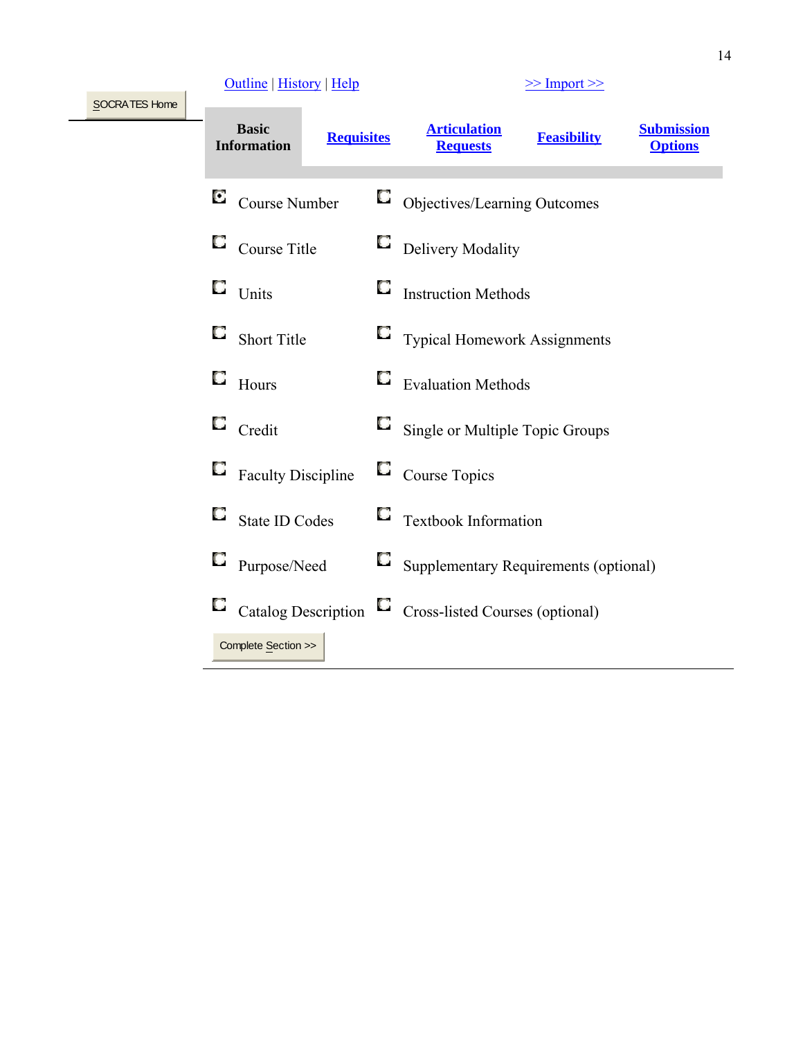SOCRATES Home

Outline | History | Help                >> Import >>

| **Basic Information** | **Requisites** | **Articulation Requests** | **Feasibility** | **Submission Options** |
|---|---|---|---|---|

| | |
|---|---|
| ◉ Course Number | ○ Objectives/Learning Outcomes |
| ○ Course Title | ○ Delivery Modality |
| ○ Units | ○ Instruction Methods |
| ○ Short Title | ○ Typical Homework Assignments |
| ○ Hours | ○ Evaluation Methods |
| ○ Credit | ○ Single or Multiple Topic Groups |
| ○ Faculty Discipline | ○ Course Topics |
| ○ State ID Codes | ○ Textbook Information |
| ○ Purpose/Need | ○ Supplementary Requirements (optional) |
| ○ Catalog Description | ○ Cross-listed Courses (optional) |

Complete Section >>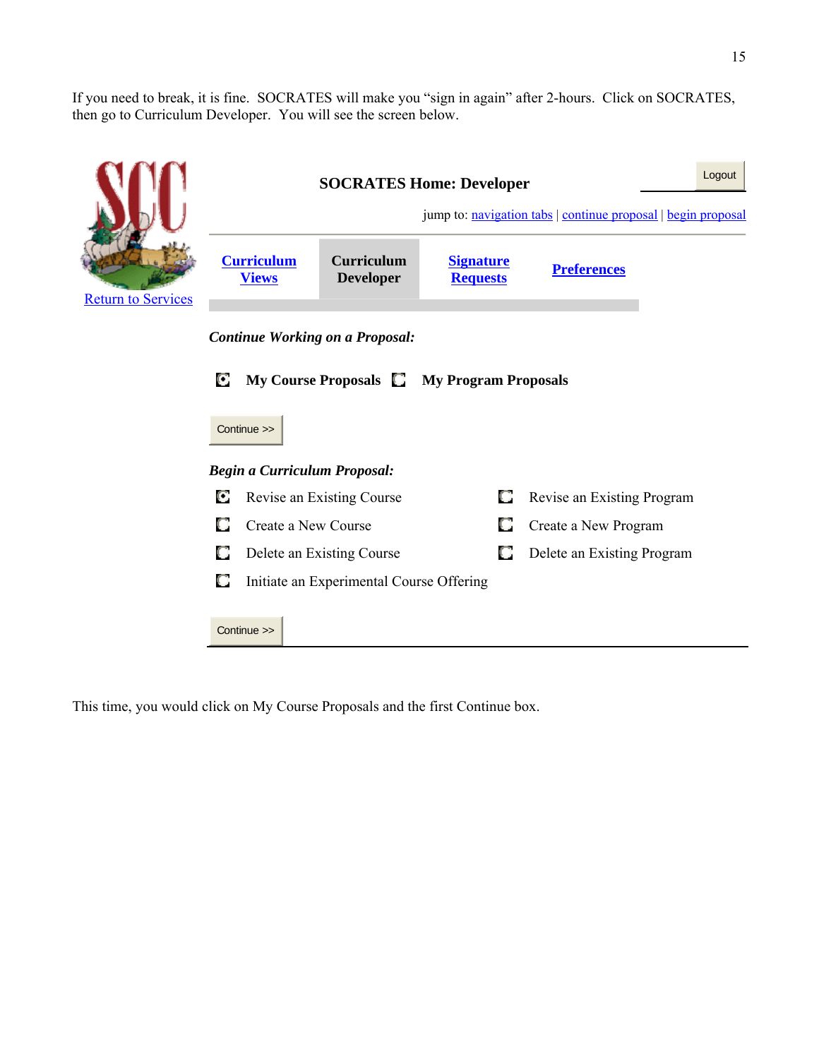If you need to break, it is fine. SOCRATES will make you "sign in again" after 2-hours. Click on SOCRATES, then go to Curriculum Developer. You will see the screen below.

Return to Services

**SOCRATES Home: Developer**

Logout

jump to: navigation tabs | continue proposal | begin proposal

**Curriculum Views** | **Curriculum Developer** | **Signature Requests** | **Preferences**

***Continue Working on a Proposal:***

**My Course Proposals** **My Program Proposals**

Continue >>

***Begin a Curriculum Proposal:***

- Revise an Existing Course
- Create a New Course
- Delete an Existing Course
- Initiate an Experimental Course Offering
- Revise an Existing Program
- Create a New Program
- Delete an Existing Program

Continue >>

This time, you would click on My Course Proposals and the first Continue box.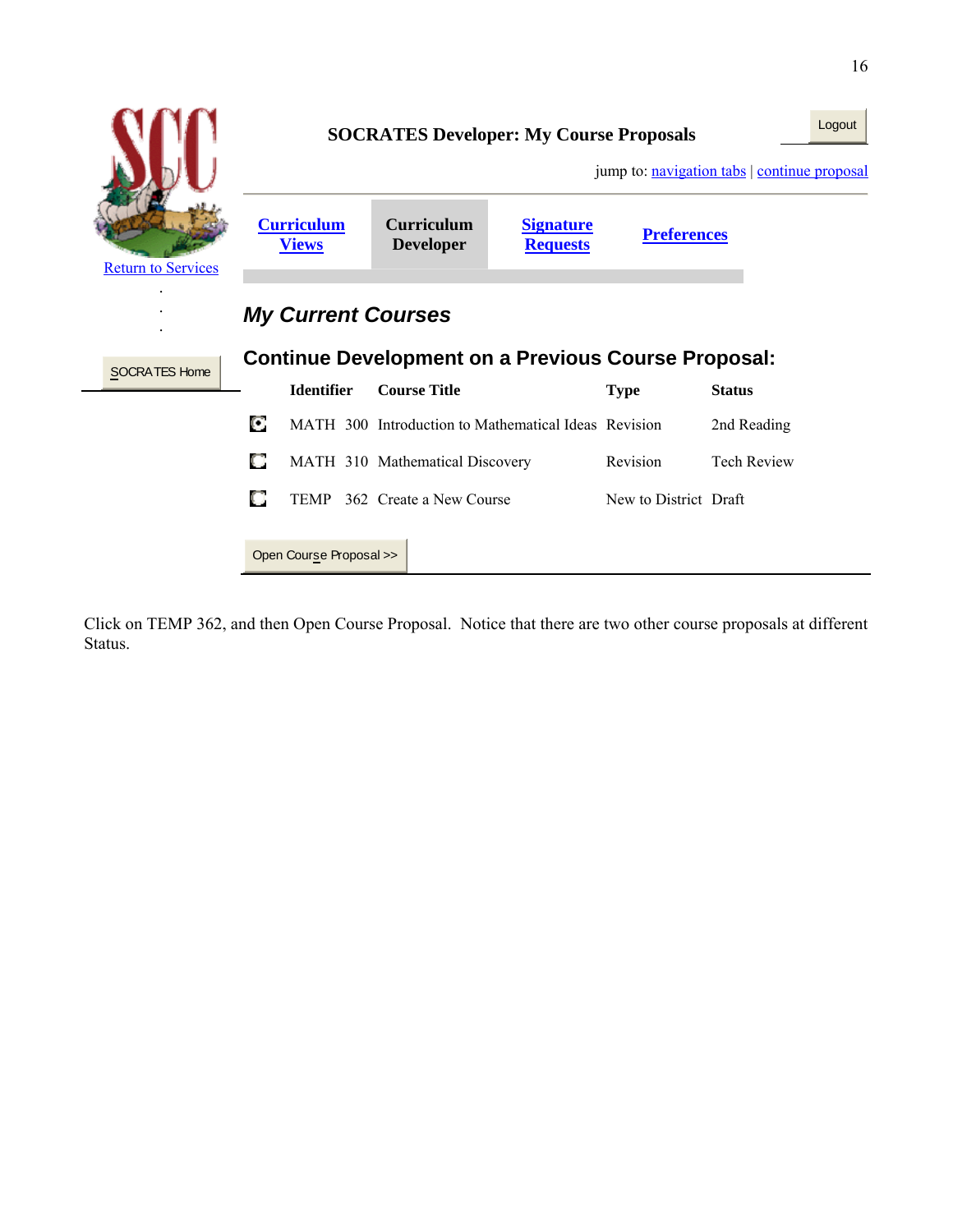Return to Services

SOCRATES Home

**SOCRATES Developer: My Course Proposals**

Logout

jump to: navigation tabs | continue proposal

**Curriculum Views** | **Curriculum Developer** | **Signature Requests** | **Preferences**

## *My Current Courses*

### Continue Development on a Previous Course Proposal:

| | Identifier | | Course Title | Type | Status |
|---|---|---|---|---|---|
| ◉ | MATH | 300 | Introduction to Mathematical Ideas | Revision | 2nd Reading |
| ○ | MATH | 310 | Mathematical Discovery | Revision | Tech Review |
| ○ | TEMP | 362 | Create a New Course | New to District | Draft |

Open Course Proposal >>

Click on TEMP 362, and then Open Course Proposal. Notice that there are two other course proposals at different Status.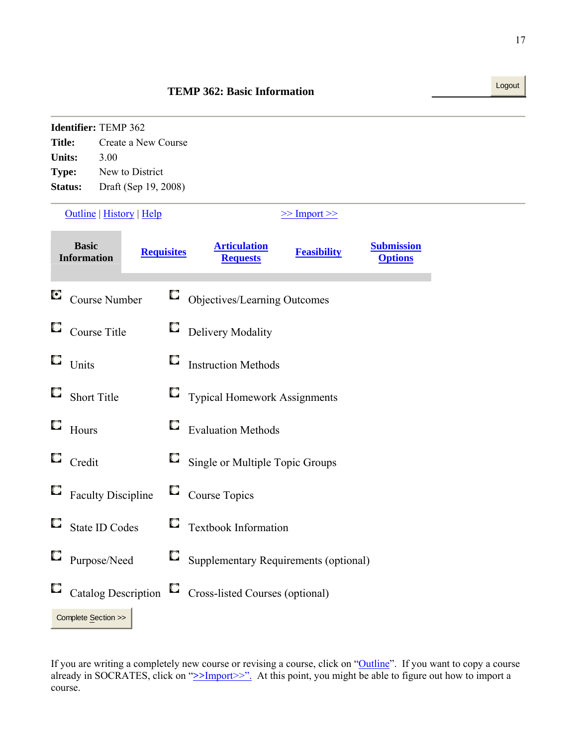## TEMP 362: Basic Information

Logout

**Identifier:** TEMP 362
**Title:** Create a New Course
**Units:** 3.00
**Type:** New to District
**Status:** Draft (Sep 19, 2008)

Outline | History | Help                >> Import >>

| **Basic Information** | **Requisites** | **Articulation Requests** | **Feasibility** | **Submission Options** |
|---|---|---|---|---|

| | |
|---|---|
| Course Number | Objectives/Learning Outcomes |
| Course Title | Delivery Modality |
| Units | Instruction Methods |
| Short Title | Typical Homework Assignments |
| Hours | Evaluation Methods |
| Credit | Single or Multiple Topic Groups |
| Faculty Discipline | Course Topics |
| State ID Codes | Textbook Information |
| Purpose/Need | Supplementary Requirements (optional) |
| Catalog Description | Cross-listed Courses (optional) |

Complete Section >>

If you are writing a completely new course or revising a course, click on "Outline". If you want to copy a course already in SOCRATES, click on ">>Import>>". At this point, you might be able to figure out how to import a course.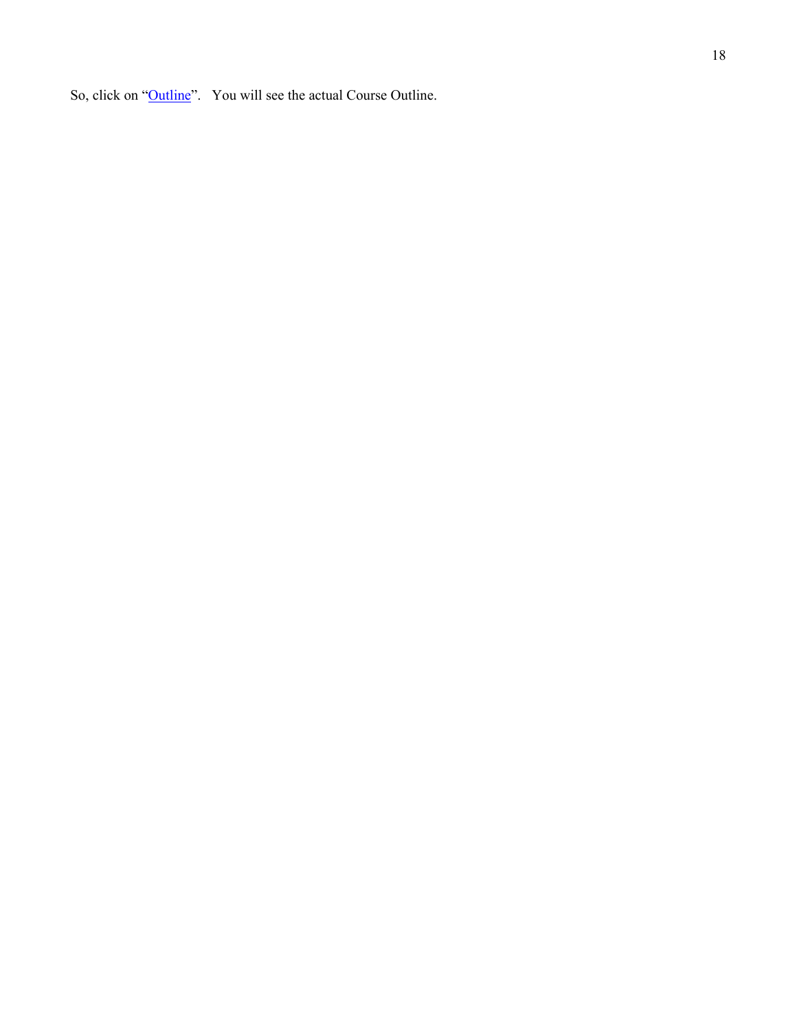So, click on "Outline". You will see the actual Course Outline.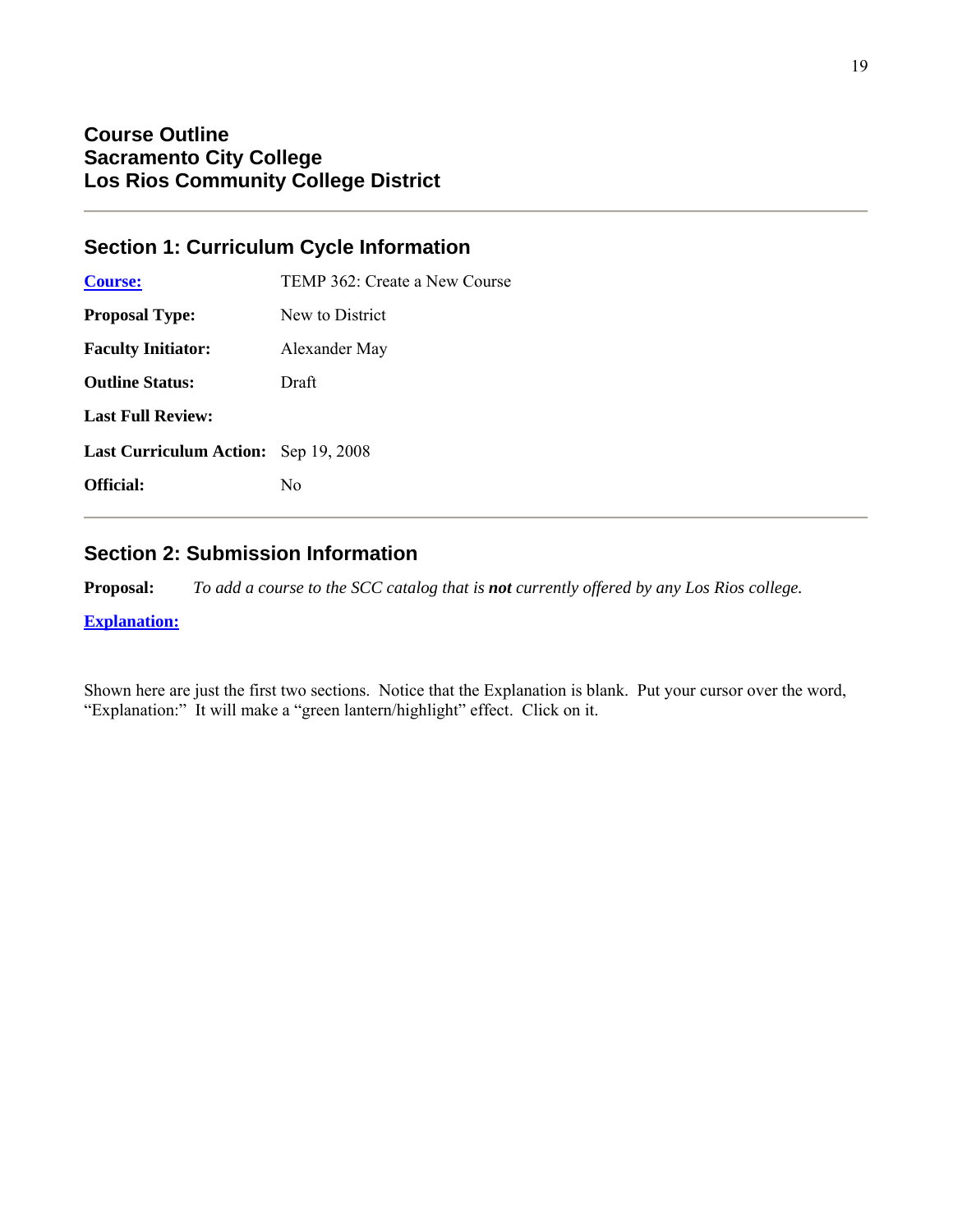## Course Outline
## Sacramento City College
## Los Rios Community College District

---

### Section 1: Curriculum Cycle Information

| | |
|---|---|
| **Course:** | TEMP 362: Create a New Course |
| **Proposal Type:** | New to District |
| **Faculty Initiator:** | Alexander May |
| **Outline Status:** | Draft |
| **Last Full Review:** | |
| **Last Curriculum Action:** | Sep 19, 2008 |
| **Official:** | No |

---

### Section 2: Submission Information

**Proposal:** *To add a course to the SCC catalog that is **not** currently offered by any Los Rios college.*

**Explanation:**

Shown here are just the first two sections. Notice that the Explanation is blank. Put your cursor over the word, "Explanation:" It will make a "green lantern/highlight" effect. Click on it.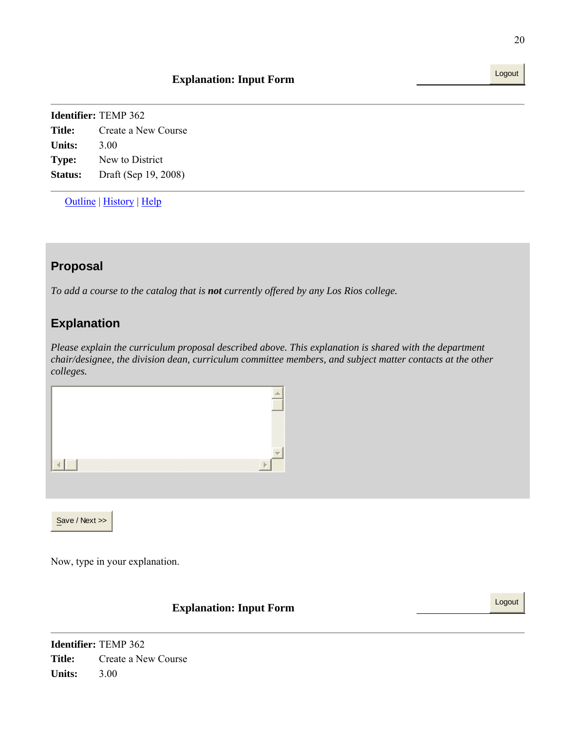**Explanation: Input Form** Logout

---

**Identifier:** TEMP 362
**Title:** Create a New Course
**Units:** 3.00
**Type:** New to District
**Status:** Draft (Sep 19, 2008)

---

Outline | History | Help

## Proposal

*To add a course to the catalog that is **not** currently offered by any Los Rios college.*

## Explanation

*Please explain the curriculum proposal described above. This explanation is shared with the department chair/designee, the division dean, curriculum committee members, and subject matter contacts at the other colleges.*

Save / Next >>

Now, type in your explanation.

**Explanation: Input Form** Logout

---

**Identifier:** TEMP 362
**Title:** Create a New Course
**Units:** 3.00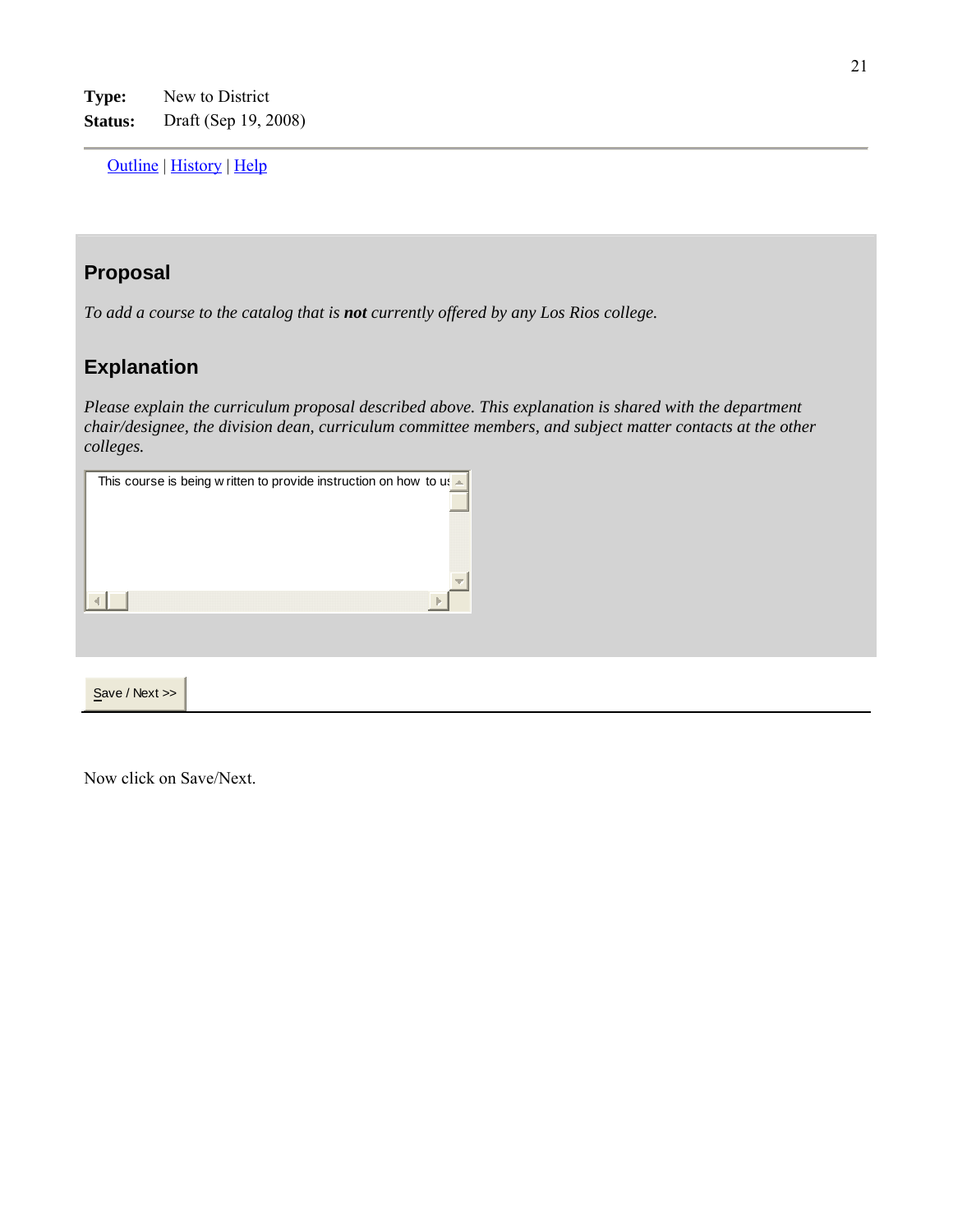**Type:** New to District
**Status:** Draft (Sep 19, 2008)

Outline | History | Help

## Proposal

*To add a course to the catalog that is **not** currently offered by any Los Rios college.*

## Explanation

*Please explain the curriculum proposal described above. This explanation is shared with the department chair/designee, the division dean, curriculum committee members, and subject matter contacts at the other colleges.*

This course is being w ritten to provide instruction on how to us

Save / Next >>

Now click on Save/Next.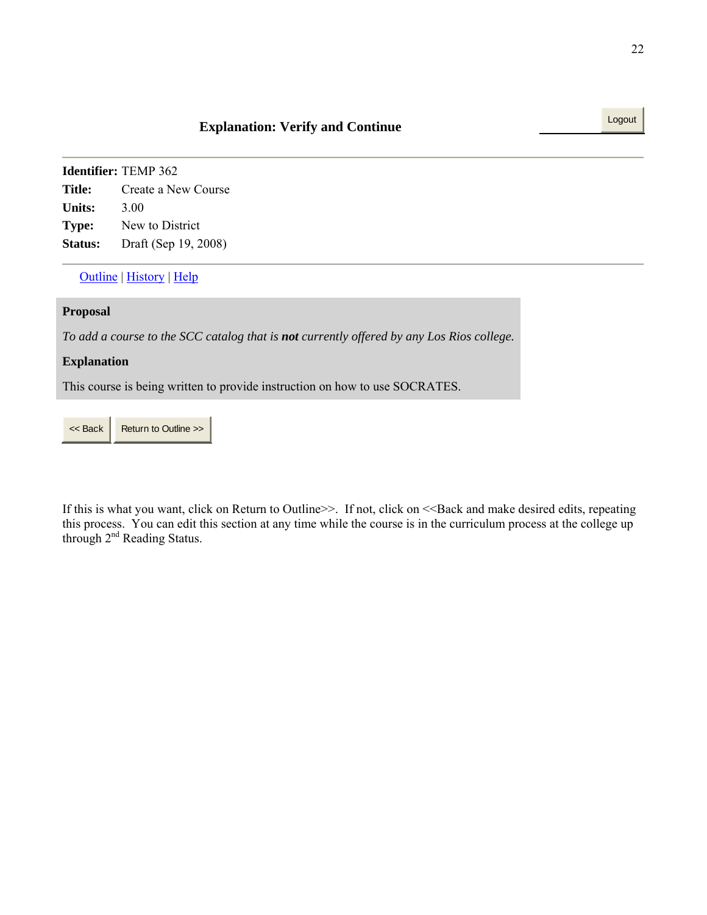## Explanation: Verify and Continue

Logout

---

**Identifier:** TEMP 362
**Title:** Create a New Course
**Units:** 3.00
**Type:** New to District
**Status:** Draft (Sep 19, 2008)

---

Outline | History | Help

**Proposal**

*To add a course to the SCC catalog that is **not** currently offered by any Los Rios college.*

**Explanation**

This course is being written to provide instruction on how to use SOCRATES.

<< Back | Return to Outline >>

If this is what you want, click on Return to Outline>>. If not, click on <<Back and make desired edits, repeating this process. You can edit this section at any time while the course is in the curriculum process at the college up through 2nd Reading Status.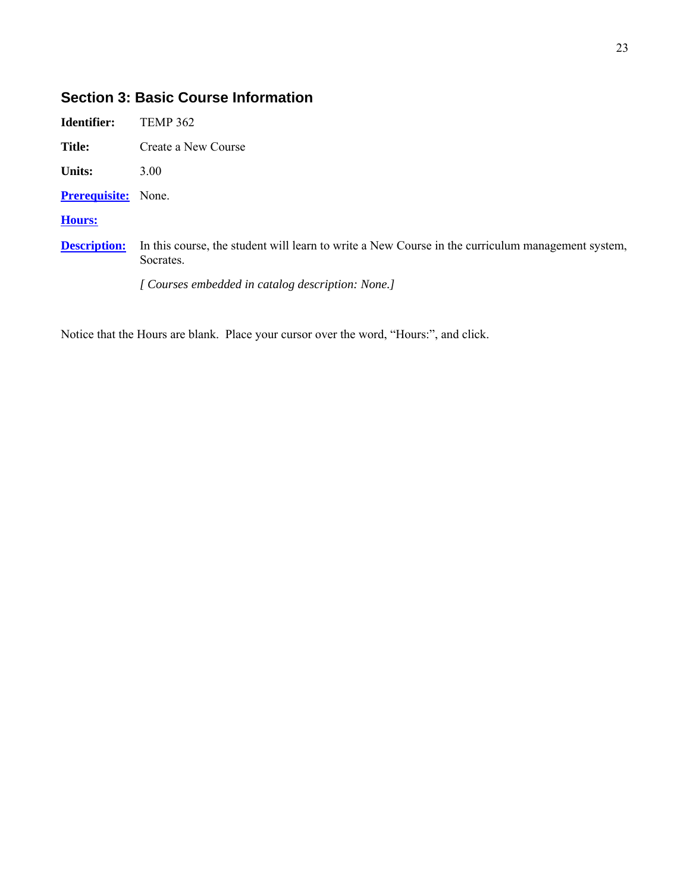## Section 3: Basic Course Information

**Identifier:** TEMP 362

**Title:** Create a New Course

**Units:** 3.00

**Prerequisite:** None.

**Hours:**

**Description:** In this course, the student will learn to write a New Course in the curriculum management system, Socrates.

*[ Courses embedded in catalog description: None.]*

Notice that the Hours are blank. Place your cursor over the word, "Hours:", and click.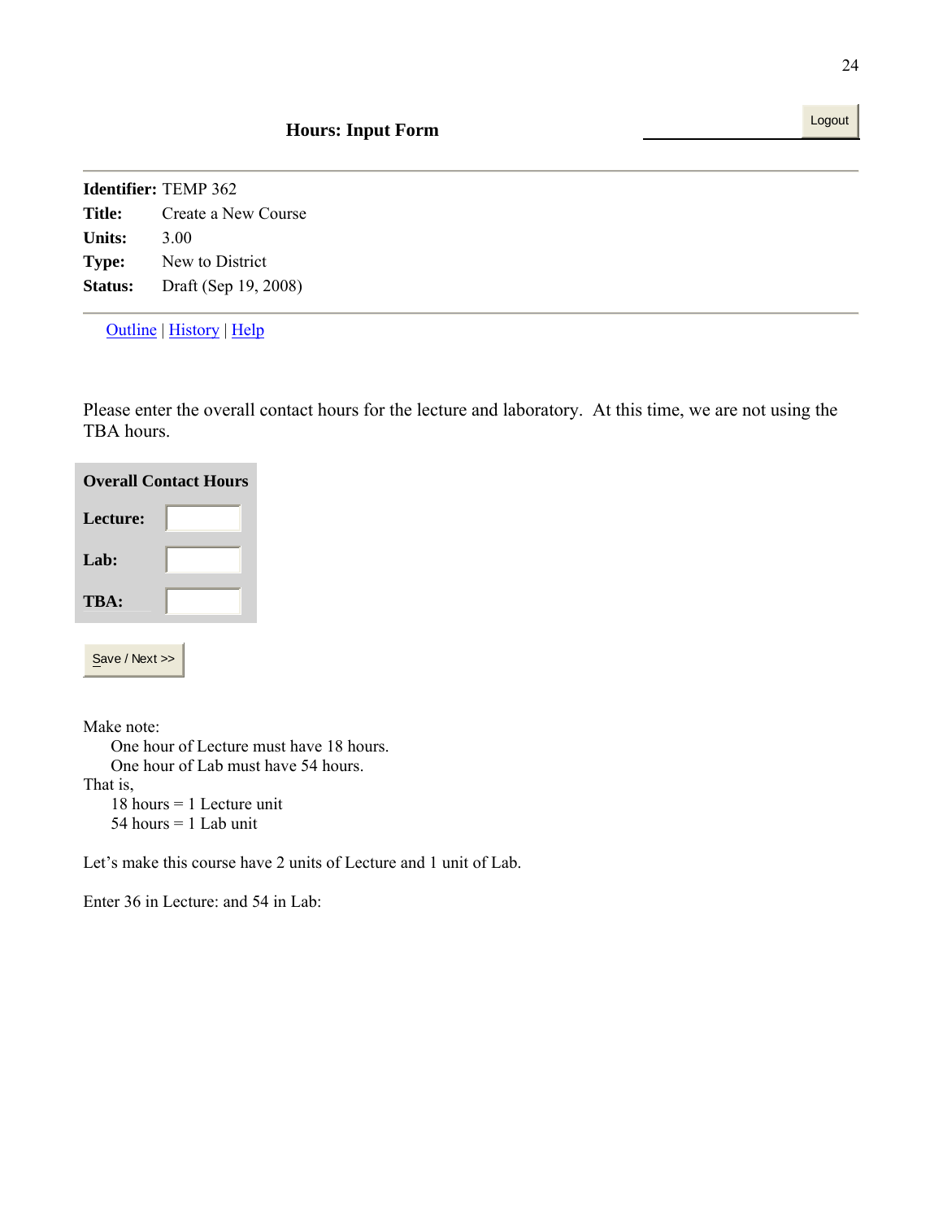## Hours: Input Form

Logout

---

| | |
|---|---|
| **Identifier:** | TEMP 362 |
| **Title:** | Create a New Course |
| **Units:** | 3.00 |
| **Type:** | New to District |
| **Status:** | Draft (Sep 19, 2008) |

---

Outline | History | Help

Please enter the overall contact hours for the lecture and laboratory. At this time, we are not using the TBA hours.

**Overall Contact Hours**

**Lecture:** [ ]

**Lab:** [ ]

**TBA:** [ ]

Save / Next >>

Make note:

One hour of Lecture must have 18 hours.
One hour of Lab must have 54 hours.

That is,

18 hours = 1 Lecture unit
54 hours = 1 Lab unit

Let's make this course have 2 units of Lecture and 1 unit of Lab.

Enter 36 in Lecture: and 54 in Lab: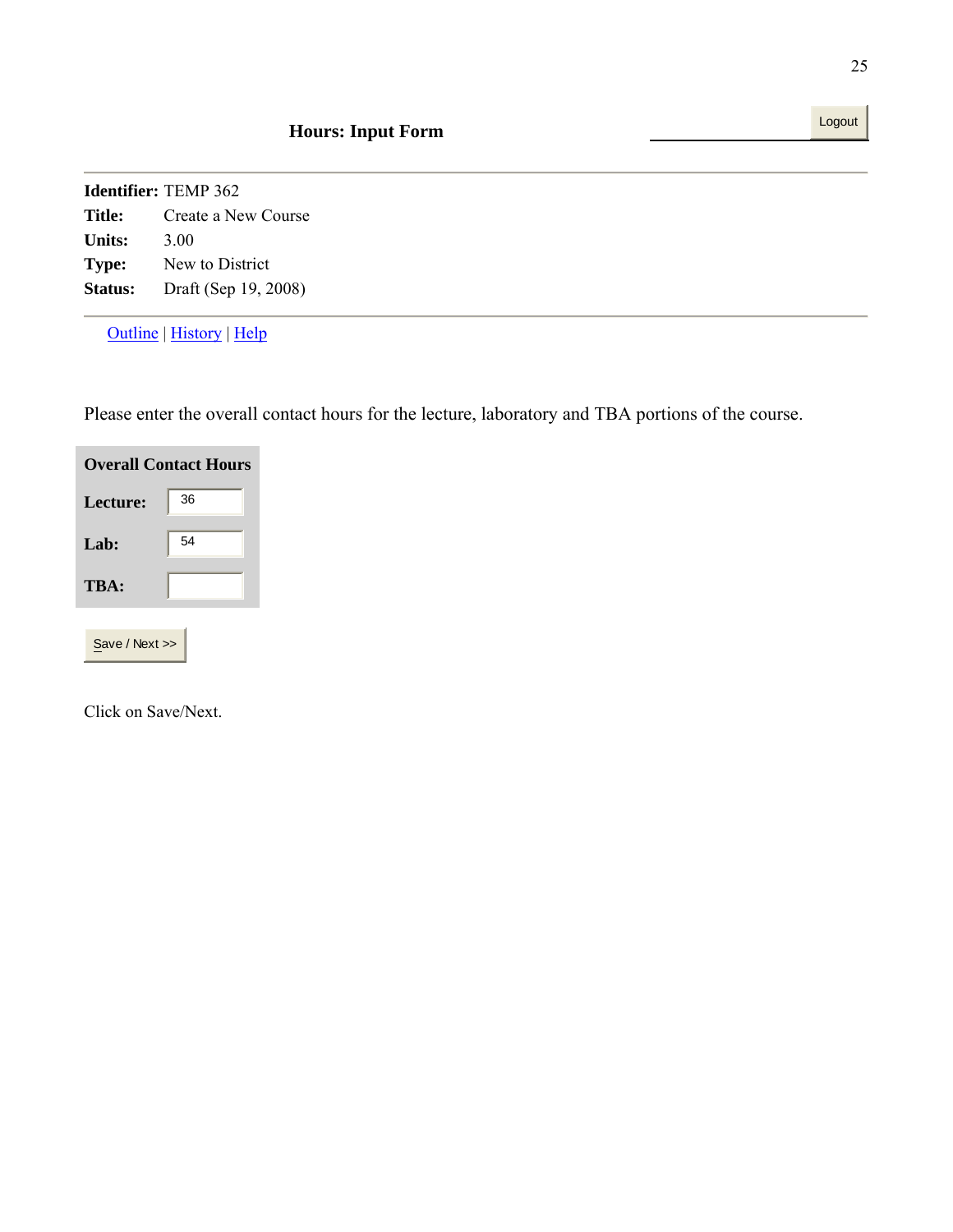**Hours: Input Form**

Logout

**Identifier:** TEMP 362
**Title:** Create a New Course
**Units:** 3.00
**Type:** New to District
**Status:** Draft (Sep 19, 2008)

Outline | History | Help

Please enter the overall contact hours for the lecture, laboratory and TBA portions of the course.

| Overall Contact Hours | |
|---|---|
| **Lecture:** | 36 |
| **Lab:** | 54 |
| **TBA:** | |

Save / Next >>

Click on Save/Next.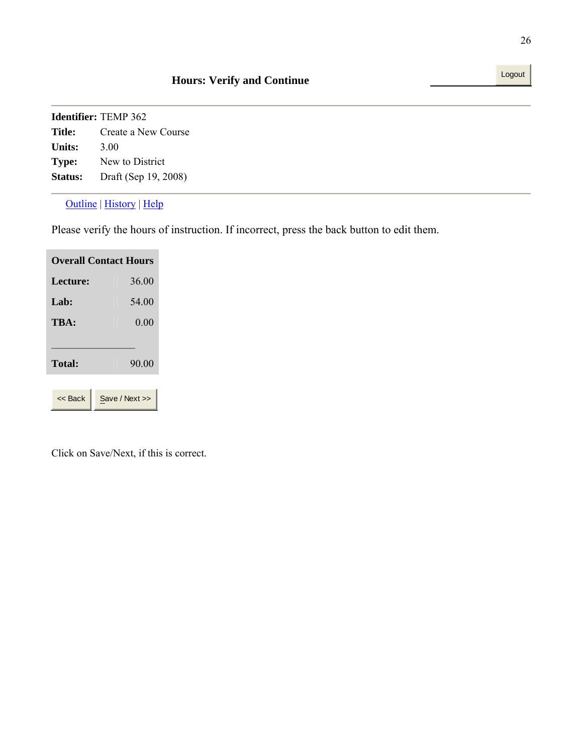## Hours: Verify and Continue

Logout

**Identifier:** TEMP 362
**Title:** Create a New Course
**Units:** 3.00
**Type:** New to District
**Status:** Draft (Sep 19, 2008)

---

Outline | History | Help

Please verify the hours of instruction. If incorrect, press the back button to edit them.

| Overall Contact Hours | |
|---|---|
| **Lecture:** | 36.00 |
| **Lab:** | 54.00 |
| **TBA:** | 0.00 |
| **Total:** | 90.00 |

<< Back | Save / Next >>

Click on Save/Next, if this is correct.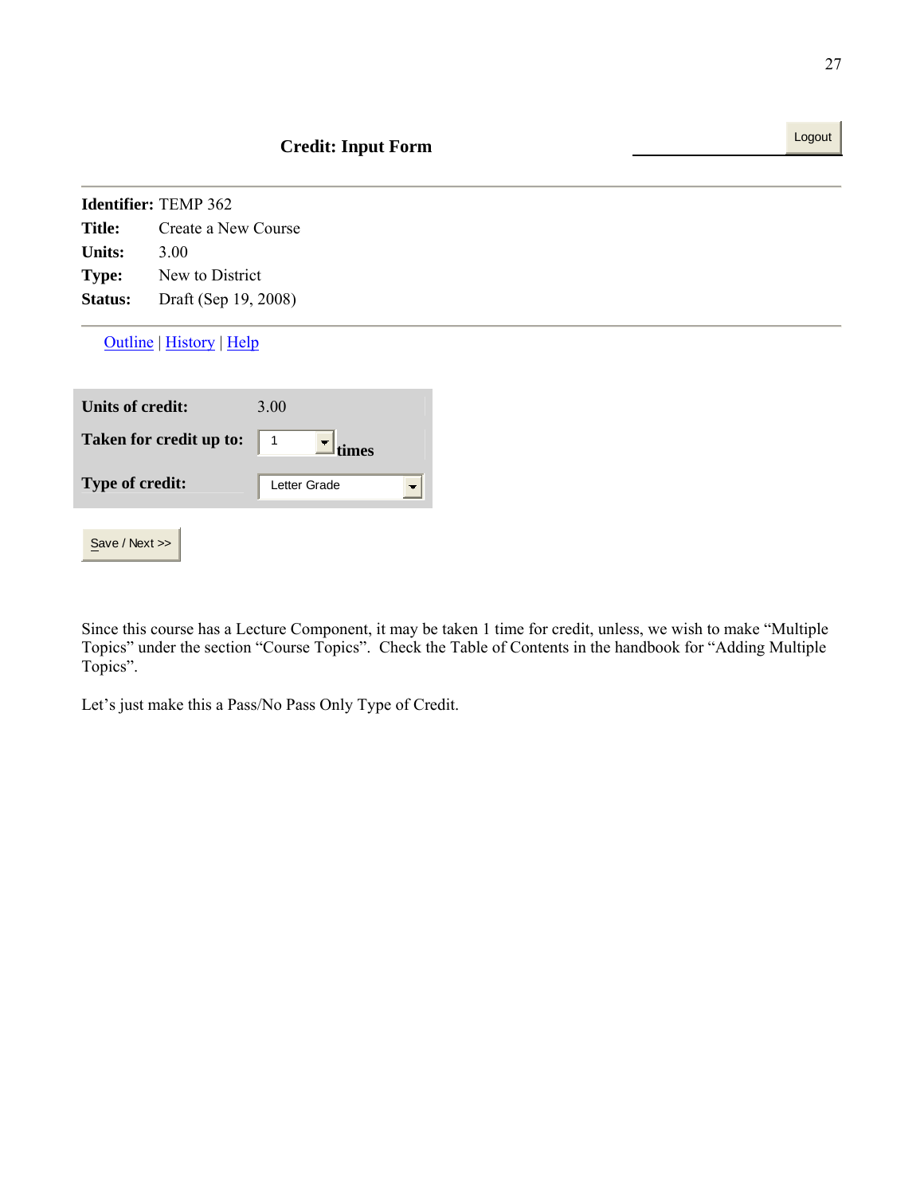**Credit: Input Form**

Logout

**Identifier:** TEMP 362
**Title:** Create a New Course
**Units:** 3.00
**Type:** New to District
**Status:** Draft (Sep 19, 2008)

Outline | History | Help

| | |
|---|---|
| **Units of credit:** | 3.00 |
| **Taken for credit up to:** | 1 **times** |
| **Type of credit:** | Letter Grade |

Save / Next >>

Since this course has a Lecture Component, it may be taken 1 time for credit, unless, we wish to make "Multiple Topics" under the section "Course Topics". Check the Table of Contents in the handbook for "Adding Multiple Topics".

Let's just make this a Pass/No Pass Only Type of Credit.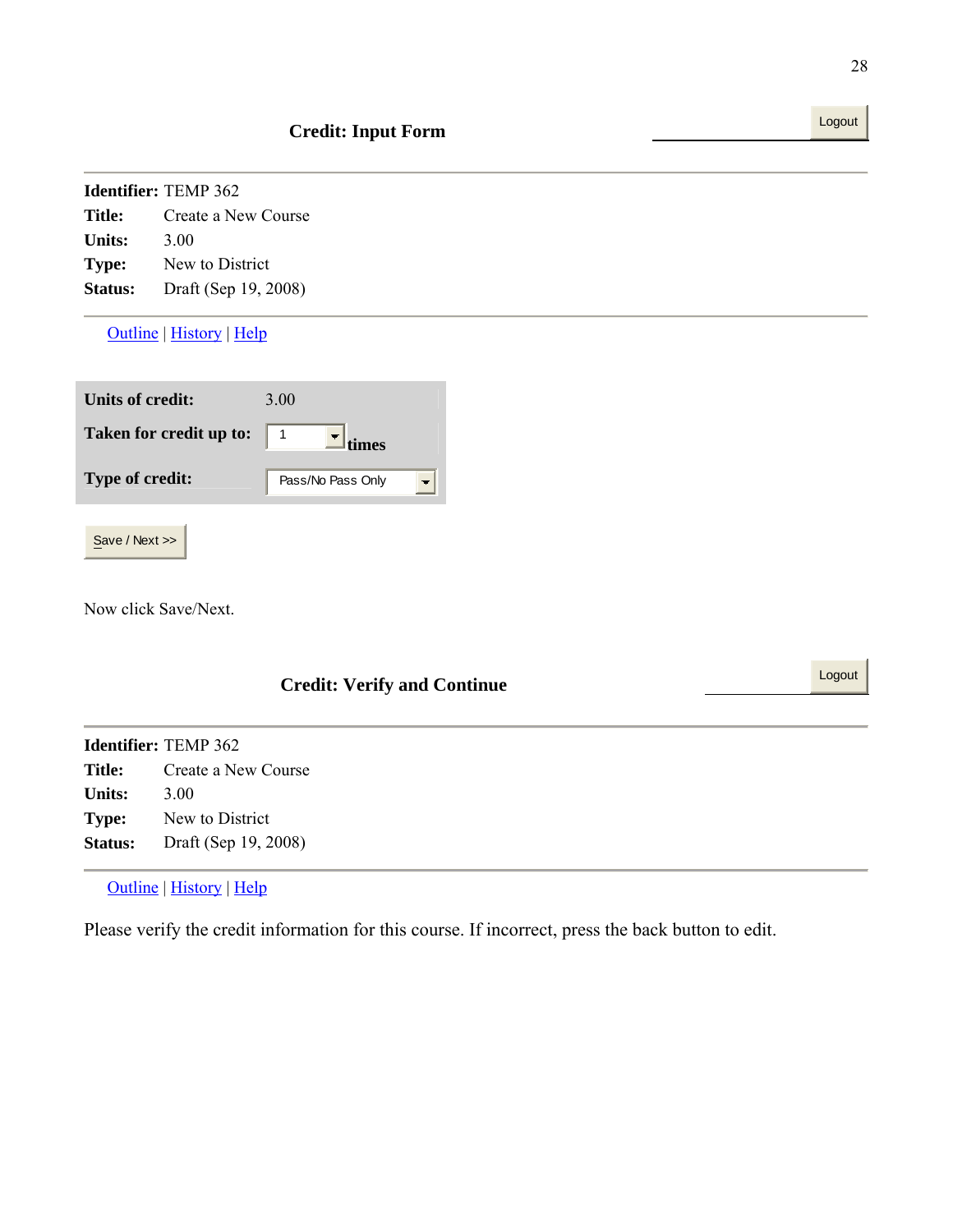## Credit: Input Form

Logout

**Identifier:** TEMP 362
**Title:** Create a New Course
**Units:** 3.00
**Type:** New to District
**Status:** Draft (Sep 19, 2008)

Outline | History | Help

| | |
|---|---|
| **Units of credit:** | 3.00 |
| **Taken for credit up to:** | 1 **times** |
| **Type of credit:** | Pass/No Pass Only |

Save / Next >>

Now click Save/Next.

## Credit: Verify and Continue

Logout

**Identifier:** TEMP 362
**Title:** Create a New Course
**Units:** 3.00
**Type:** New to District
**Status:** Draft (Sep 19, 2008)

Outline | History | Help

Please verify the credit information for this course. If incorrect, press the back button to edit.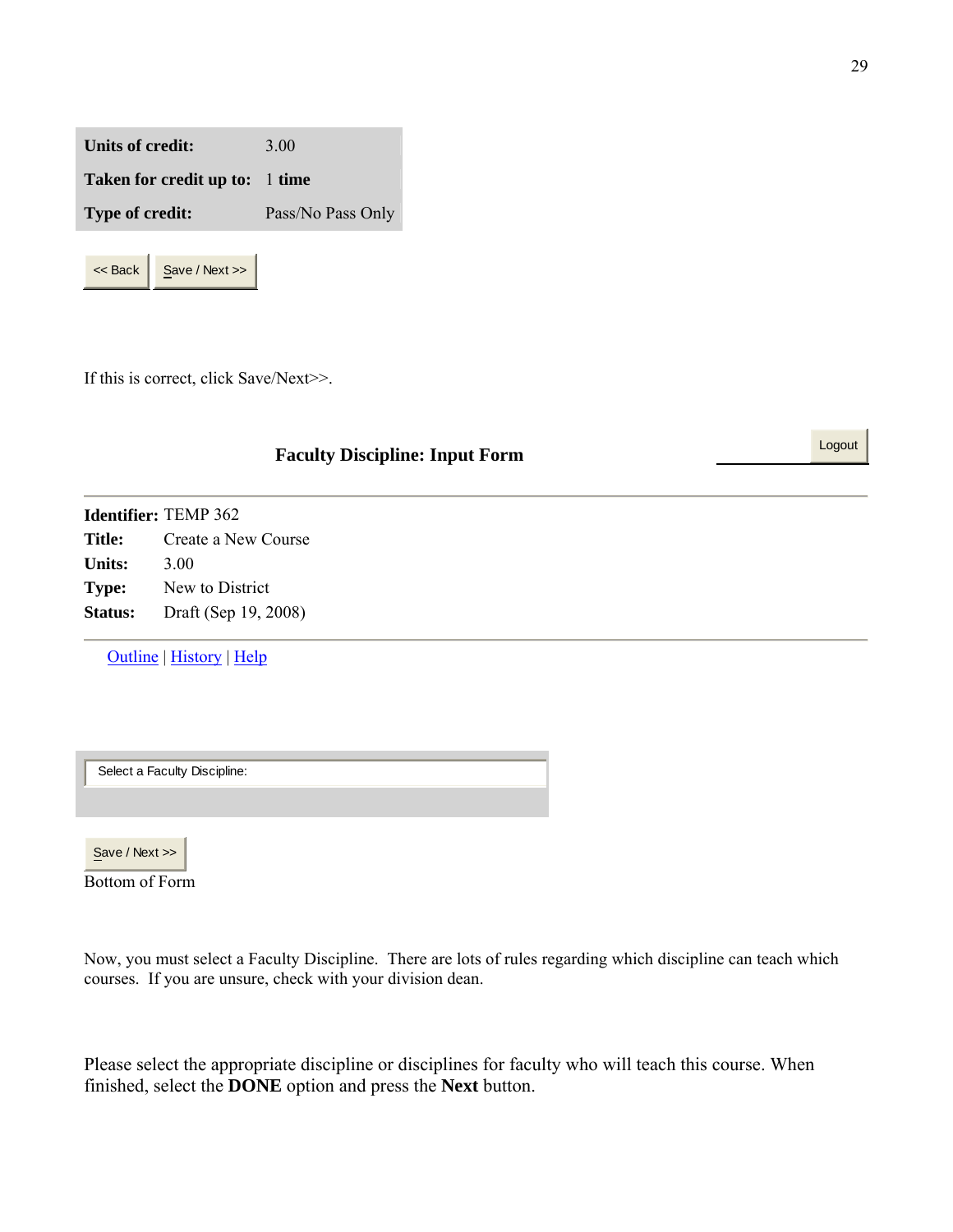| Units of credit: | 3.00 |
| --- | --- |
| Taken for credit up to: | 1 **time** |
| Type of credit: | Pass/No Pass Only |

<< Back | Save / Next >>

If this is correct, click Save/Next>>.

**Faculty Discipline: Input Form**

Logout

**Identifier:** TEMP 362
**Title:** Create a New Course
**Units:** 3.00
**Type:** New to District
**Status:** Draft (Sep 19, 2008)

Outline | History | Help

Select a Faculty Discipline:

Save / Next >>

Bottom of Form

Now, you must select a Faculty Discipline. There are lots of rules regarding which discipline can teach which courses. If you are unsure, check with your division dean.

Please select the appropriate discipline or disciplines for faculty who will teach this course. When finished, select the **DONE** option and press the **Next** button.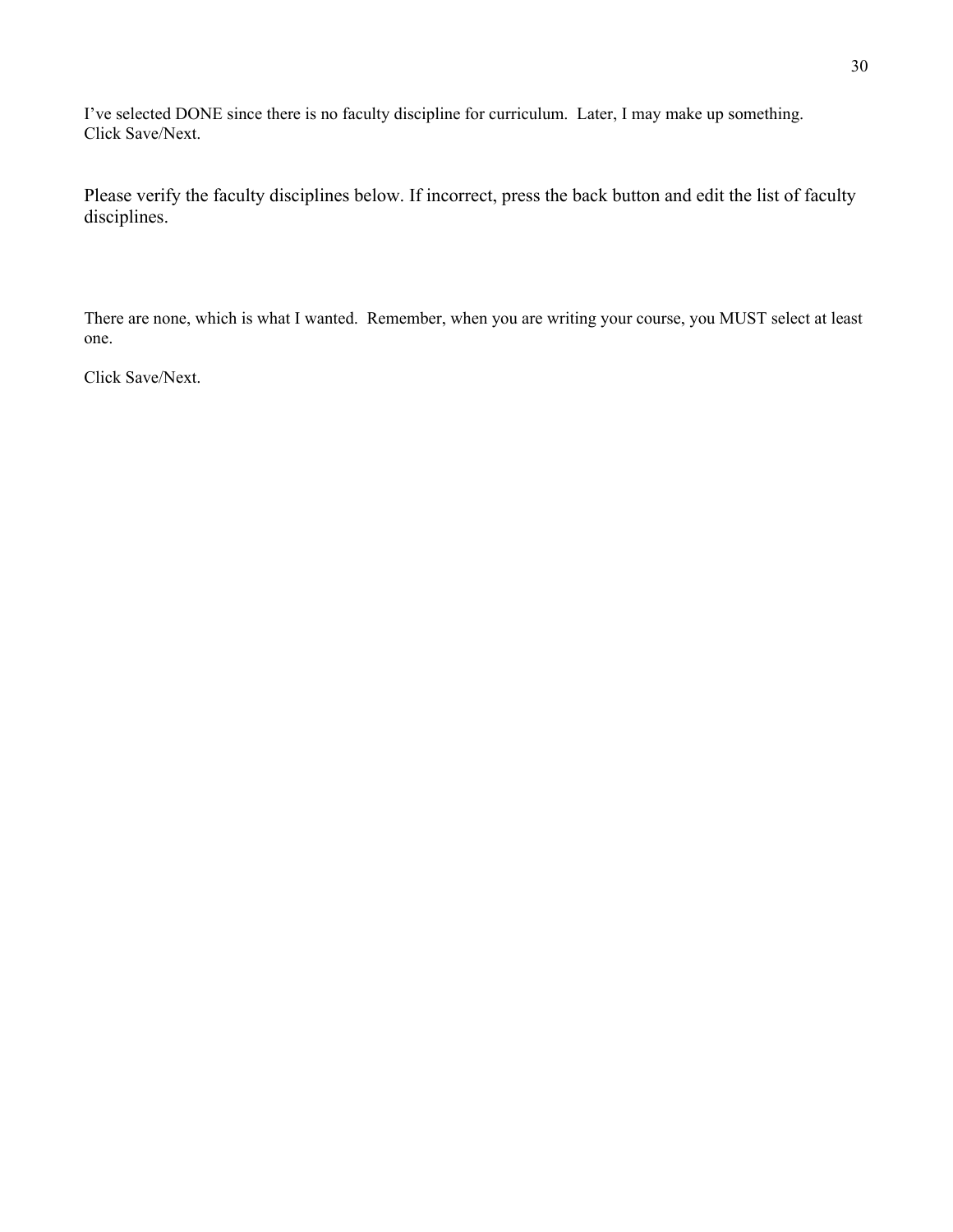I've selected DONE since there is no faculty discipline for curriculum. Later, I may make up something.
Click Save/Next.

Please verify the faculty disciplines below. If incorrect, press the back button and edit the list of faculty disciplines.

There are none, which is what I wanted. Remember, when you are writing your course, you MUST select at least one.

Click Save/Next.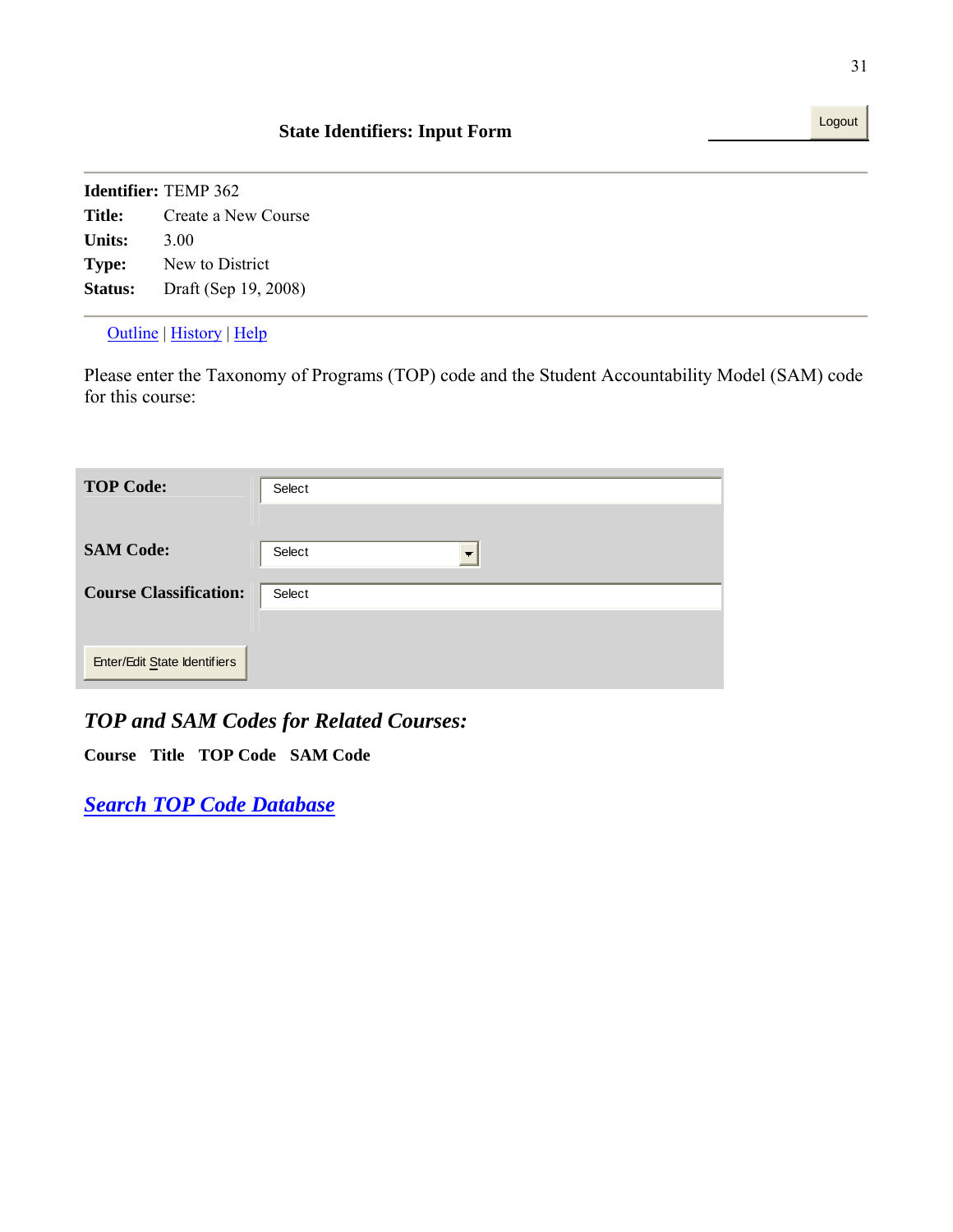## State Identifiers: Input Form

Logout

---

**Identifier:** TEMP 362
**Title:** Create a New Course
**Units:** 3.00
**Type:** New to District
**Status:** Draft (Sep 19, 2008)

---

Outline | History | Help

Please enter the Taxonomy of Programs (TOP) code and the Student Accountability Model (SAM) code for this course:

| | |
|---|---|
| **TOP Code:** | Select |
| **SAM Code:** | Select |
| **Course Classification:** | Select |

Enter/Edit State Identifiers

### *TOP and SAM Codes for Related Courses:*

| Course | Title | TOP Code | SAM Code |
|---|---|---|---|

***Search TOP Code Database***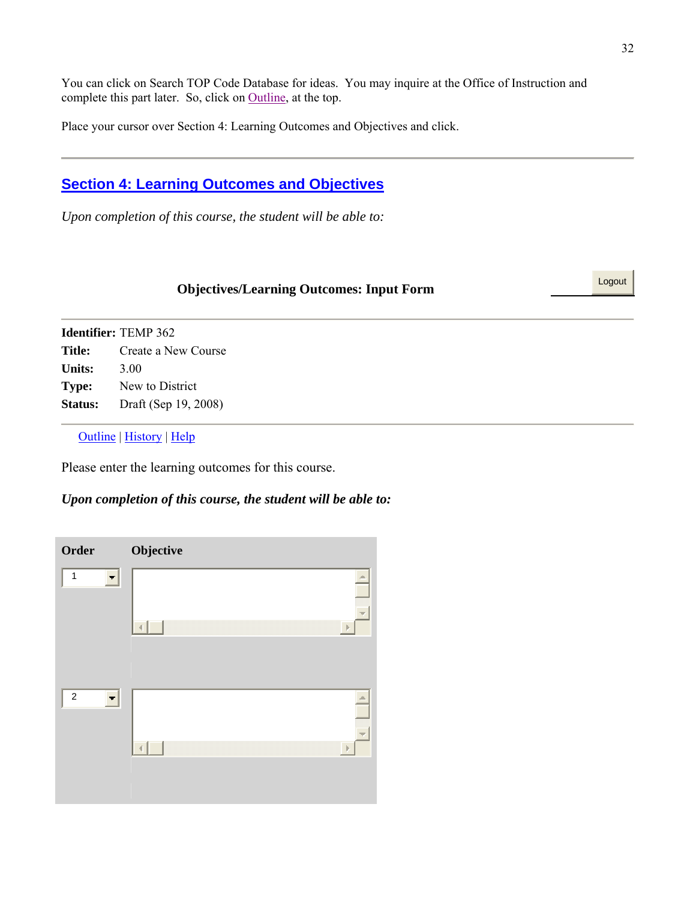You can click on Search TOP Code Database for ideas. You may inquire at the Office of Instruction and complete this part later. So, click on Outline, at the top.

Place your cursor over Section 4: Learning Outcomes and Objectives and click.

---

## Section 4: Learning Outcomes and Objectives

*Upon completion of this course, the student will be able to:*

**Objectives/Learning Outcomes: Input Form**

Logout

**Identifier:** TEMP 362
**Title:** Create a New Course
**Units:** 3.00
**Type:** New to District
**Status:** Draft (Sep 19, 2008)

Outline | History | Help

Please enter the learning outcomes for this course.

***Upon completion of this course, the student will be able to:***

| Order | Objective |
|---|---|
| 1 | |
| 2 | |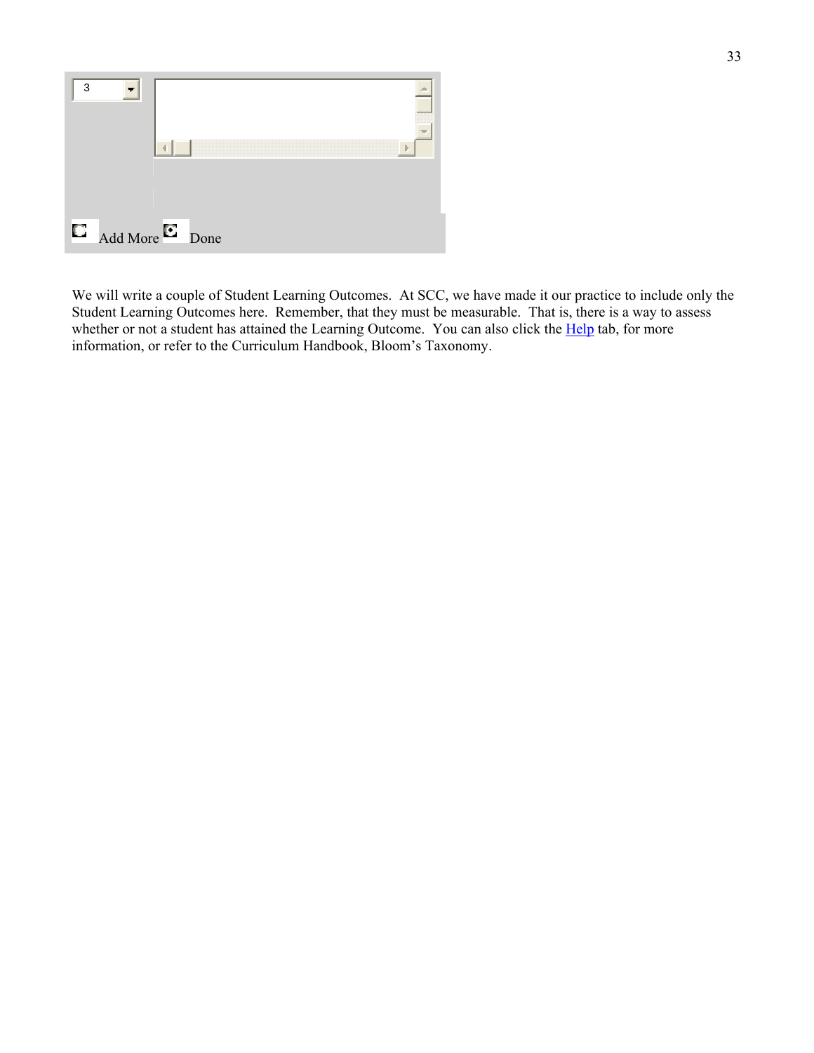3

Add More Done

We will write a couple of Student Learning Outcomes. At SCC, we have made it our practice to include only the Student Learning Outcomes here. Remember, that they must be measurable. That is, there is a way to assess whether or not a student has attained the Learning Outcome. You can also click the Help tab, for more information, or refer to the Curriculum Handbook, Bloom's Taxonomy.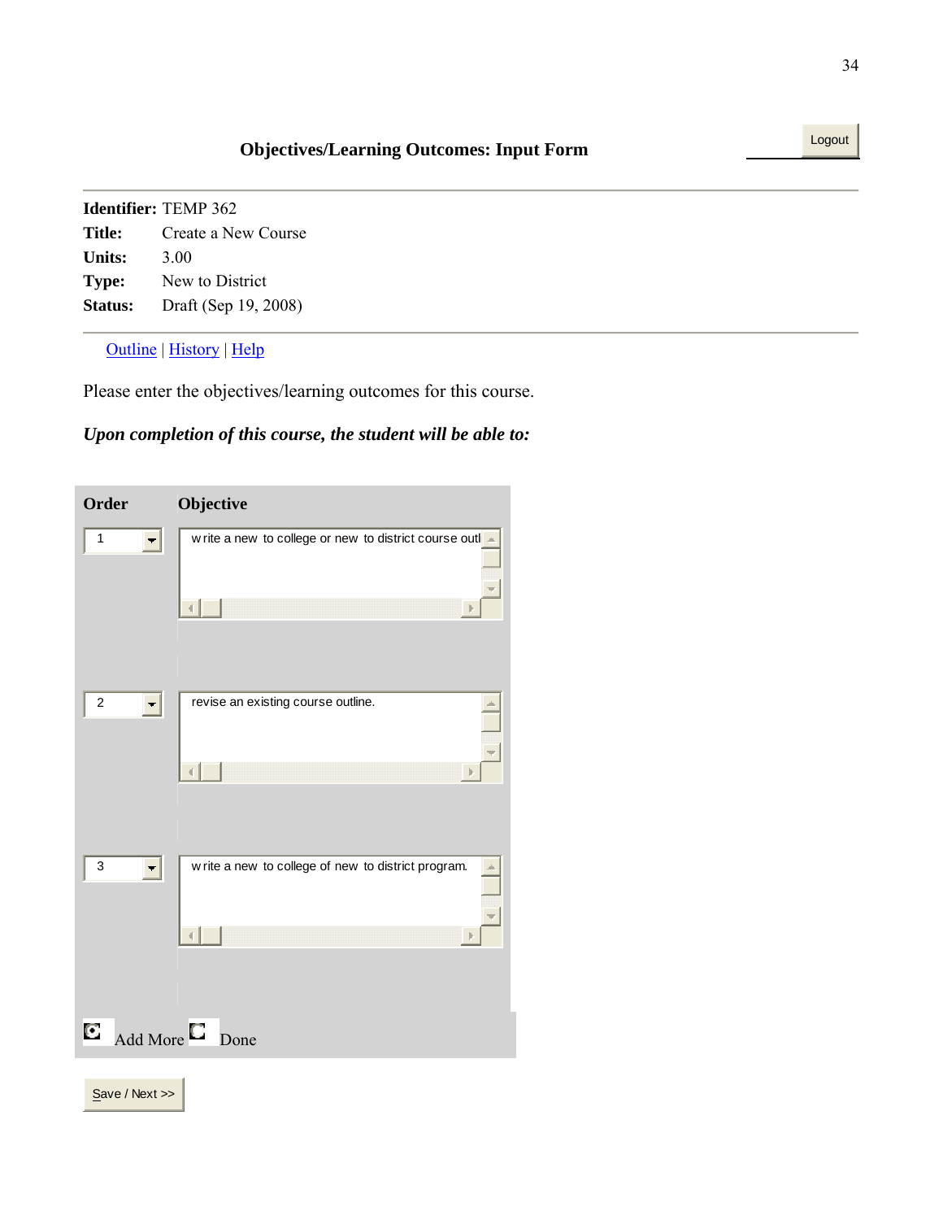## Objectives/Learning Outcomes: Input Form

Logout

**Identifier:** TEMP 362
**Title:** Create a New Course
**Units:** 3.00
**Type:** New to District
**Status:** Draft (Sep 19, 2008)

Outline | History | Help

Please enter the objectives/learning outcomes for this course.

***Upon completion of this course, the student will be able to:***

| Order | Objective |
|---|---|
| 1 | write a new to college or new to district course outl |
| 2 | revise an existing course outline. |
| 3 | write a new to college of new to district program. |

Add More   Done

Save / Next >>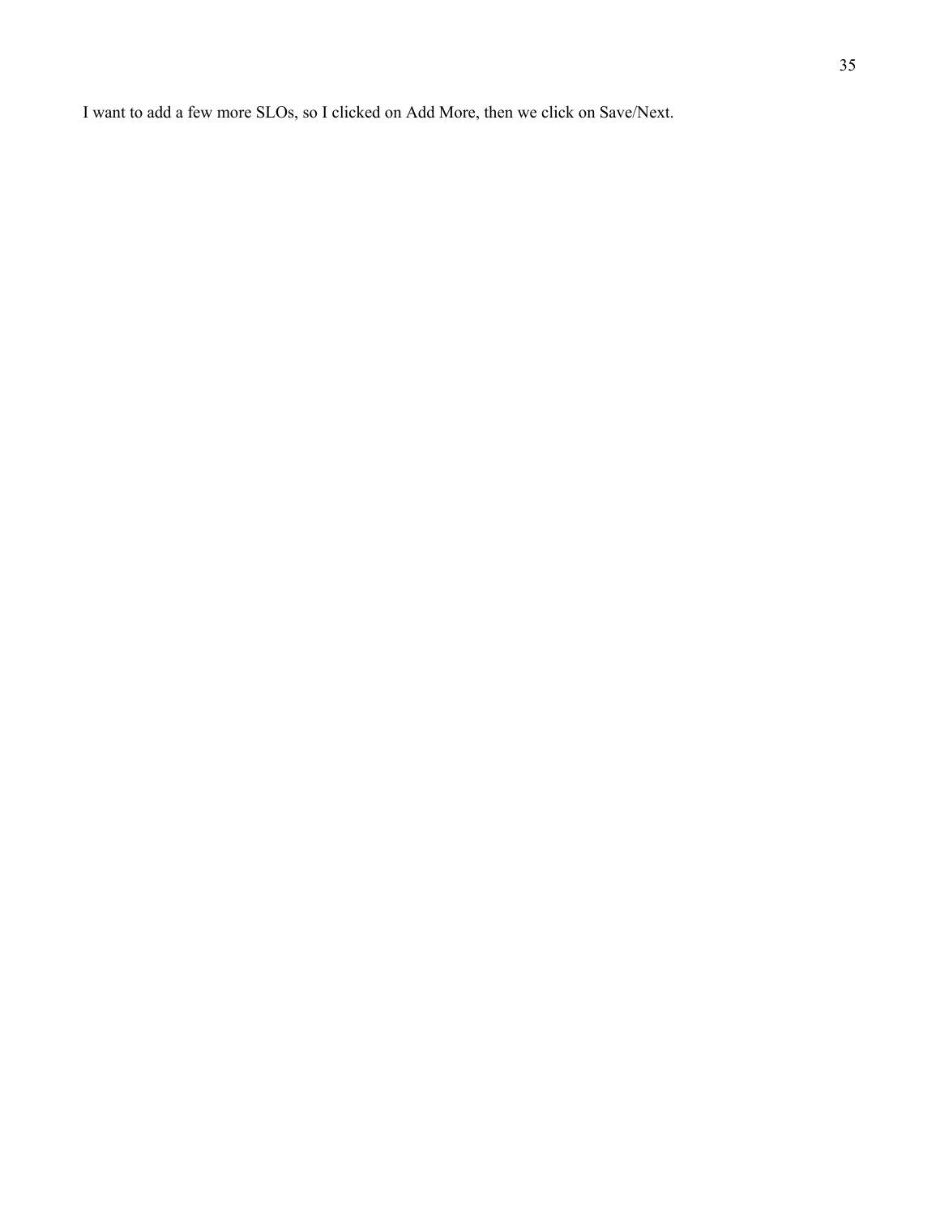I want to add a few more SLOs, so I clicked on Add More, then we click on Save/Next.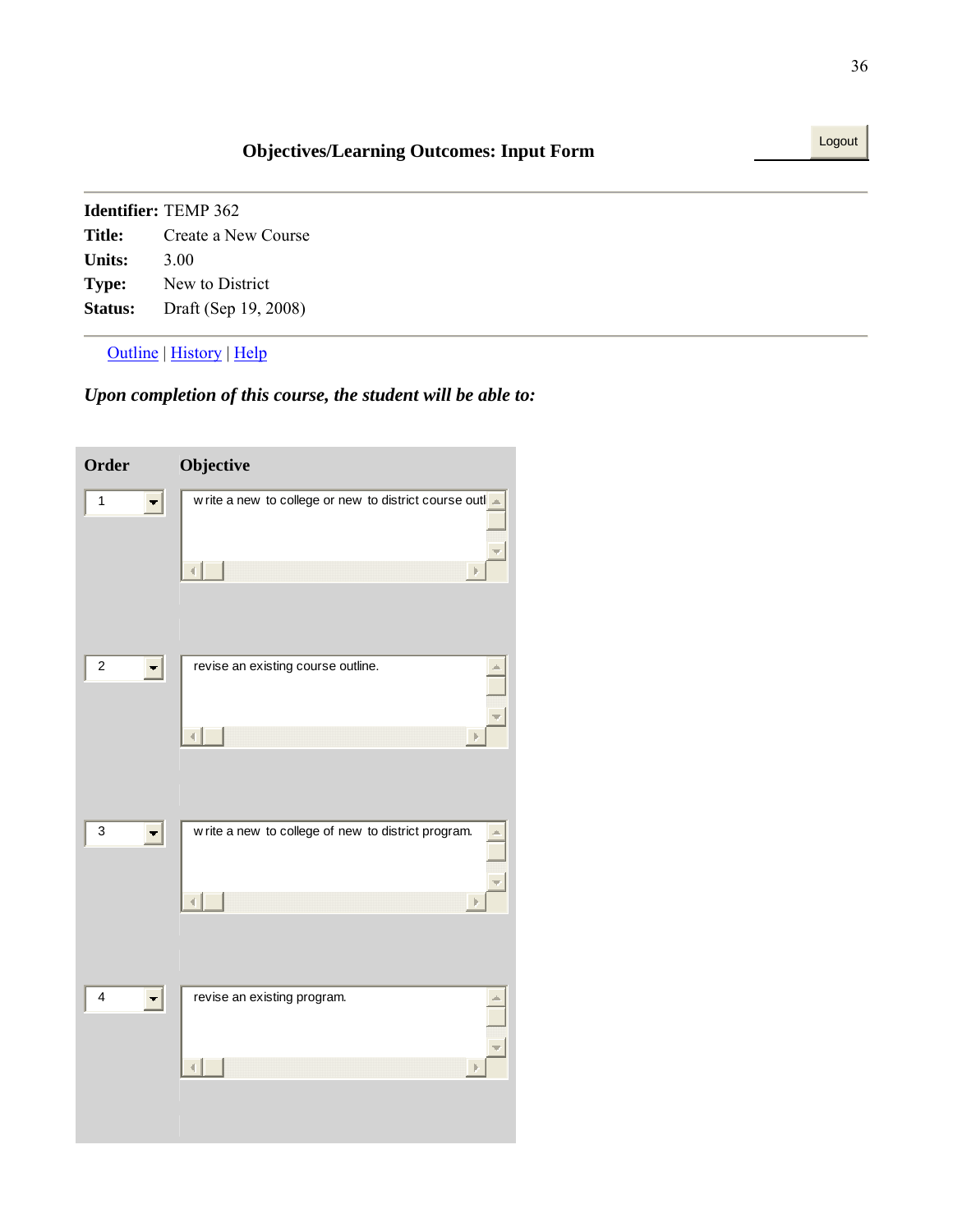### Objectives/Learning Outcomes: Input Form

Logout

**Identifier:** TEMP 362
**Title:** Create a New Course
**Units:** 3.00
**Type:** New to District
**Status:** Draft (Sep 19, 2008)

Outline | History | Help

***Upon completion of this course, the student will be able to:***

| Order | Objective |
|---|---|
| 1 | write a new to college or new to district course outl |
| 2 | revise an existing course outline. |
| 3 | write a new to college of new to district program. |
| 4 | revise an existing program. |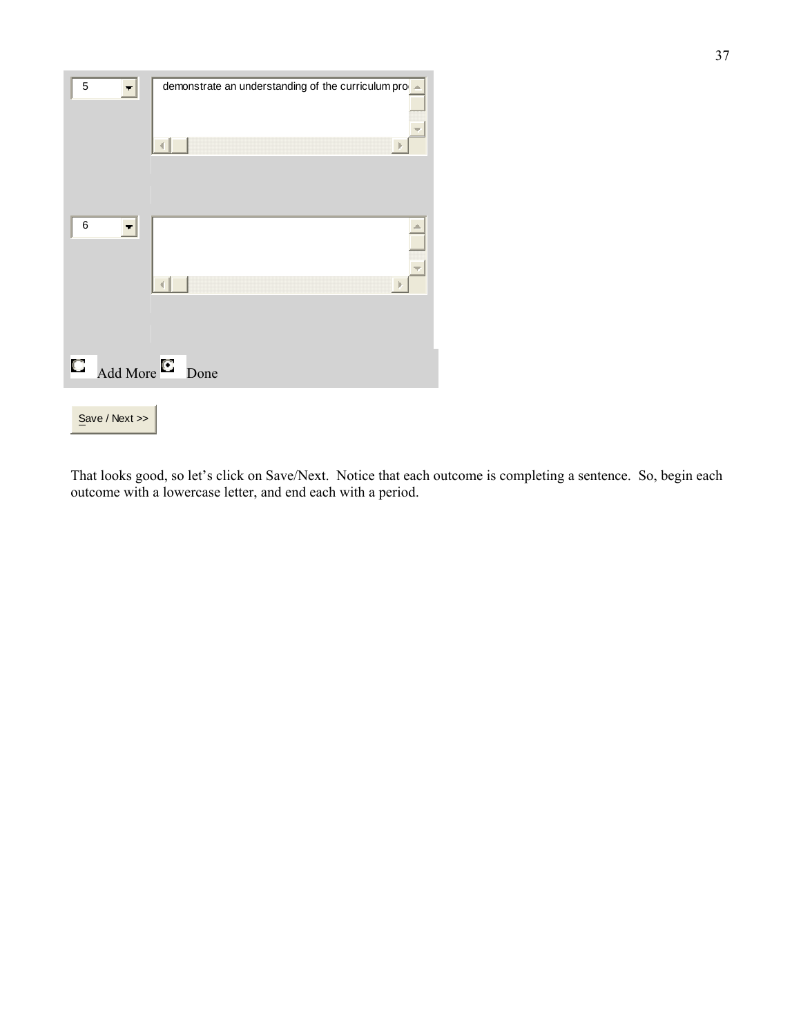5 demonstrate an understanding of the curriculum pro

6

Add More Done

Save / Next >>

That looks good, so let's click on Save/Next. Notice that each outcome is completing a sentence. So, begin each outcome with a lowercase letter, and end each with a period.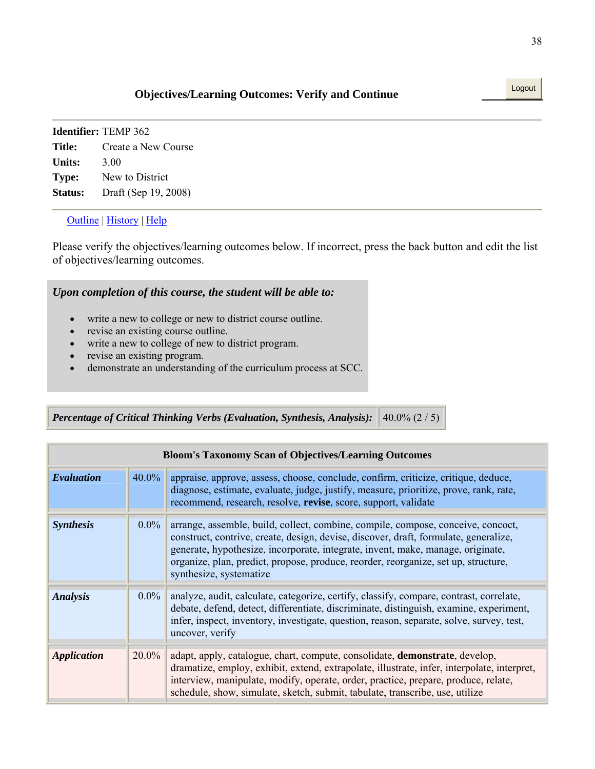## Objectives/Learning Outcomes: Verify and Continue

Logout

**Identifier:** TEMP 362
**Title:** Create a New Course
**Units:** 3.00
**Type:** New to District
**Status:** Draft (Sep 19, 2008)

Outline | History | Help

Please verify the objectives/learning outcomes below. If incorrect, press the back button and edit the list of objectives/learning outcomes.

***Upon completion of this course, the student will be able to:***

- write a new to college or new to district course outline.
- revise an existing course outline.
- write a new to college of new to district program.
- revise an existing program.
- demonstrate an understanding of the curriculum process at SCC.

| ***Percentage of Critical Thinking Verbs (Evaluation, Synthesis, Analysis):*** | 40.0% (2 / 5) |
|---|---|

| **Bloom's Taxonomy Scan of Objectives/Learning Outcomes** | | |
|---|---|---|
| ***Evaluation*** | 40.0% | appraise, approve, assess, choose, conclude, confirm, criticize, critique, deduce, diagnose, estimate, evaluate, judge, justify, measure, prioritize, prove, rank, rate, recommend, research, resolve, **revise**, score, support, validate |
| ***Synthesis*** | 0.0% | arrange, assemble, build, collect, combine, compile, compose, conceive, concoct, construct, contrive, create, design, devise, discover, draft, formulate, generalize, generate, hypothesize, incorporate, integrate, invent, make, manage, originate, organize, plan, predict, propose, produce, reorder, reorganize, set up, structure, synthesize, systematize |
| ***Analysis*** | 0.0% | analyze, audit, calculate, categorize, certify, classify, compare, contrast, correlate, debate, defend, detect, differentiate, discriminate, distinguish, examine, experiment, infer, inspect, inventory, investigate, question, reason, separate, solve, survey, test, uncover, verify |
| ***Application*** | 20.0% | adapt, apply, catalogue, chart, compute, consolidate, **demonstrate**, develop, dramatize, employ, exhibit, extend, extrapolate, illustrate, infer, interpolate, interpret, interview, manipulate, modify, operate, order, practice, prepare, produce, relate, schedule, show, simulate, sketch, submit, tabulate, transcribe, use, utilize |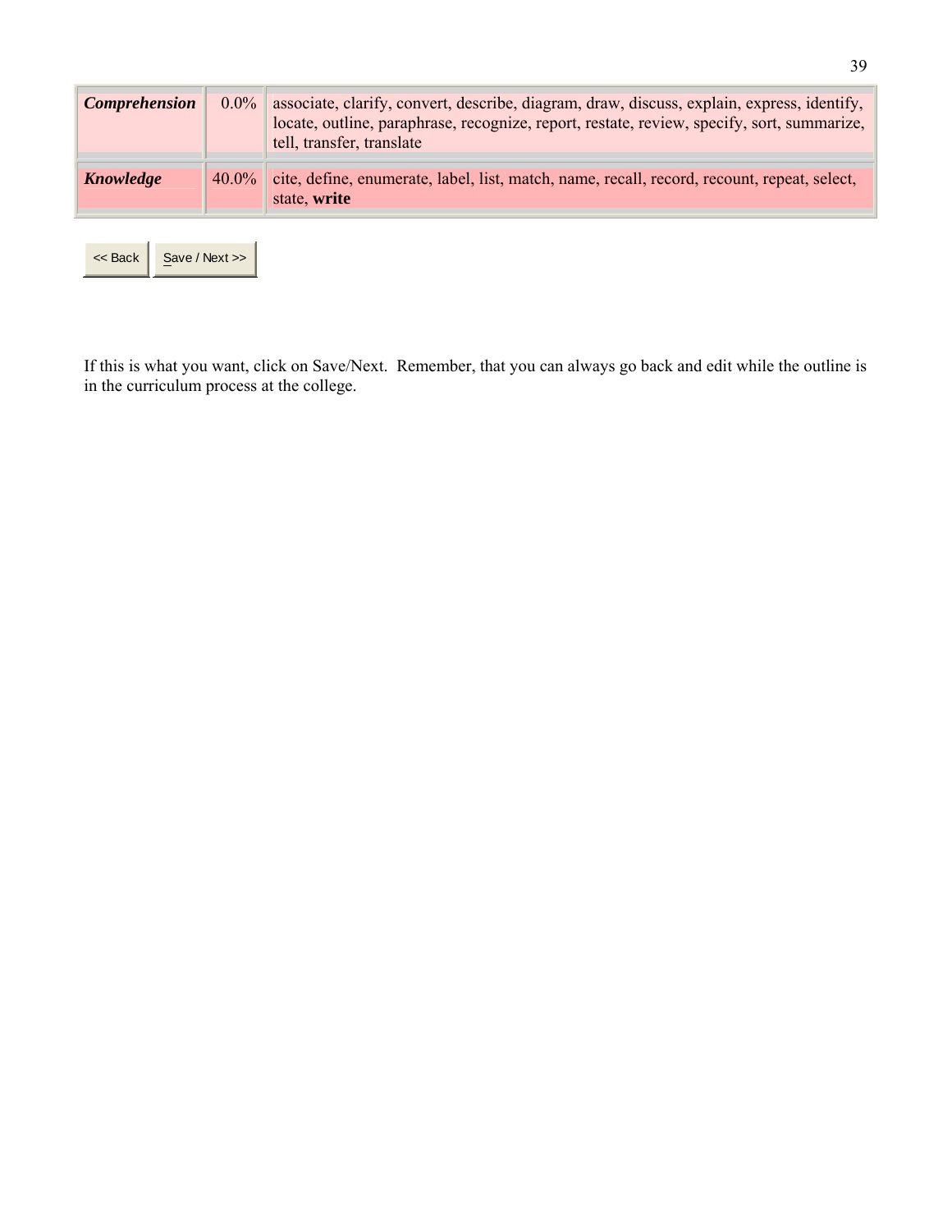| | | |
|---|---|---|
| ***Comprehension*** | 0.0% | associate, clarify, convert, describe, diagram, draw, discuss, explain, express, identify, locate, outline, paraphrase, recognize, report, restate, review, specify, sort, summarize, tell, transfer, translate |
| ***Knowledge*** | 40.0% | cite, define, enumerate, label, list, match, name, recall, record, recount, repeat, select, state, **write** |

<< Back | Save / Next >>

If this is what you want, click on Save/Next. Remember, that you can always go back and edit while the outline is in the curriculum process at the college.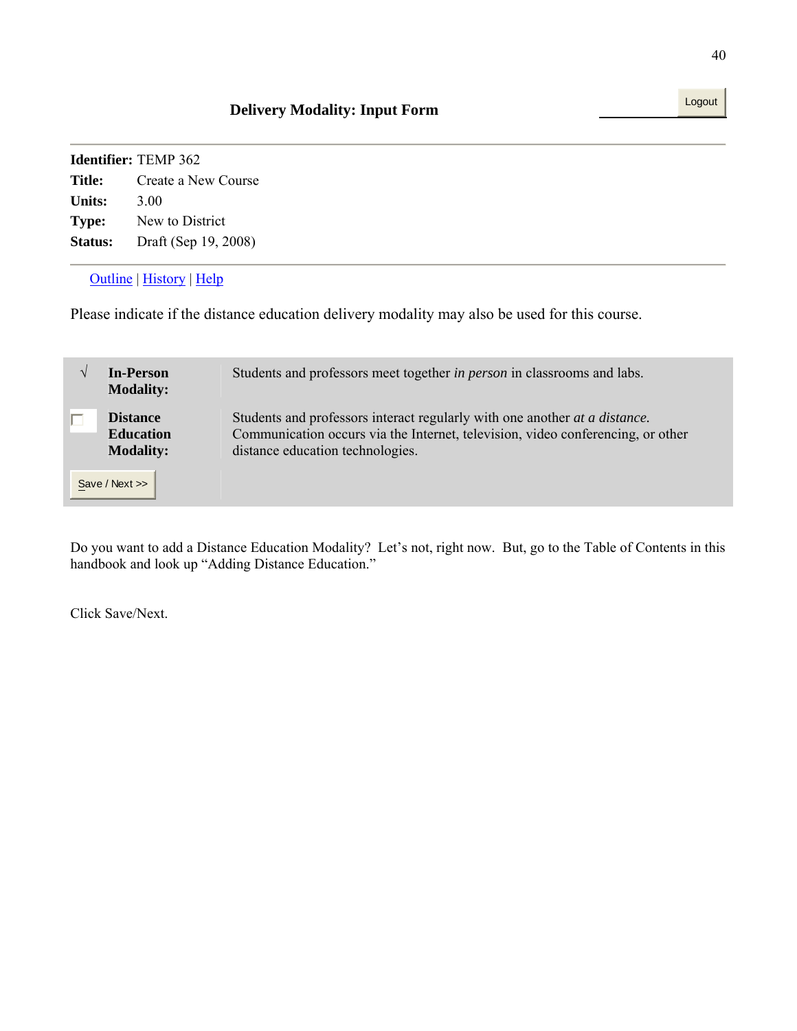## Delivery Modality: Input Form

Logout

**Identifier:** TEMP 362
**Title:** Create a New Course
**Units:** 3.00
**Type:** New to District
**Status:** Draft (Sep 19, 2008)

Outline | History | Help

Please indicate if the distance education delivery modality may also be used for this course.

| | | |
|---|---|---|
| √ | **In-Person Modality:** | Students and professors meet together *in person* in classrooms and labs. |
| ☐ | **Distance Education Modality:** | Students and professors interact regularly with one another *at a distance.* Communication occurs via the Internet, television, video conferencing, or other distance education technologies. |
| Save / Next >> | | |

Do you want to add a Distance Education Modality? Let's not, right now. But, go to the Table of Contents in this handbook and look up "Adding Distance Education."

Click Save/Next.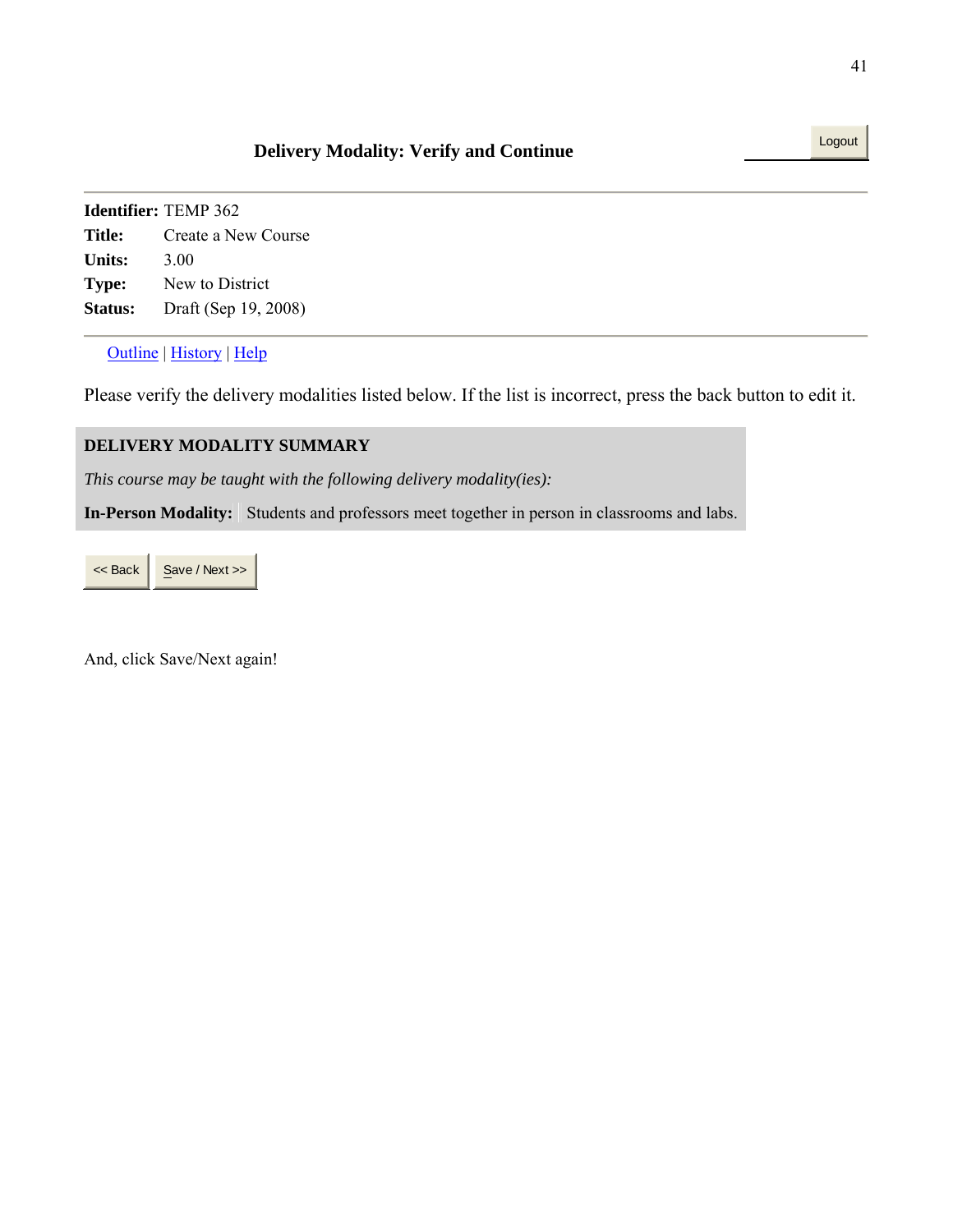### Delivery Modality: Verify and Continue

Logout

**Identifier:** TEMP 362
**Title:** Create a New Course
**Units:** 3.00
**Type:** New to District
**Status:** Draft (Sep 19, 2008)

Outline | History | Help

Please verify the delivery modalities listed below. If the list is incorrect, press the back button to edit it.

**DELIVERY MODALITY SUMMARY**

*This course may be taught with the following delivery modality(ies):*

**In-Person Modality:** Students and professors meet together in person in classrooms and labs.

<< Back | Save / Next >>

And, click Save/Next again!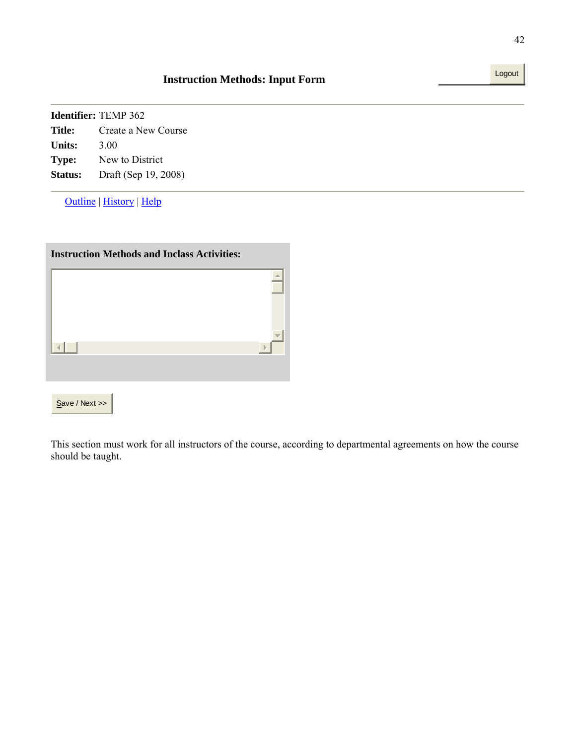## Instruction Methods: Input Form

Logout

**Identifier:** TEMP 362
**Title:** Create a New Course
**Units:** 3.00
**Type:** New to District
**Status:** Draft (Sep 19, 2008)

Outline | History | Help

**Instruction Methods and Inclass Activities:**

Save / Next >>

This section must work for all instructors of the course, according to departmental agreements on how the course should be taught.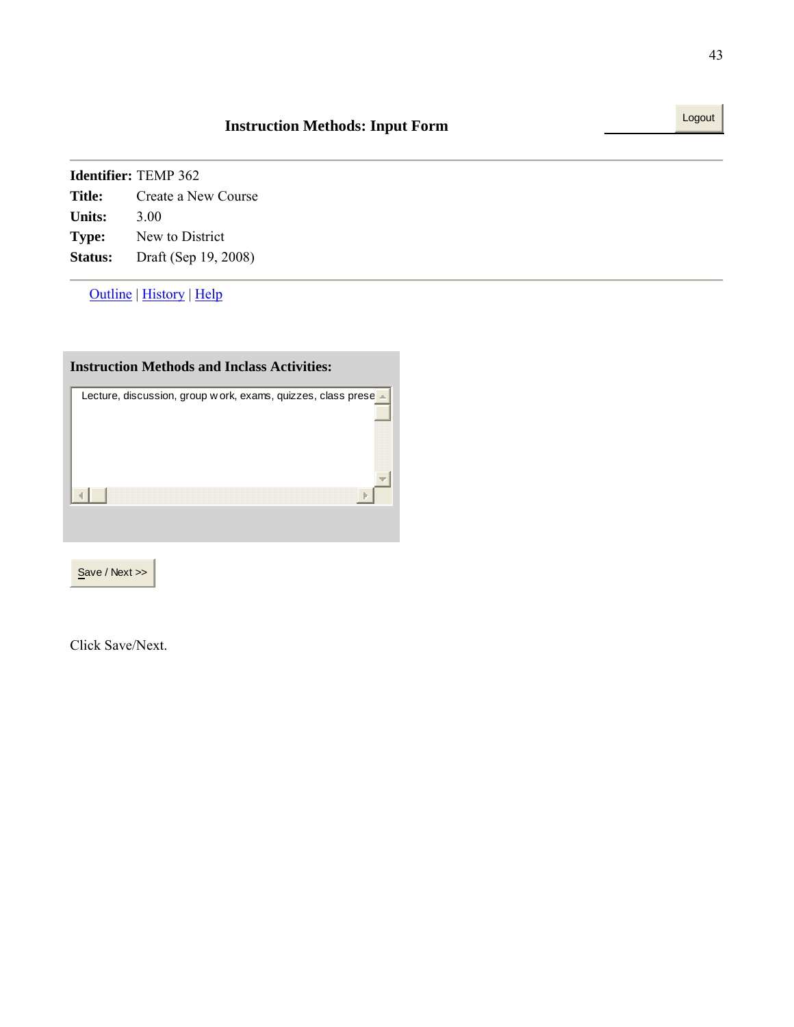## Instruction Methods: Input Form

Logout

**Identifier:** TEMP 362
**Title:** Create a New Course
**Units:** 3.00
**Type:** New to District
**Status:** Draft (Sep 19, 2008)

Outline | History | Help

**Instruction Methods and Inclass Activities:**

Lecture, discussion, group w ork, exams, quizzes, class prese

Save / Next >>

Click Save/Next.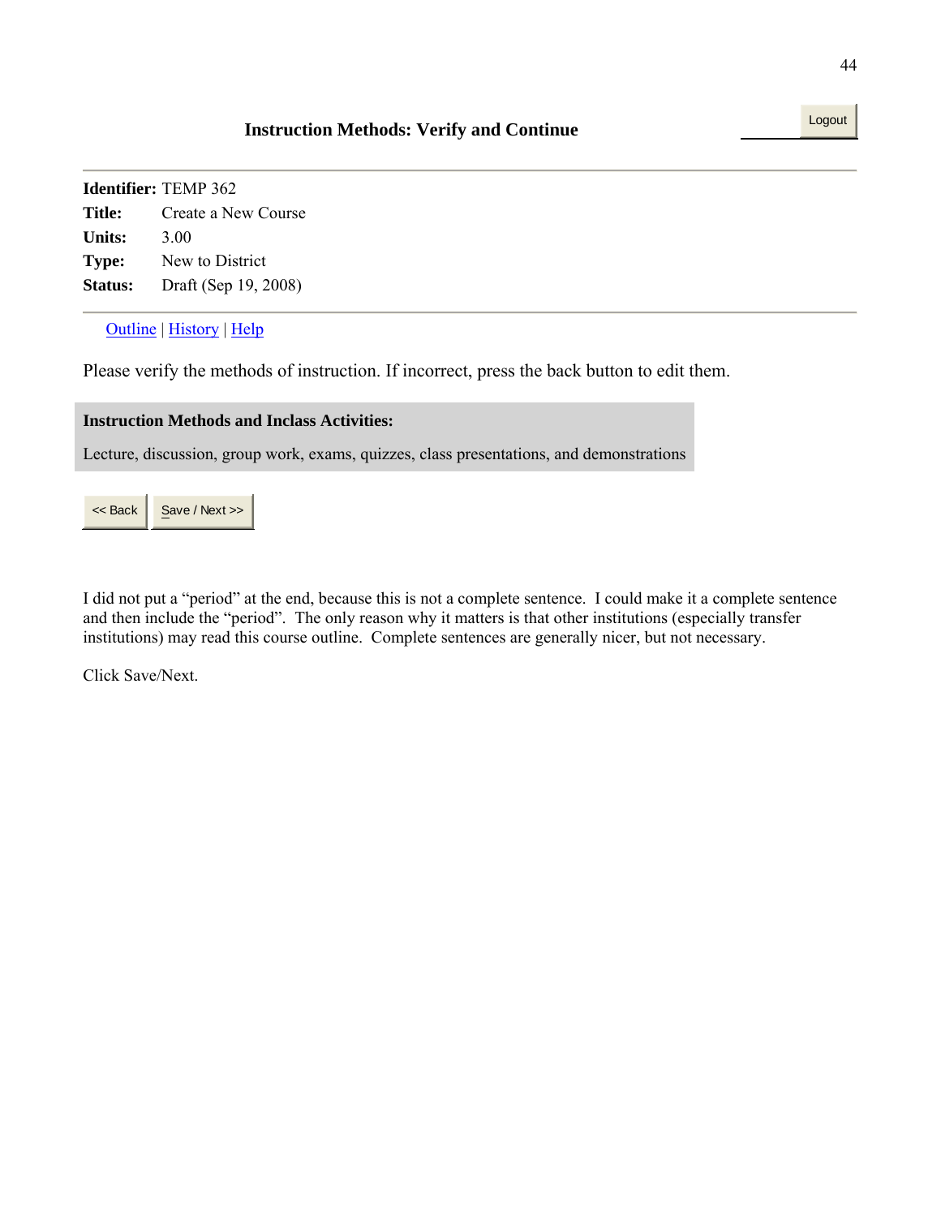## Instruction Methods: Verify and Continue

Logout

---

**Identifier:** TEMP 362
**Title:** Create a New Course
**Units:** 3.00
**Type:** New to District
**Status:** Draft (Sep 19, 2008)

---

Outline | History | Help

Please verify the methods of instruction. If incorrect, press the back button to edit them.

**Instruction Methods and Inclass Activities:**

Lecture, discussion, group work, exams, quizzes, class presentations, and demonstrations

<< Back | Save / Next >>

I did not put a "period" at the end, because this is not a complete sentence. I could make it a complete sentence and then include the "period". The only reason why it matters is that other institutions (especially transfer institutions) may read this course outline. Complete sentences are generally nicer, but not necessary.

Click Save/Next.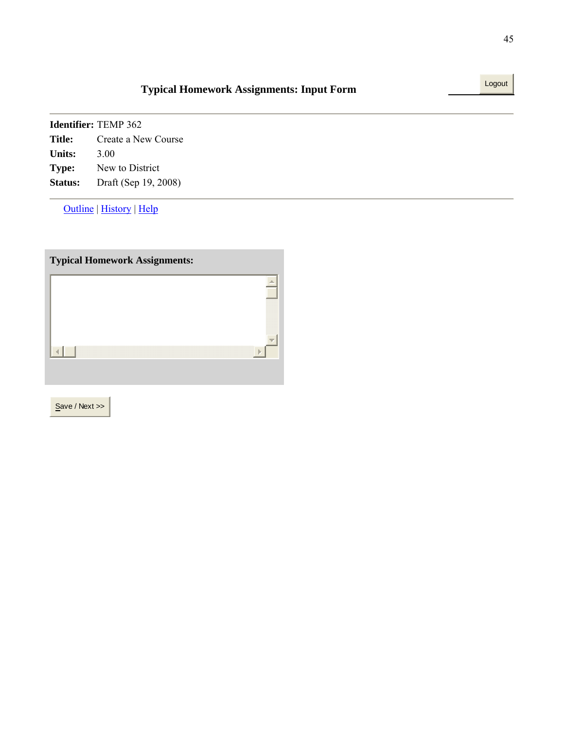## Typical Homework Assignments: Input Form

Logout

**Identifier:** TEMP 362
**Title:** Create a New Course
**Units:** 3.00
**Type:** New to District
**Status:** Draft (Sep 19, 2008)

Outline | History | Help

**Typical Homework Assignments:**

Save / Next >>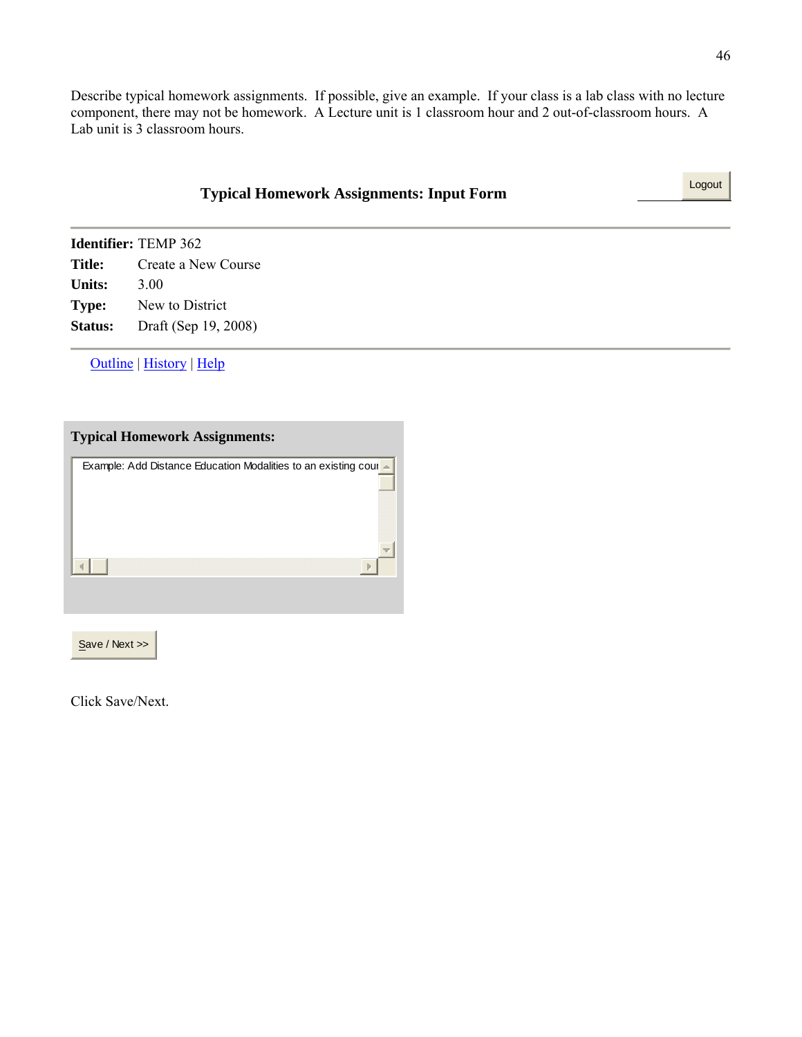Describe typical homework assignments. If possible, give an example. If your class is a lab class with no lecture component, there may not be homework. A Lecture unit is 1 classroom hour and 2 out-of-classroom hours. A Lab unit is 3 classroom hours.

### Typical Homework Assignments: Input Form

Logout

**Identifier:** TEMP 362
**Title:** Create a New Course
**Units:** 3.00
**Type:** New to District
**Status:** Draft (Sep 19, 2008)

Outline | History | Help

**Typical Homework Assignments:**

Example: Add Distance Education Modalities to an existing cour

Save / Next >>

Click Save/Next.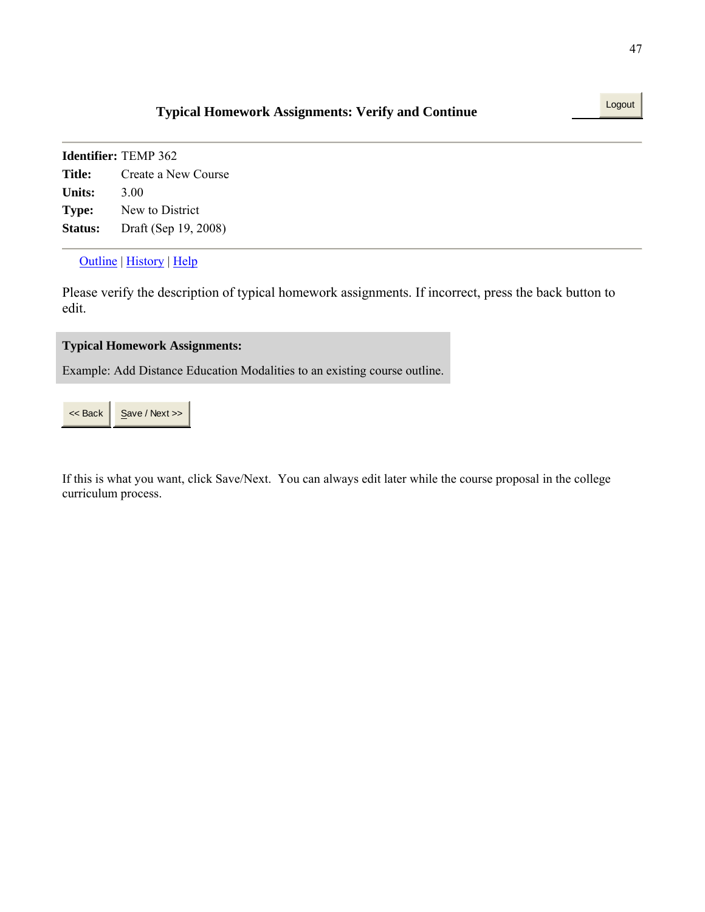## Typical Homework Assignments: Verify and Continue

Logout

---

**Identifier:** TEMP 362
**Title:** Create a New Course
**Units:** 3.00
**Type:** New to District
**Status:** Draft (Sep 19, 2008)

---

Outline | History | Help

Please verify the description of typical homework assignments. If incorrect, press the back button to edit.

**Typical Homework Assignments:**

Example: Add Distance Education Modalities to an existing course outline.

<< Back | Save / Next >>

If this is what you want, click Save/Next. You can always edit later while the course proposal in the college curriculum process.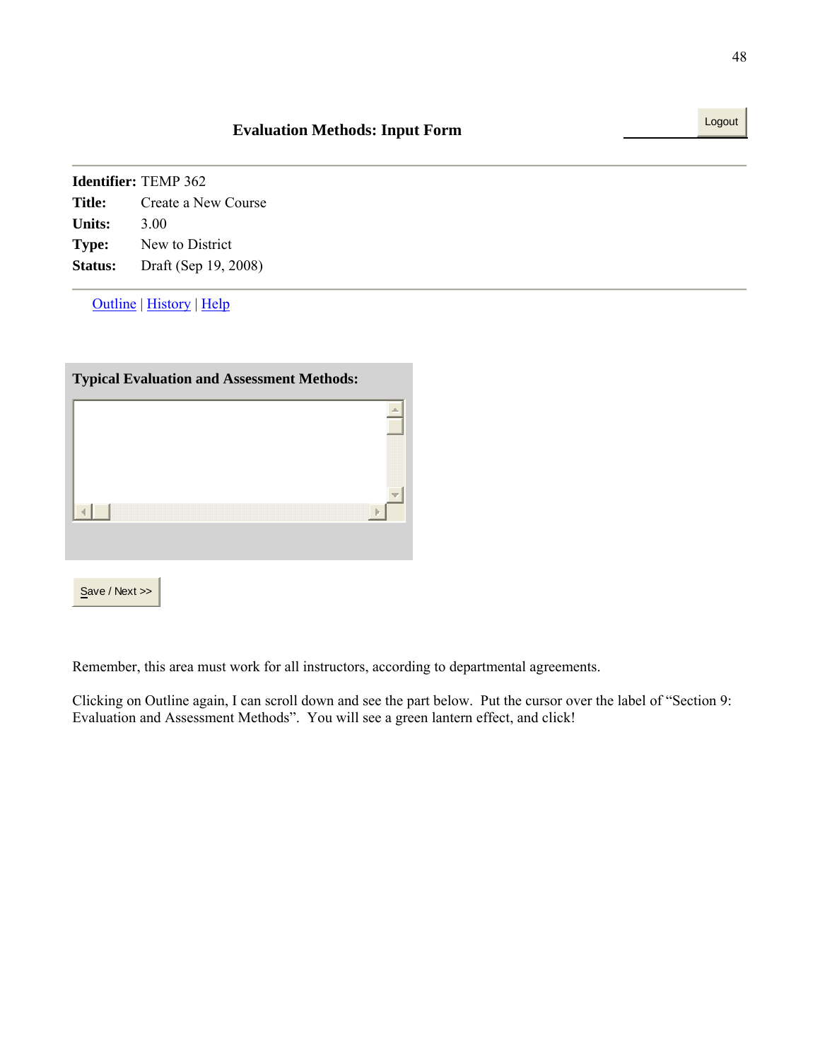## Evaluation Methods: Input Form

Logout

**Identifier:** TEMP 362
**Title:** Create a New Course
**Units:** 3.00
**Type:** New to District
**Status:** Draft (Sep 19, 2008)

Outline | History | Help

**Typical Evaluation and Assessment Methods:**

Save / Next >>

Remember, this area must work for all instructors, according to departmental agreements.

Clicking on Outline again, I can scroll down and see the part below. Put the cursor over the label of "Section 9: Evaluation and Assessment Methods". You will see a green lantern effect, and click!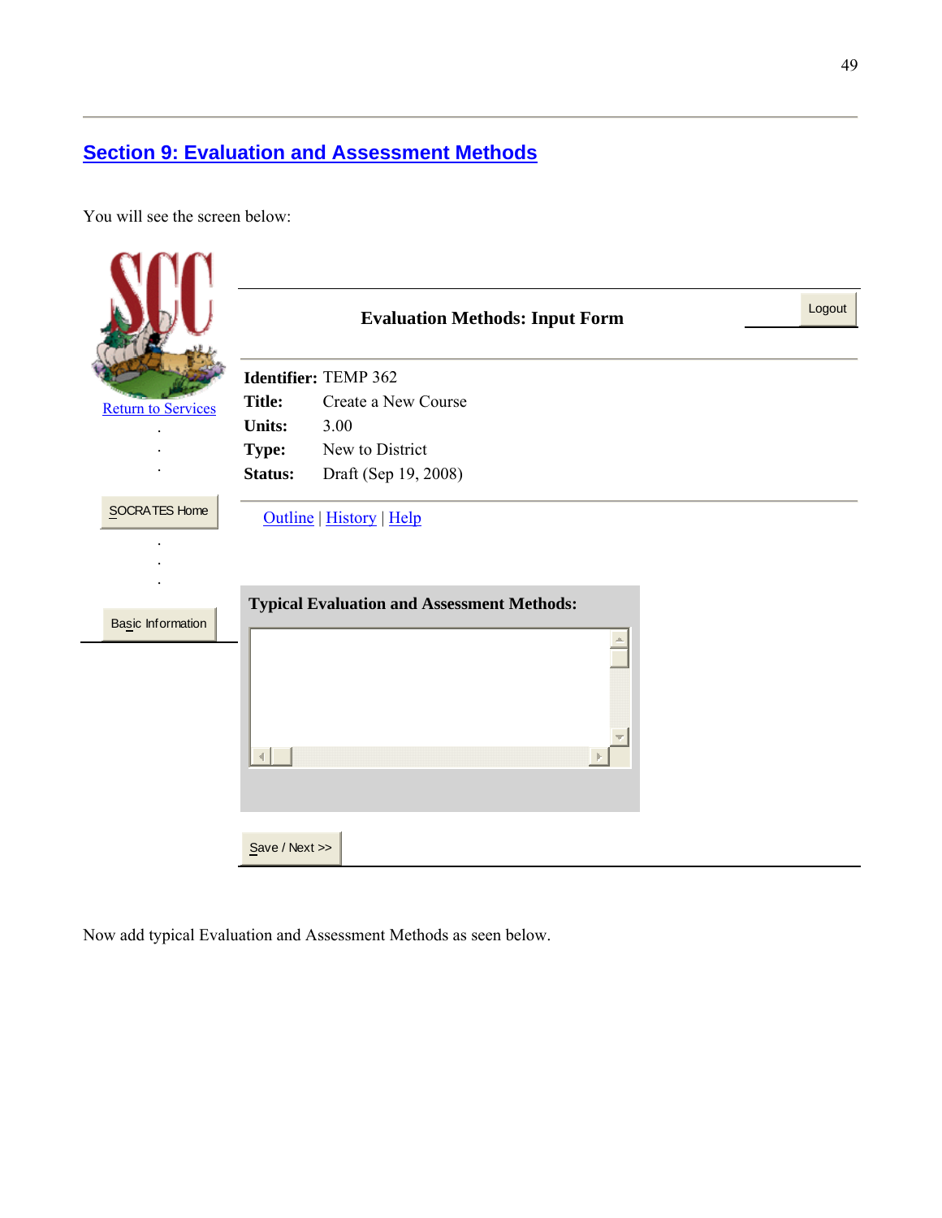## Section 9: Evaluation and Assessment Methods

You will see the screen below:

Return to Services

SOCRATES Home

Basic Information

**Evaluation Methods: Input Form**

Logout

**Identifier:** TEMP 362
**Title:** Create a New Course
**Units:** 3.00
**Type:** New to District
**Status:** Draft (Sep 19, 2008)

Outline | History | Help

**Typical Evaluation and Assessment Methods:**

Save / Next >>

Now add typical Evaluation and Assessment Methods as seen below.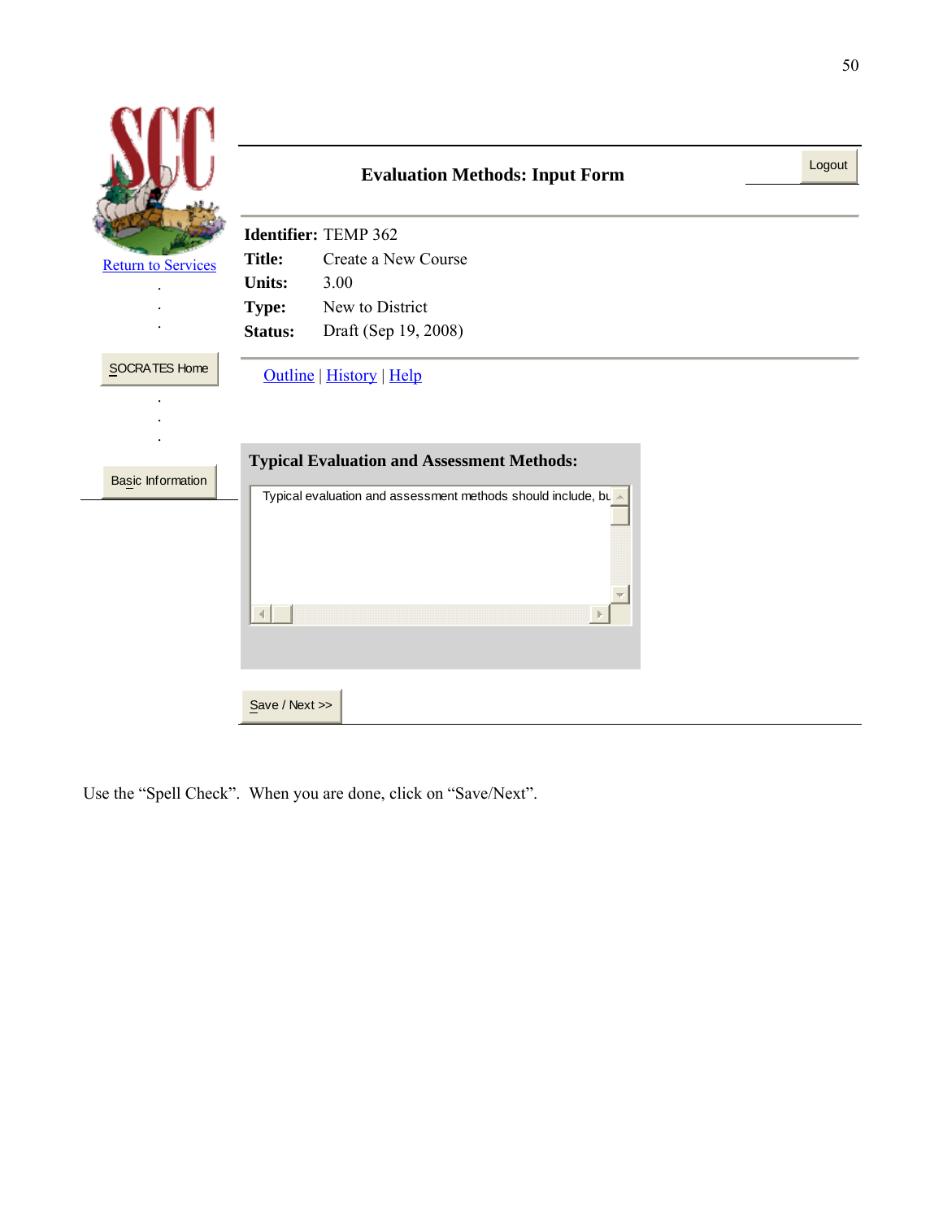Return to Services

SOCRATES Home

Basic Information

**Evaluation Methods: Input Form**

Logout

**Identifier:** TEMP 362
**Title:** Create a New Course
**Units:** 3.00
**Type:** New to District
**Status:** Draft (Sep 19, 2008)

Outline | History | Help

**Typical Evaluation and Assessment Methods:**

Typical evaluation and assessment methods should include, bu

Save / Next >>

Use the "Spell Check". When you are done, click on "Save/Next".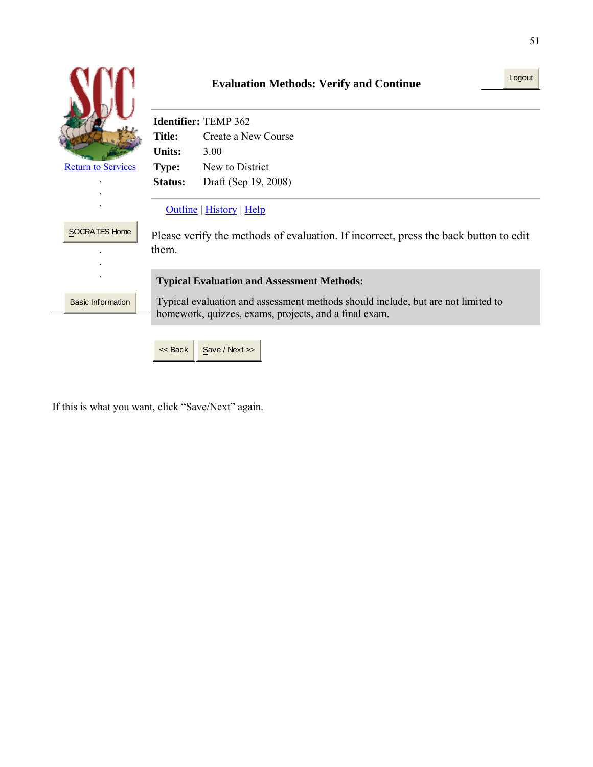Return to Services

SOCRATES Home

Basic Information

**Evaluation Methods: Verify and Continue**

Logout

**Identifier:** TEMP 362
**Title:** Create a New Course
**Units:** 3.00
**Type:** New to District
**Status:** Draft (Sep 19, 2008)

Outline | History | Help

Please verify the methods of evaluation. If incorrect, press the back button to edit them.

**Typical Evaluation and Assessment Methods:**

Typical evaluation and assessment methods should include, but are not limited to homework, quizzes, exams, projects, and a final exam.

<< Back | Save / Next >>

If this is what you want, click "Save/Next" again.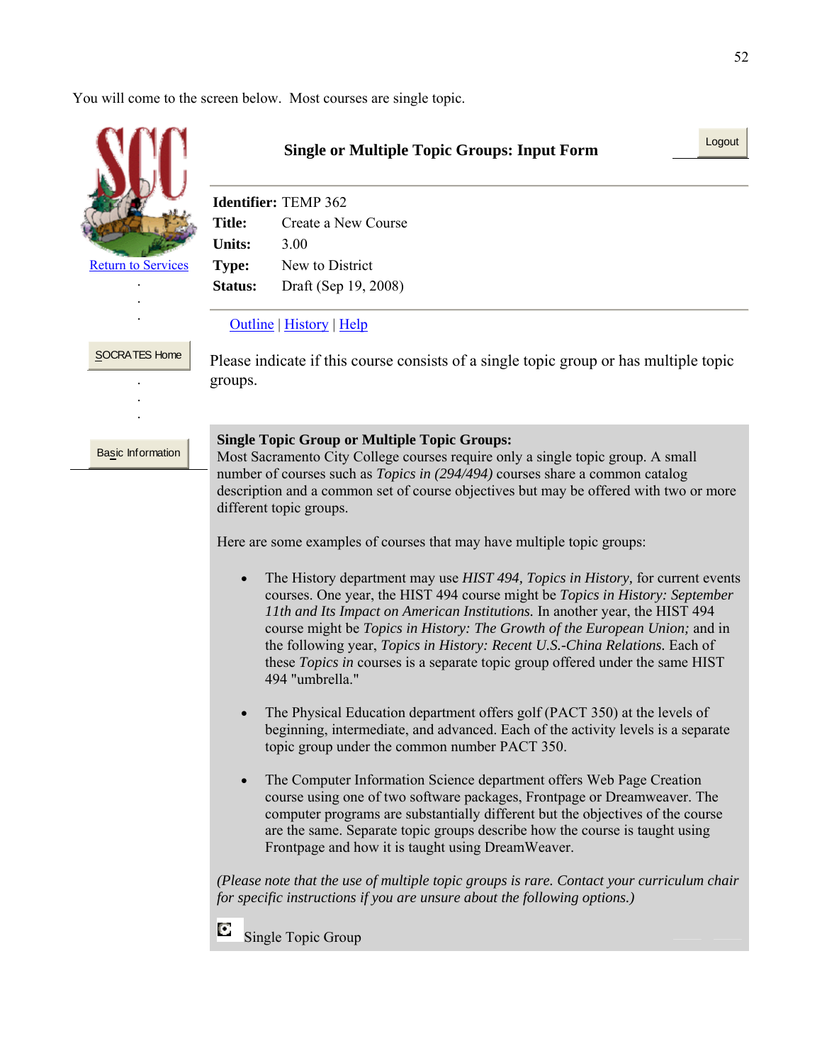You will come to the screen below. Most courses are single topic.

Return to Services

SOCRATES Home

Basic Information

**Single or Multiple Topic Groups: Input Form**

Logout

**Identifier:** TEMP 362
**Title:** Create a New Course
**Units:** 3.00
**Type:** New to District
**Status:** Draft (Sep 19, 2008)

Outline | History | Help

Please indicate if this course consists of a single topic group or has multiple topic groups.

**Single Topic Group or Multiple Topic Groups:**
Most Sacramento City College courses require only a single topic group. A small number of courses such as *Topics in (294/494)* courses share a common catalog description and a common set of course objectives but may be offered with two or more different topic groups.

Here are some examples of courses that may have multiple topic groups:

- The History department may use *HIST 494, Topics in History,* for current events courses. One year, the HIST 494 course might be *Topics in History: September 11th and Its Impact on American Institutions.* In another year, the HIST 494 course might be *Topics in History: The Growth of the European Union;* and in the following year, *Topics in History: Recent U.S.-China Relations.* Each of these *Topics in* courses is a separate topic group offered under the same HIST 494 "umbrella."

- The Physical Education department offers golf (PACT 350) at the levels of beginning, intermediate, and advanced. Each of the activity levels is a separate topic group under the common number PACT 350.

- The Computer Information Science department offers Web Page Creation course using one of two software packages, Frontpage or Dreamweaver. The computer programs are substantially different but the objectives of the course are the same. Separate topic groups describe how the course is taught using Frontpage and how it is taught using DreamWeaver.

*(Please note that the use of multiple topic groups is rare. Contact your curriculum chair for specific instructions if you are unsure about the following options.)*

Single Topic Group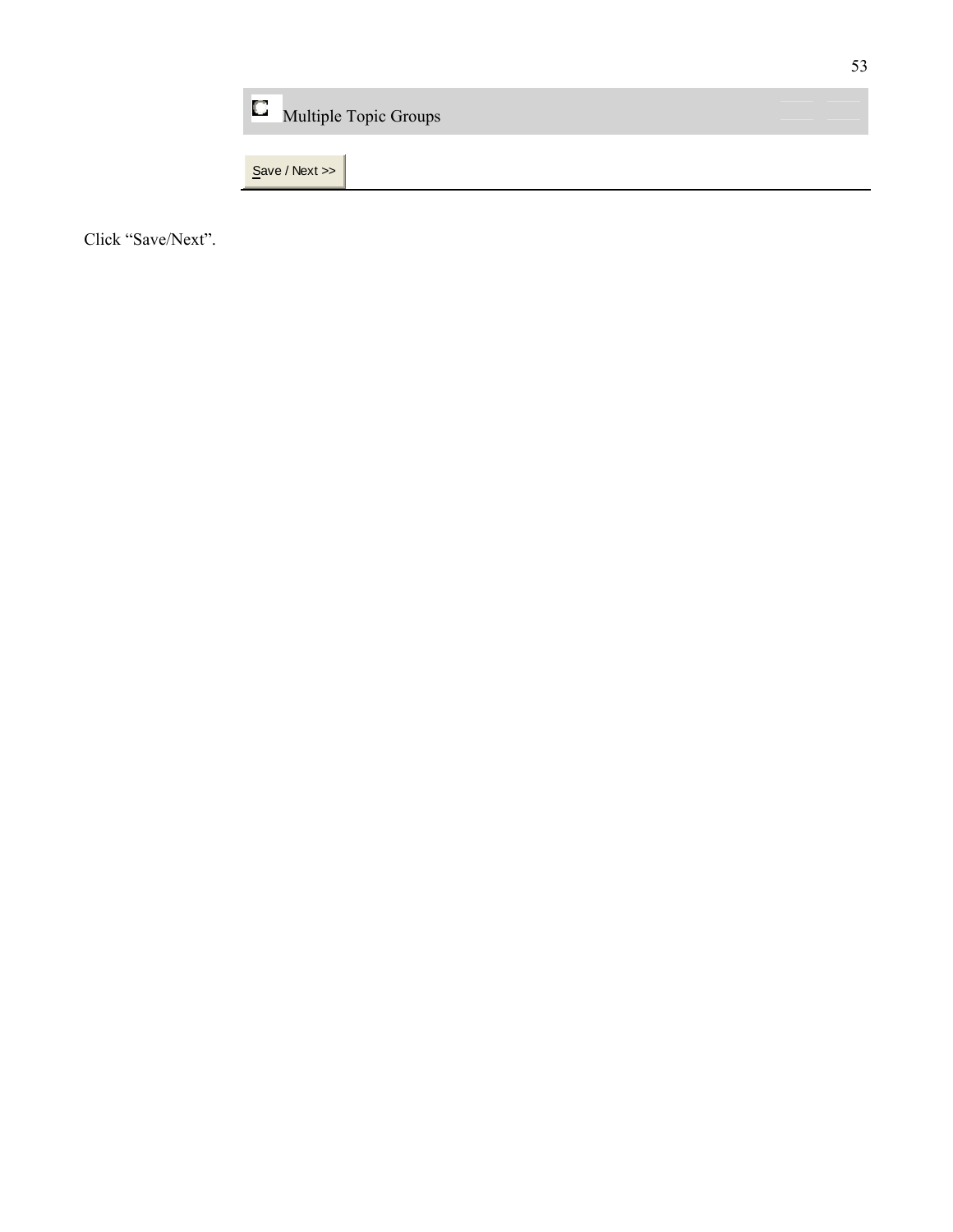Multiple Topic Groups

Save / Next >>

Click “Save/Next”.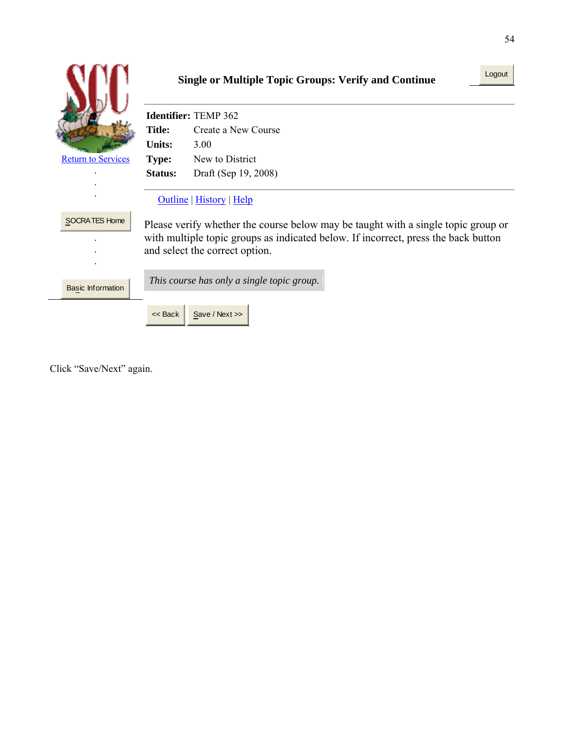Return to Services

SOCRATES Home

Basic Information

**Single or Multiple Topic Groups: Verify and Continue**

Logout

**Identifier:** TEMP 362
**Title:** Create a New Course
**Units:** 3.00
**Type:** New to District
**Status:** Draft (Sep 19, 2008)

Outline | History | Help

Please verify whether the course below may be taught with a single topic group or with multiple topic groups as indicated below. If incorrect, press the back button and select the correct option.

*This course has only a single topic group.*

<< Back  Save / Next >>

Click "Save/Next" again.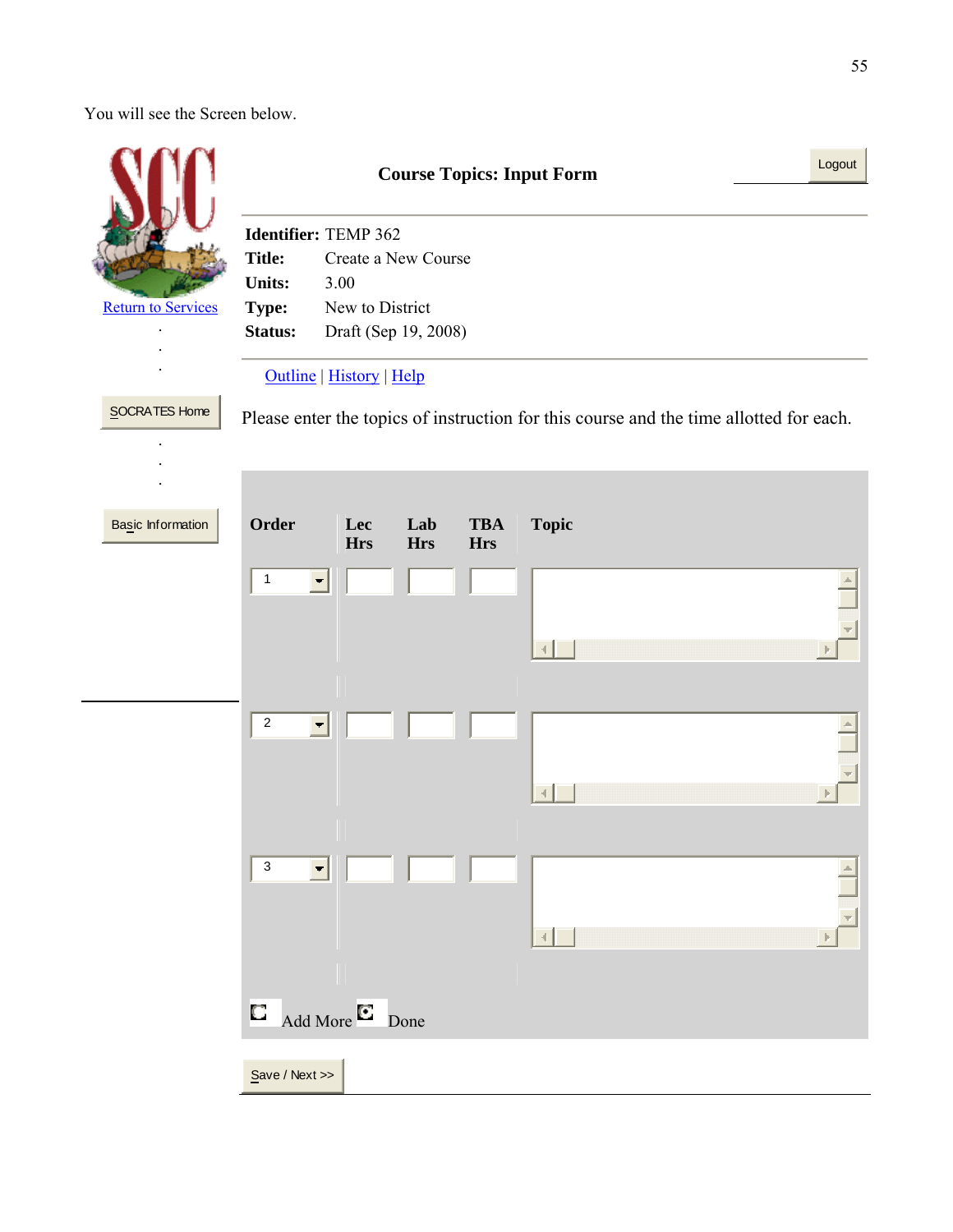You will see the Screen below.

Return to Services

SOCRATES Home

Basic Information

**Course Topics: Input Form**

Logout

**Identifier:** TEMP 362
**Title:** Create a New Course
**Units:** 3.00
**Type:** New to District
**Status:** Draft (Sep 19, 2008)

Outline | History | Help

Please enter the topics of instruction for this course and the time allotted for each.

| Order | Lec Hrs | Lab Hrs | TBA Hrs | Topic |
|---|---|---|---|---|
| 1 | | | | |
| 2 | | | | |
| 3 | | | | |

Add More   Done

Save / Next >>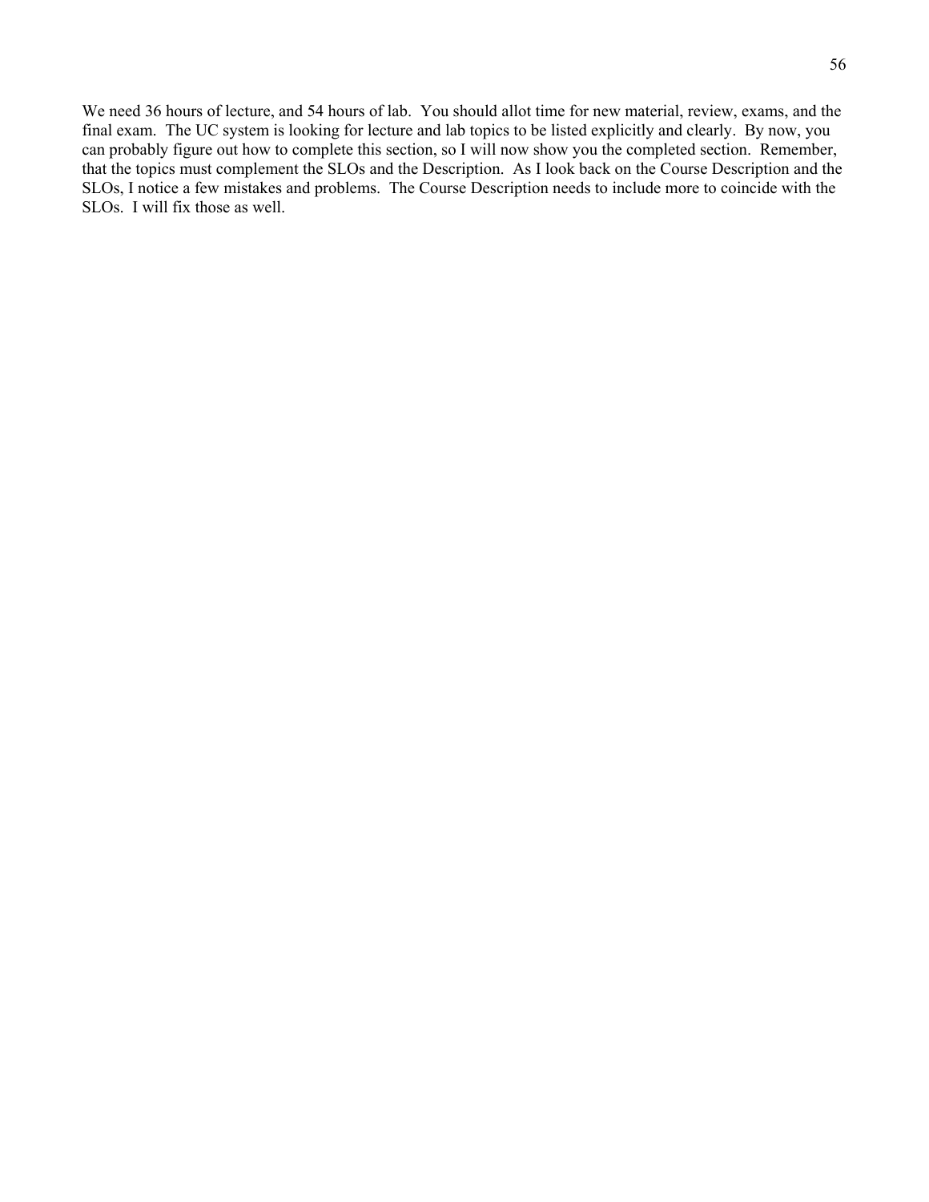We need 36 hours of lecture, and 54 hours of lab. You should allot time for new material, review, exams, and the final exam. The UC system is looking for lecture and lab topics to be listed explicitly and clearly. By now, you can probably figure out how to complete this section, so I will now show you the completed section. Remember, that the topics must complement the SLOs and the Description. As I look back on the Course Description and the SLOs, I notice a few mistakes and problems. The Course Description needs to include more to coincide with the SLOs. I will fix those as well.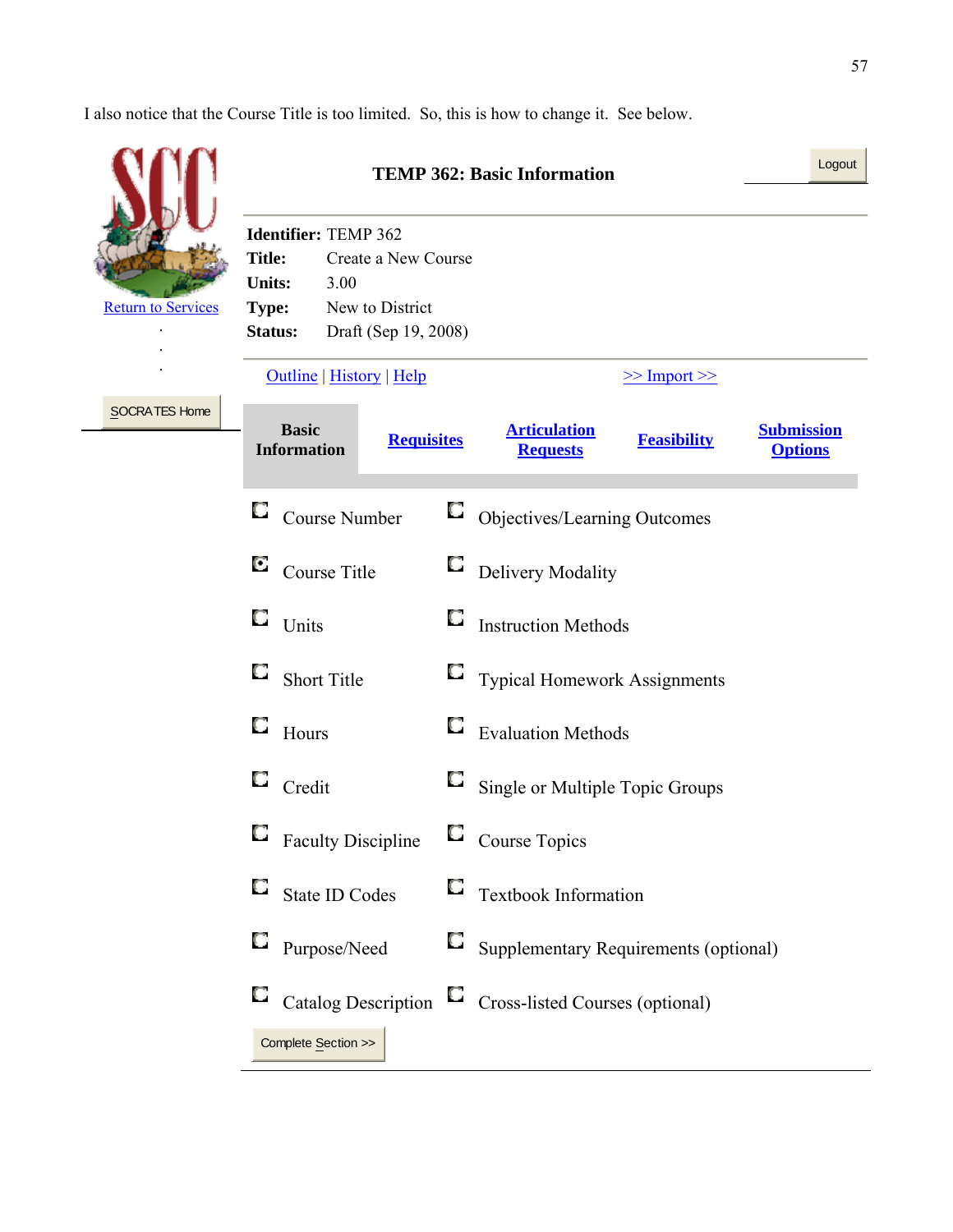I also notice that the Course Title is too limited. So, this is how to change it. See below.

Return to Services

SOCRATES Home

**TEMP 362: Basic Information**

Logout

**Identifier:** TEMP 362
**Title:** Create a New Course
**Units:** 3.00
**Type:** New to District
**Status:** Draft (Sep 19, 2008)

Outline | History | Help   >> Import >>

**Basic Information** | **Requisites** | **Articulation Requests** | **Feasibility** | **Submission Options**

- ○ Course Number
- ● Course Title
- ○ Units
- ○ Short Title
- ○ Hours
- ○ Credit
- ○ Faculty Discipline
- ○ State ID Codes
- ○ Purpose/Need
- ○ Catalog Description
- ○ Objectives/Learning Outcomes
- ○ Delivery Modality
- ○ Instruction Methods
- ○ Typical Homework Assignments
- ○ Evaluation Methods
- ○ Single or Multiple Topic Groups
- ○ Course Topics
- ○ Textbook Information
- ○ Supplementary Requirements (optional)
- ○ Cross-listed Courses (optional)

Complete Section >>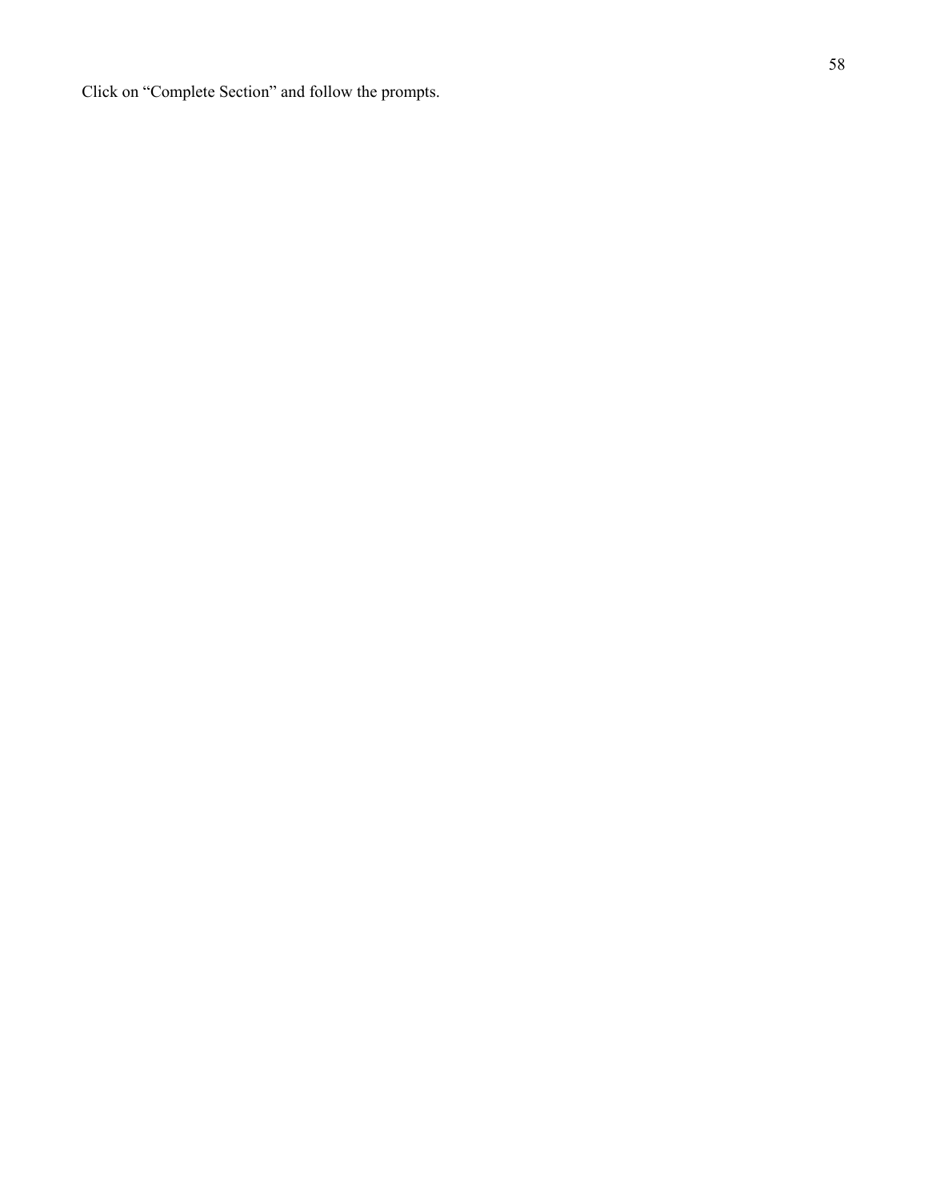Click on “Complete Section” and follow the prompts.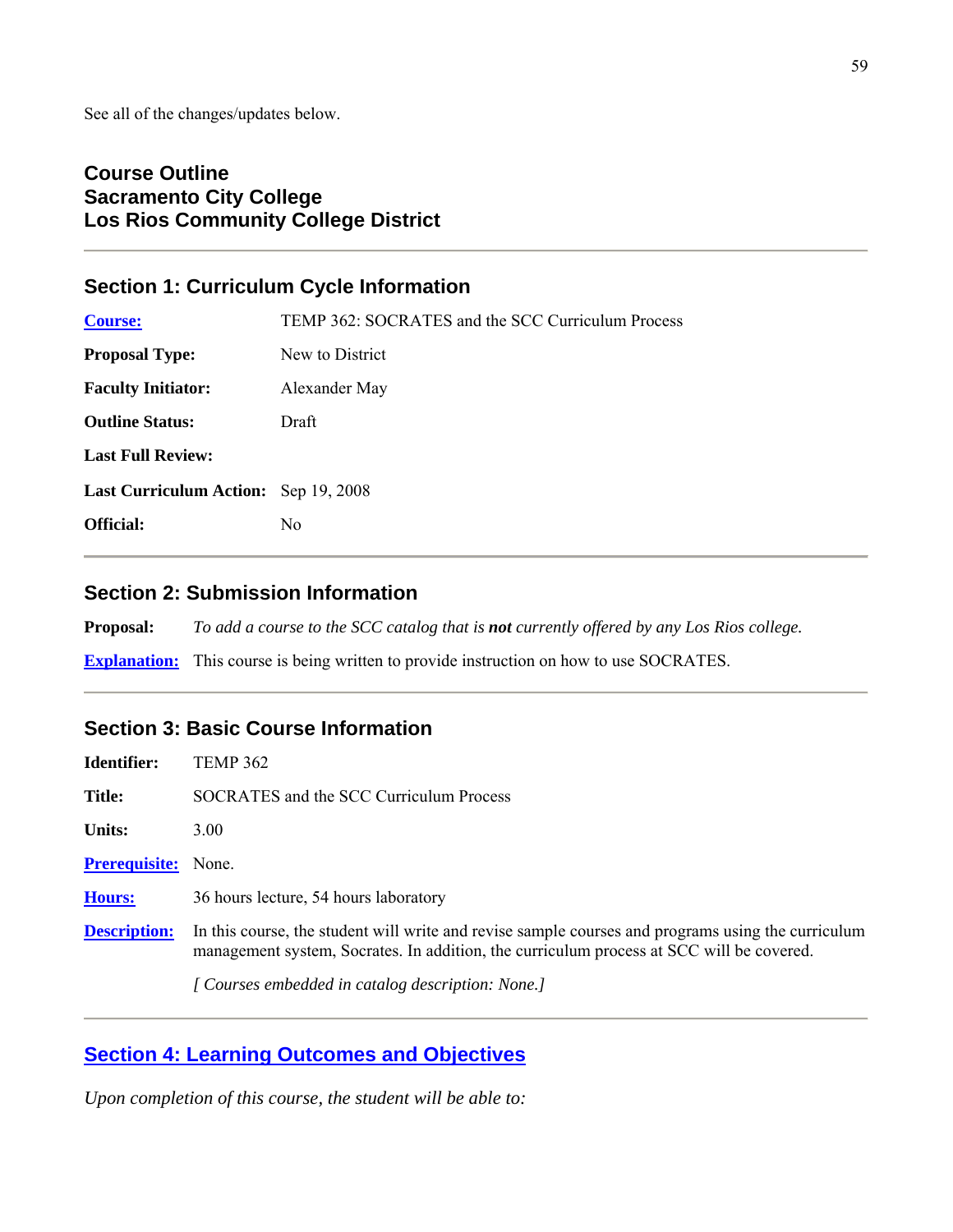See all of the changes/updates below.

## Course Outline
## Sacramento City College
## Los Rios Community College District

---

### Section 1: Curriculum Cycle Information

| | |
|---|---|
| **Course:** | TEMP 362: SOCRATES and the SCC Curriculum Process |
| **Proposal Type:** | New to District |
| **Faculty Initiator:** | Alexander May |
| **Outline Status:** | Draft |
| **Last Full Review:** | |
| **Last Curriculum Action:** | Sep 19, 2008 |
| **Official:** | No |

---

### Section 2: Submission Information

**Proposal:** *To add a course to the SCC catalog that is **not** currently offered by any Los Rios college.*

**Explanation:** This course is being written to provide instruction on how to use SOCRATES.

---

### Section 3: Basic Course Information

| | |
|---|---|
| **Identifier:** | TEMP 362 |
| **Title:** | SOCRATES and the SCC Curriculum Process |
| **Units:** | 3.00 |
| **Prerequisite:** | None. |
| **Hours:** | 36 hours lecture, 54 hours laboratory |
| **Description:** | In this course, the student will write and revise sample courses and programs using the curriculum management system, Socrates. In addition, the curriculum process at SCC will be covered. |

*[ Courses embedded in catalog description: None.]*

---

### Section 4: Learning Outcomes and Objectives

*Upon completion of this course, the student will be able to:*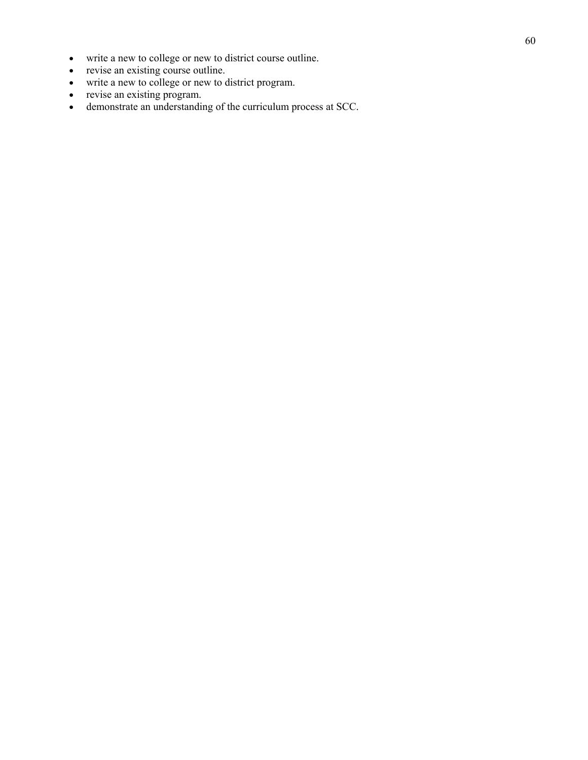- write a new to college or new to district course outline.
- revise an existing course outline.
- write a new to college or new to district program.
- revise an existing program.
- demonstrate an understanding of the curriculum process at SCC.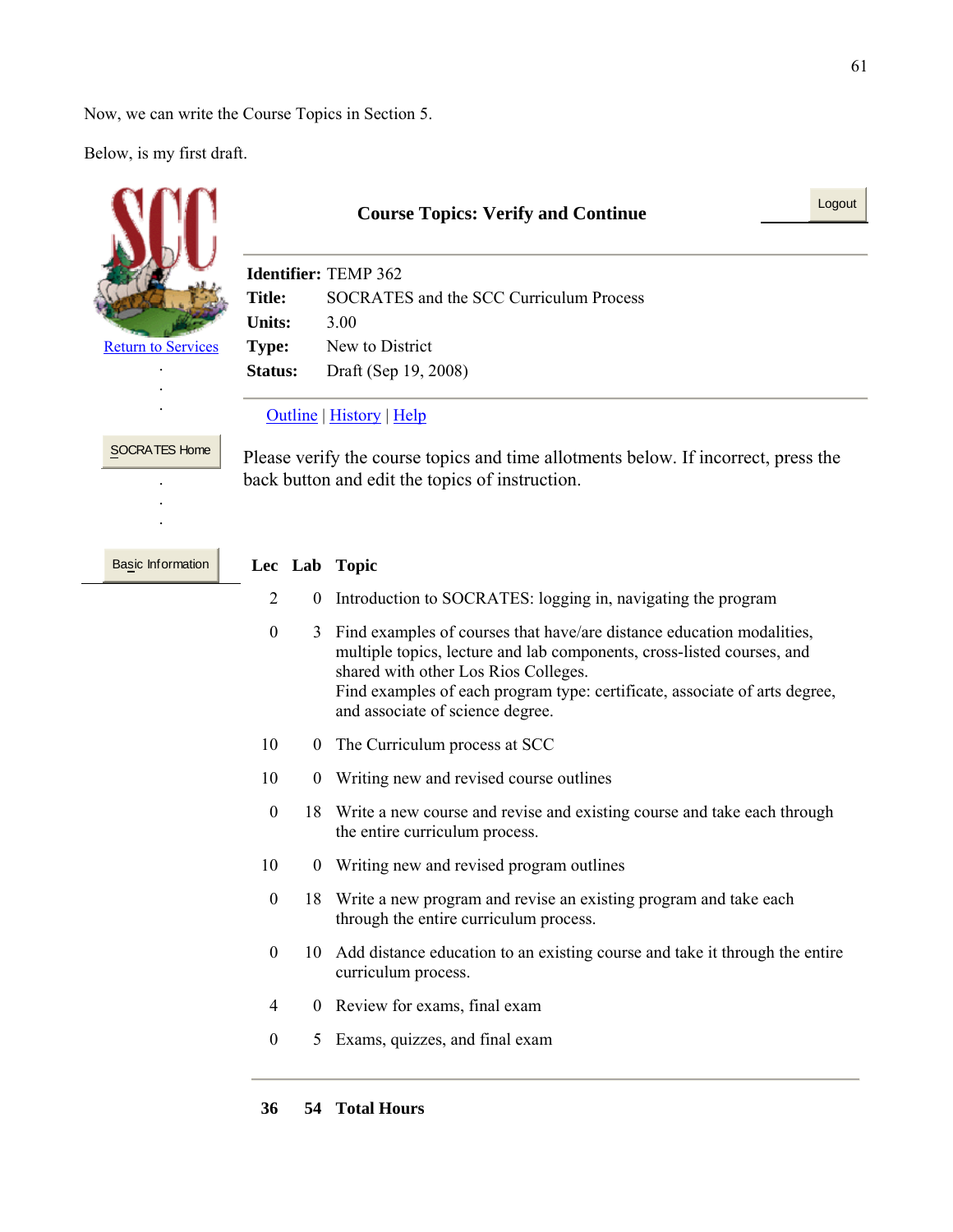Now, we can write the Course Topics in Section 5.

Below, is my first draft.

**Course Topics: Verify and Continue**

Logout

**Identifier:** TEMP 362
**Title:** SOCRATES and the SCC Curriculum Process
**Units:** 3.00
**Type:** New to District
**Status:** Draft (Sep 19, 2008)

Return to Services

Outline | History | Help

SOCRATES Home

Please verify the course topics and time allotments below. If incorrect, press the back button and edit the topics of instruction.

Basic Information

| Lec | Lab | Topic |
|---|---|---|
| 2 | 0 | Introduction to SOCRATES: logging in, navigating the program |
| 0 | 3 | Find examples of courses that have/are distance education modalities, multiple topics, lecture and lab components, cross-listed courses, and shared with other Los Rios Colleges.<br>Find examples of each program type: certificate, associate of arts degree, and associate of science degree. |
| 10 | 0 | The Curriculum process at SCC |
| 10 | 0 | Writing new and revised course outlines |
| 0 | 18 | Write a new course and revise and existing course and take each through the entire curriculum process. |
| 10 | 0 | Writing new and revised program outlines |
| 0 | 18 | Write a new program and revise an existing program and take each through the entire curriculum process. |
| 0 | 10 | Add distance education to an existing course and take it through the entire curriculum process. |
| 4 | 0 | Review for exams, final exam |
| 0 | 5 | Exams, quizzes, and final exam |
| **36** | **54** | **Total Hours** |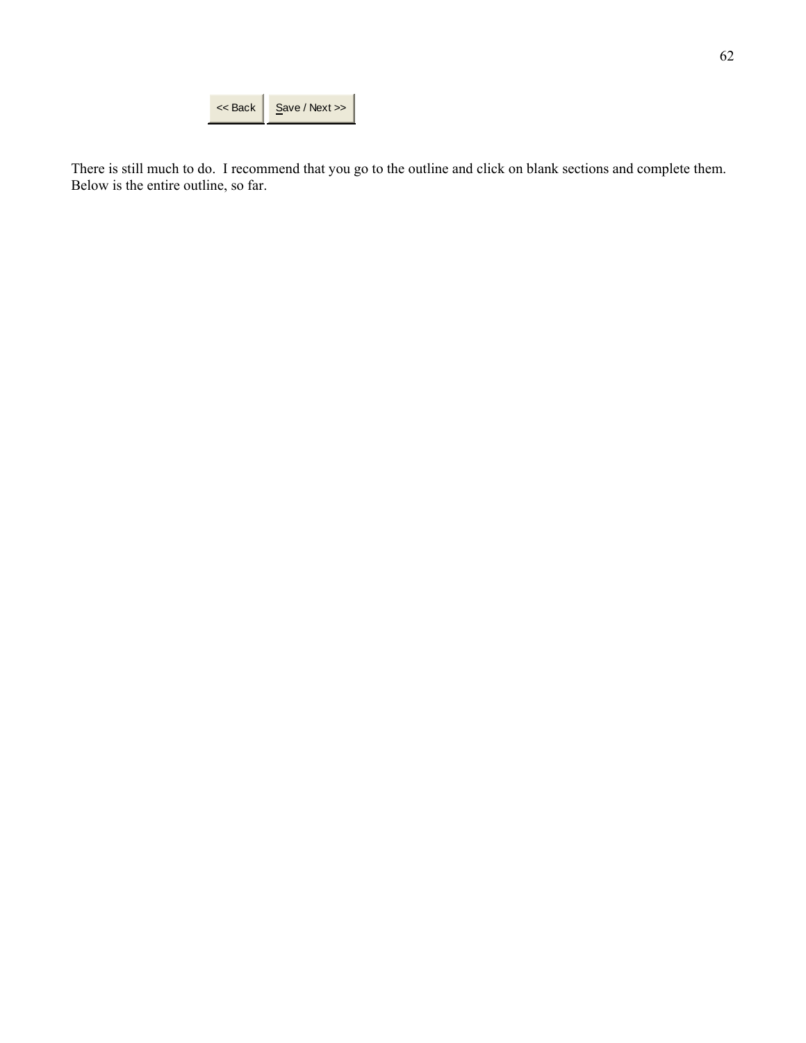<< Back | Save / Next >>

There is still much to do. I recommend that you go to the outline and click on blank sections and complete them. Below is the entire outline, so far.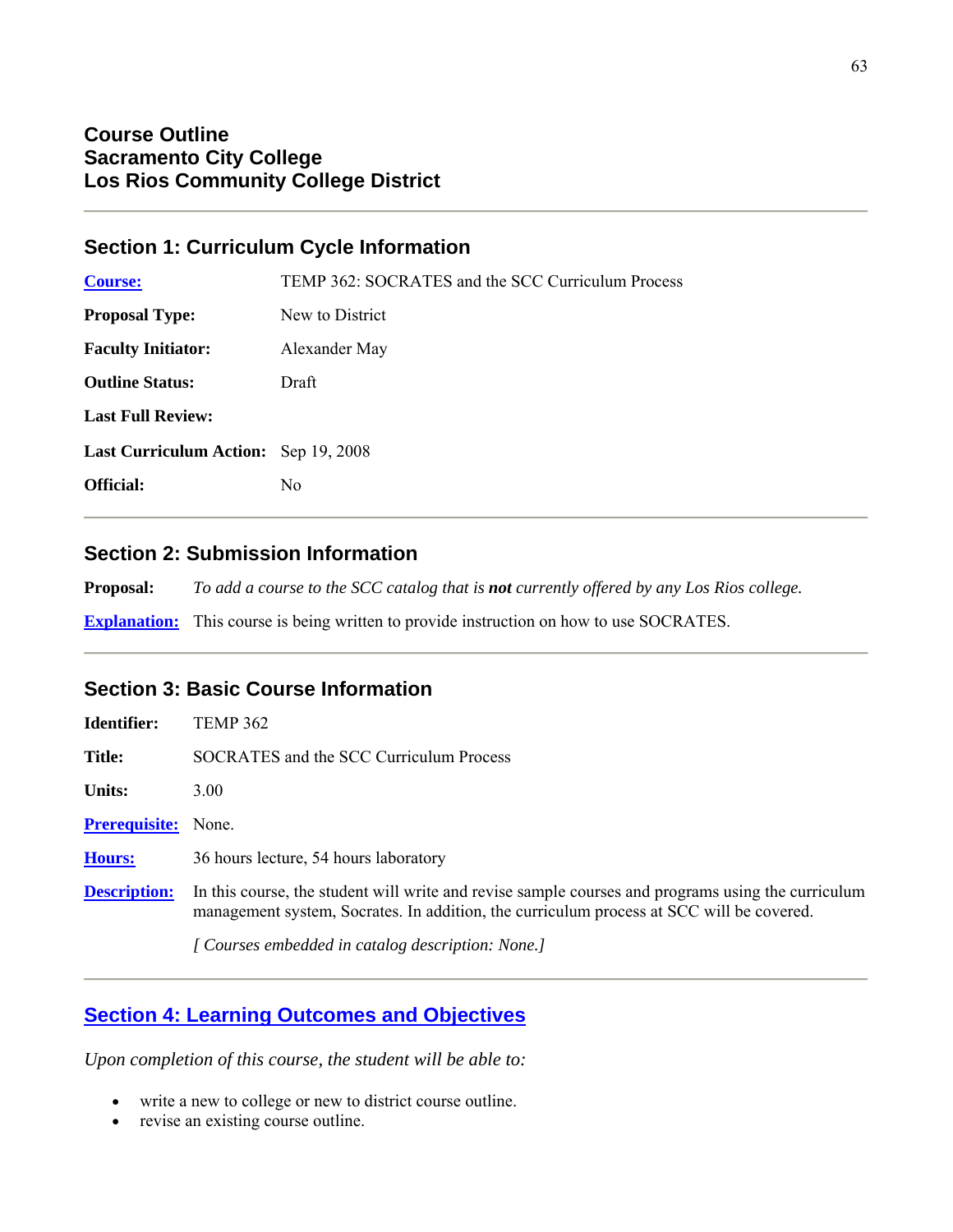# Course Outline
# Sacramento City College
# Los Rios Community College District

---

## Section 1: Curriculum Cycle Information

| | |
|---|---|
| **Course:** | TEMP 362: SOCRATES and the SCC Curriculum Process |
| **Proposal Type:** | New to District |
| **Faculty Initiator:** | Alexander May |
| **Outline Status:** | Draft |
| **Last Full Review:** | |
| **Last Curriculum Action:** | Sep 19, 2008 |
| **Official:** | No |

---

## Section 2: Submission Information

**Proposal:** *To add a course to the SCC catalog that is **not** currently offered by any Los Rios college.*

**Explanation:** This course is being written to provide instruction on how to use SOCRATES.

---

## Section 3: Basic Course Information

| | |
|---|---|
| **Identifier:** | TEMP 362 |
| **Title:** | SOCRATES and the SCC Curriculum Process |
| **Units:** | 3.00 |
| **Prerequisite:** | None. |
| **Hours:** | 36 hours lecture, 54 hours laboratory |
| **Description:** | In this course, the student will write and revise sample courses and programs using the curriculum management system, Socrates. In addition, the curriculum process at SCC will be covered. |

*[ Courses embedded in catalog description: None.]*

---

## Section 4: Learning Outcomes and Objectives

*Upon completion of this course, the student will be able to:*

- write a new to college or new to district course outline.
- revise an existing course outline.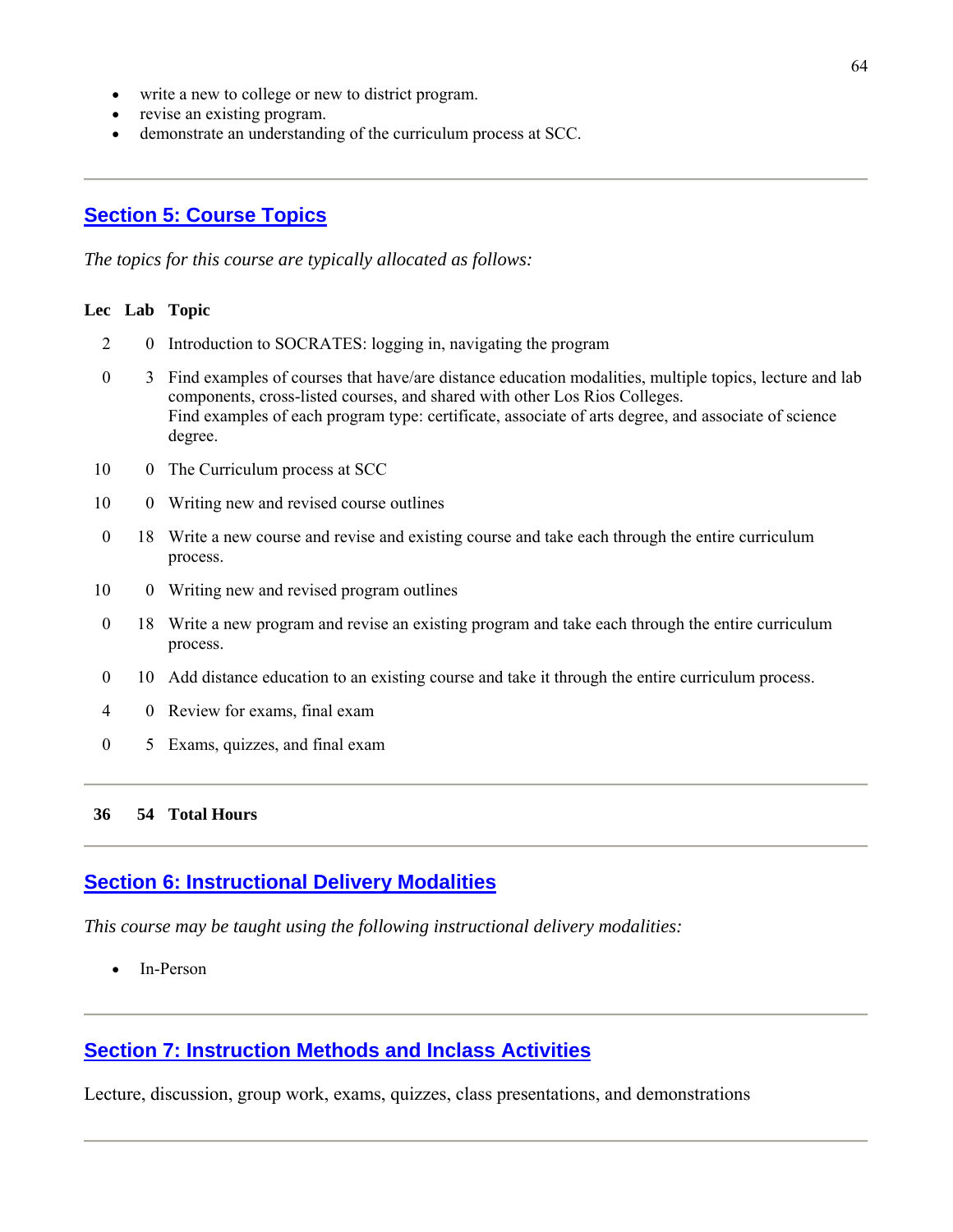- write a new to college or new to district program.
- revise an existing program.
- demonstrate an understanding of the curriculum process at SCC.

---

## Section 5: Course Topics

*The topics for this course are typically allocated as follows:*

| Lec | Lab | Topic |
|---|---|---|
| 2 | 0 | Introduction to SOCRATES: logging in, navigating the program |
| 0 | 3 | Find examples of courses that have/are distance education modalities, multiple topics, lecture and lab components, cross-listed courses, and shared with other Los Rios Colleges. Find examples of each program type: certificate, associate of arts degree, and associate of science degree. |
| 10 | 0 | The Curriculum process at SCC |
| 10 | 0 | Writing new and revised course outlines |
| 0 | 18 | Write a new course and revise and existing course and take each through the entire curriculum process. |
| 10 | 0 | Writing new and revised program outlines |
| 0 | 18 | Write a new program and revise an existing program and take each through the entire curriculum process. |
| 0 | 10 | Add distance education to an existing course and take it through the entire curriculum process. |
| 4 | 0 | Review for exams, final exam |
| 0 | 5 | Exams, quizzes, and final exam |
| **36** | **54** | **Total Hours** |

---

## Section 6: Instructional Delivery Modalities

*This course may be taught using the following instructional delivery modalities:*

- In-Person

---

## Section 7: Instruction Methods and Inclass Activities

Lecture, discussion, group work, exams, quizzes, class presentations, and demonstrations

---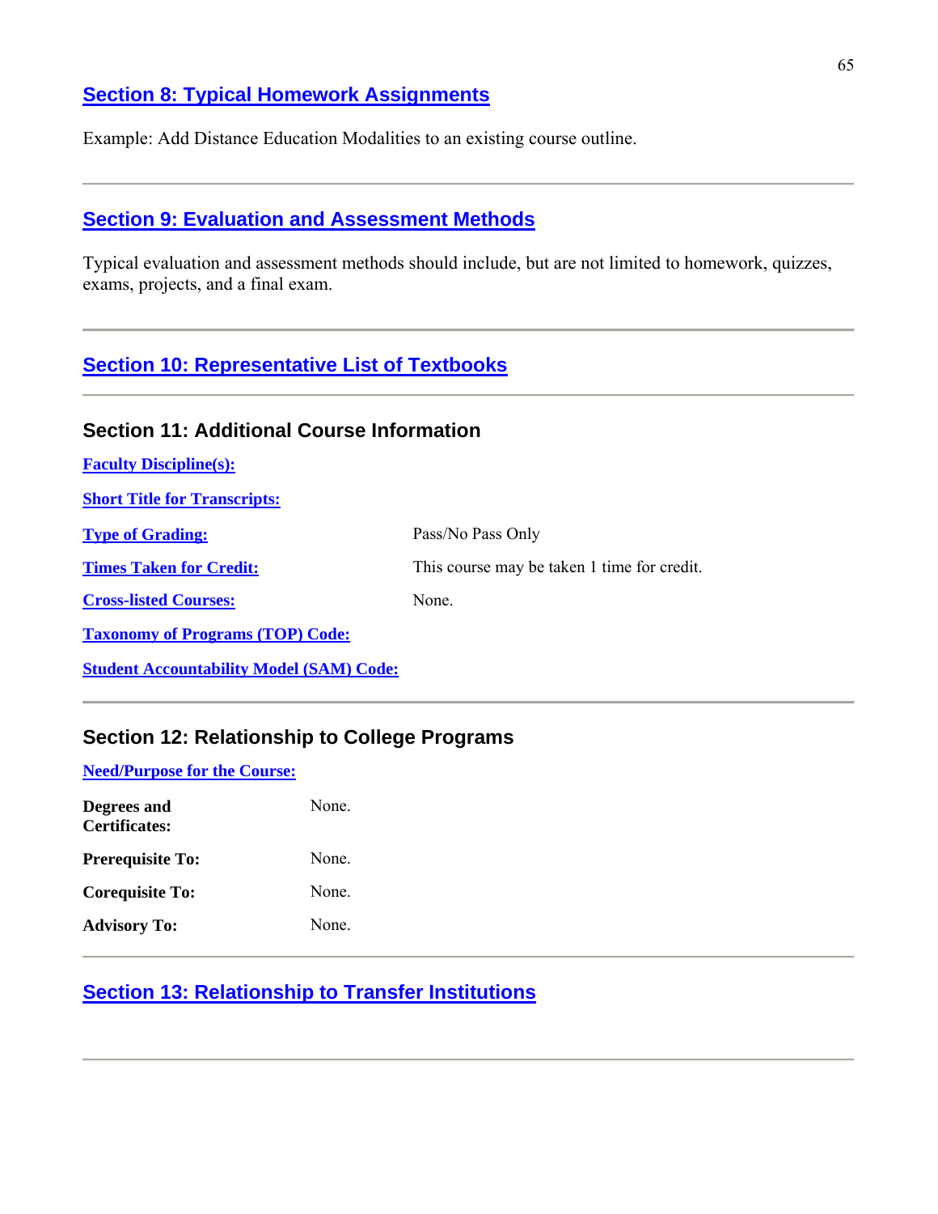## Section 8: Typical Homework Assignments

Example: Add Distance Education Modalities to an existing course outline.

---

## Section 9: Evaluation and Assessment Methods

Typical evaluation and assessment methods should include, but are not limited to homework, quizzes, exams, projects, and a final exam.

---

## Section 10: Representative List of Textbooks

---

## Section 11: Additional Course Information

**Faculty Discipline(s):**

**Short Title for Transcripts:**

| | |
|---|---|
| **Type of Grading:** | Pass/No Pass Only |
| **Times Taken for Credit:** | This course may be taken 1 time for credit. |
| **Cross-listed Courses:** | None. |

**Taxonomy of Programs (TOP) Code:**

**Student Accountability Model (SAM) Code:**

---

## Section 12: Relationship to College Programs

**Need/Purpose for the Course:**

| | |
|---|---|
| **Degrees and Certificates:** | None. |
| **Prerequisite To:** | None. |
| **Corequisite To:** | None. |
| **Advisory To:** | None. |

---

## Section 13: Relationship to Transfer Institutions

---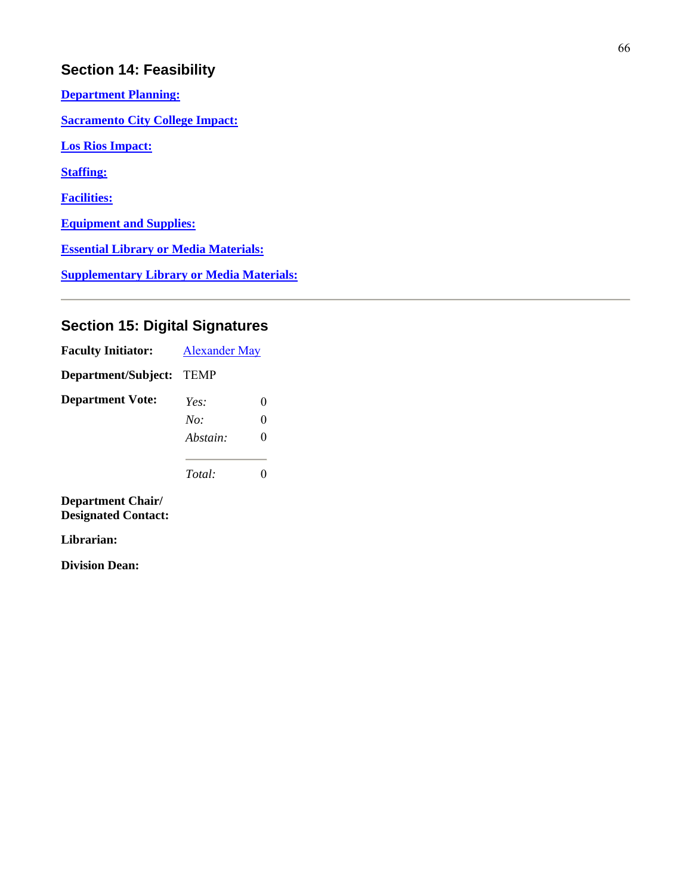## Section 14: Feasibility

**Department Planning:**

**Sacramento City College Impact:**

**Los Rios Impact:**

**Staffing:**

**Facilities:**

**Equipment and Supplies:**

**Essential Library or Media Materials:**

**Supplementary Library or Media Materials:**

---

## Section 15: Digital Signatures

**Faculty Initiator:** Alexander May

**Department/Subject:** TEMP

**Department Vote:**

| | |
|---|---|
| *Yes:* | 0 |
| *No:* | 0 |
| *Abstain:* | 0 |
| *Total:* | 0 |

**Department Chair/ Designated Contact:**

**Librarian:**

**Division Dean:**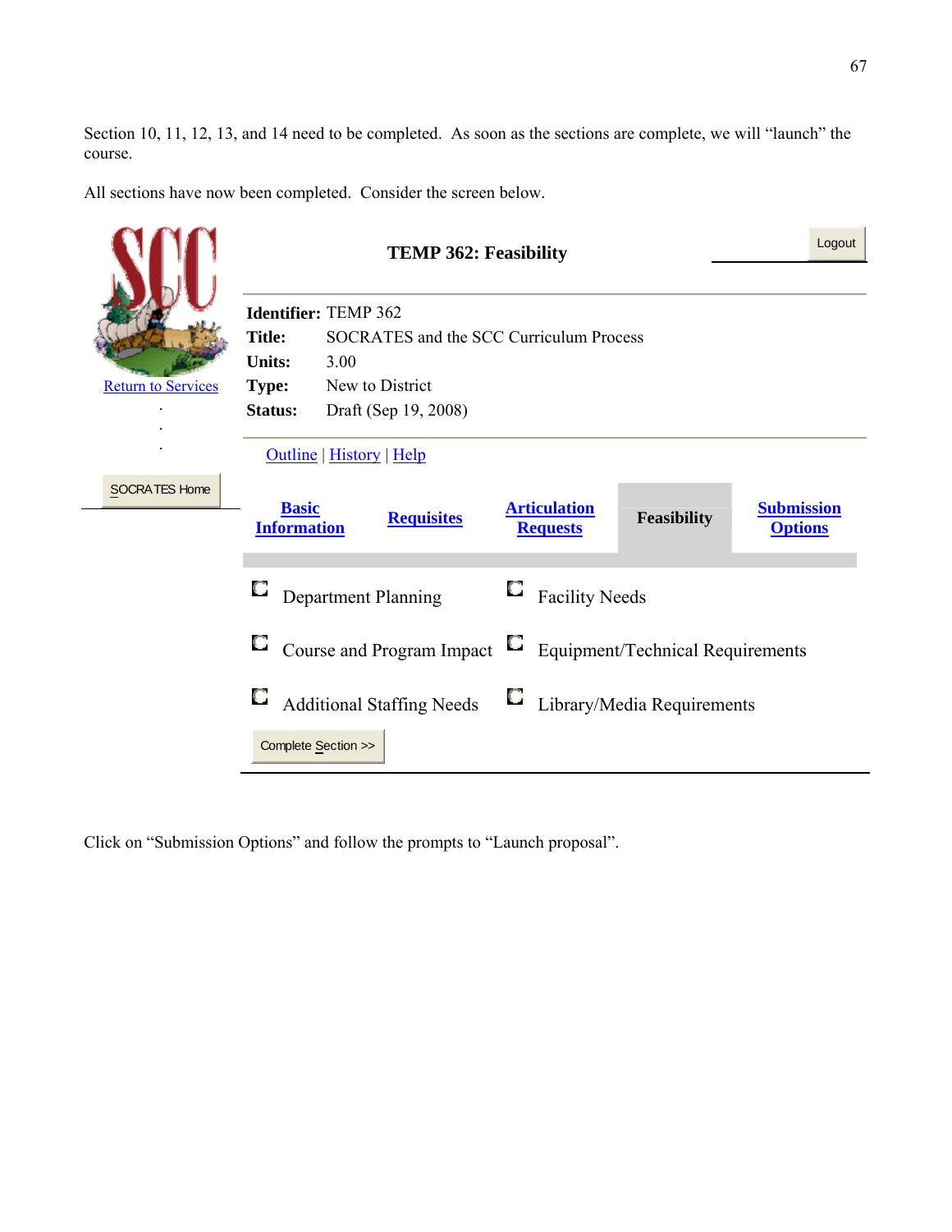Section 10, 11, 12, 13, and 14 need to be completed. As soon as the sections are complete, we will "launch" the course.

All sections have now been completed. Consider the screen below.

Return to Services

SOCRATES Home

**TEMP 362: Feasibility**

Logout

**Identifier:** TEMP 362
**Title:** SOCRATES and the SCC Curriculum Process
**Units:** 3.00
**Type:** New to District
**Status:** Draft (Sep 19, 2008)

Outline | History | Help

| Basic Information | Requisites | Articulation Requests | Feasibility | Submission Options |
|---|---|---|---|---|

- Department Planning
- Facility Needs
- Course and Program Impact
- Equipment/Technical Requirements
- Additional Staffing Needs
- Library/Media Requirements

Complete Section >>

Click on "Submission Options" and follow the prompts to "Launch proposal".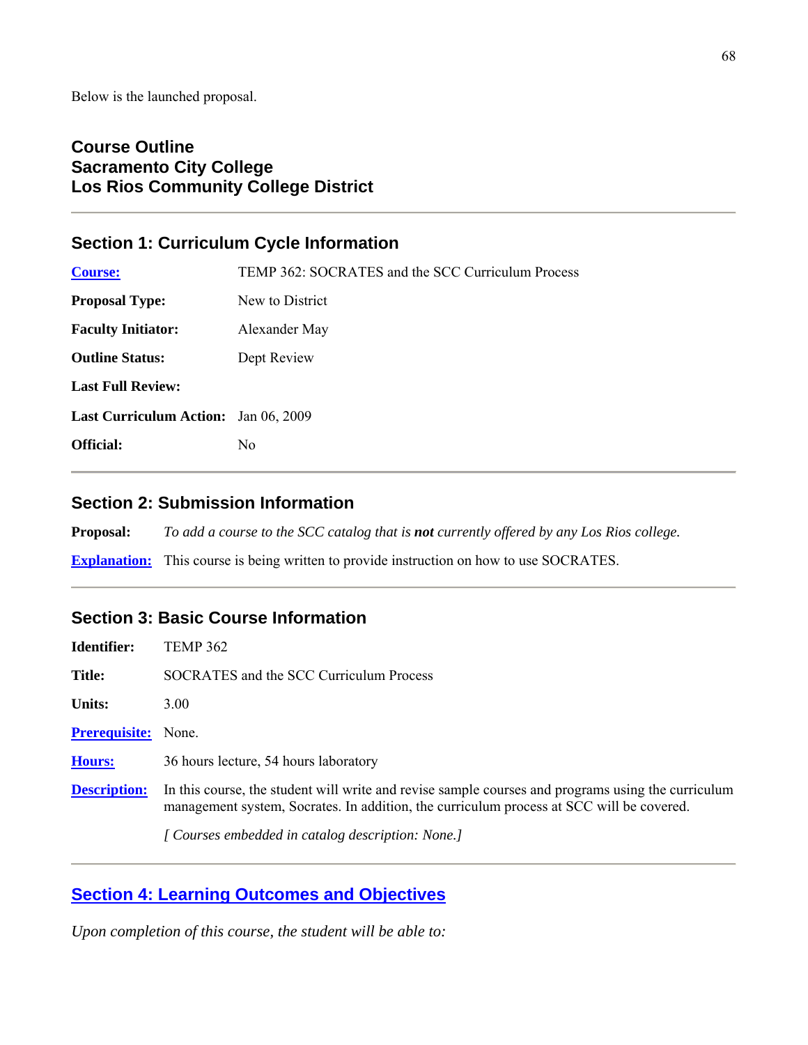Below is the launched proposal.

## Course Outline
## Sacramento City College
## Los Rios Community College District

---

### Section 1: Curriculum Cycle Information

| | |
|---|---|
| **Course:** | TEMP 362: SOCRATES and the SCC Curriculum Process |
| **Proposal Type:** | New to District |
| **Faculty Initiator:** | Alexander May |
| **Outline Status:** | Dept Review |
| **Last Full Review:** | |
| **Last Curriculum Action:** | Jan 06, 2009 |
| **Official:** | No |

---

### Section 2: Submission Information

**Proposal:** *To add a course to the SCC catalog that is **not** currently offered by any Los Rios college.*

**Explanation:** This course is being written to provide instruction on how to use SOCRATES.

---

### Section 3: Basic Course Information

| | |
|---|---|
| **Identifier:** | TEMP 362 |
| **Title:** | SOCRATES and the SCC Curriculum Process |
| **Units:** | 3.00 |
| **Prerequisite:** | None. |
| **Hours:** | 36 hours lecture, 54 hours laboratory |
| **Description:** | In this course, the student will write and revise sample courses and programs using the curriculum management system, Socrates. In addition, the curriculum process at SCC will be covered. |
| | *[ Courses embedded in catalog description: None.]* |

---

### Section 4: Learning Outcomes and Objectives

*Upon completion of this course, the student will be able to:*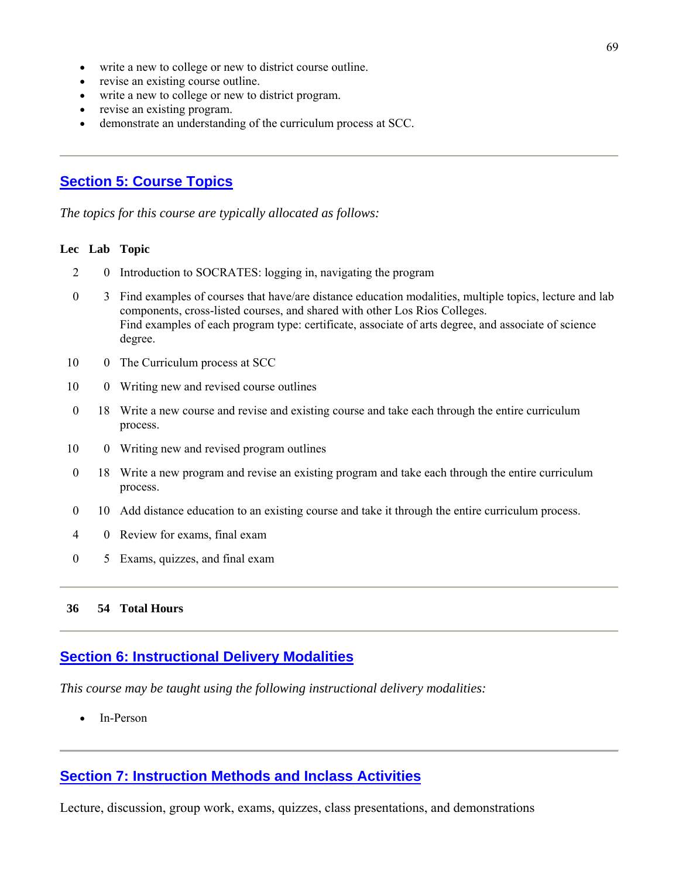- write a new to college or new to district course outline.
- revise an existing course outline.
- write a new to college or new to district program.
- revise an existing program.
- demonstrate an understanding of the curriculum process at SCC.

---

## Section 5: Course Topics

*The topics for this course are typically allocated as follows:*

| Lec | Lab | Topic |
|---|---|---|
| 2 | 0 | Introduction to SOCRATES: logging in, navigating the program |
| 0 | 3 | Find examples of courses that have/are distance education modalities, multiple topics, lecture and lab components, cross-listed courses, and shared with other Los Rios Colleges. Find examples of each program type: certificate, associate of arts degree, and associate of science degree. |
| 10 | 0 | The Curriculum process at SCC |
| 10 | 0 | Writing new and revised course outlines |
| 0 | 18 | Write a new course and revise and existing course and take each through the entire curriculum process. |
| 10 | 0 | Writing new and revised program outlines |
| 0 | 18 | Write a new program and revise an existing program and take each through the entire curriculum process. |
| 0 | 10 | Add distance education to an existing course and take it through the entire curriculum process. |
| 4 | 0 | Review for exams, final exam |
| 0 | 5 | Exams, quizzes, and final exam |
| **36** | **54** | **Total Hours** |

---

## Section 6: Instructional Delivery Modalities

*This course may be taught using the following instructional delivery modalities:*

- In-Person

---

## Section 7: Instruction Methods and Inclass Activities

Lecture, discussion, group work, exams, quizzes, class presentations, and demonstrations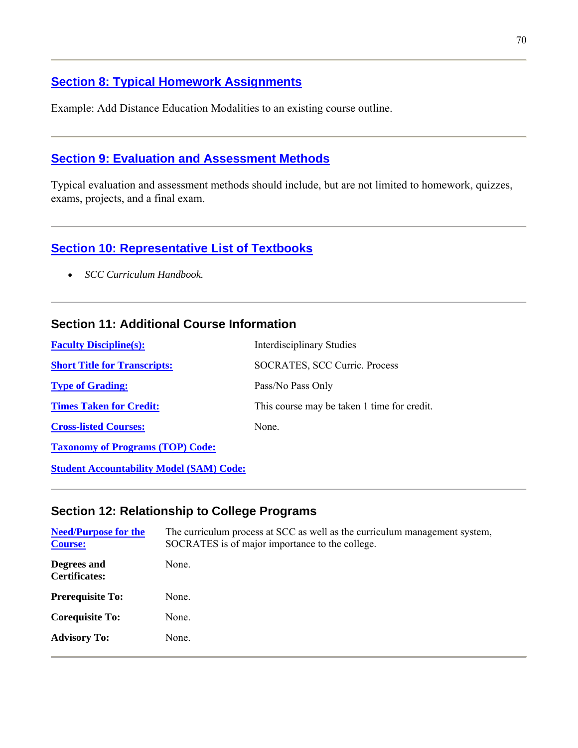## Section 8: Typical Homework Assignments

Example: Add Distance Education Modalities to an existing course outline.

## Section 9: Evaluation and Assessment Methods

Typical evaluation and assessment methods should include, but are not limited to homework, quizzes, exams, projects, and a final exam.

## Section 10: Representative List of Textbooks

- *SCC Curriculum Handbook.*

## Section 11: Additional Course Information

| | |
|---|---|
| **Faculty Discipline(s):** | Interdisciplinary Studies |
| **Short Title for Transcripts:** | SOCRATES, SCC Curric. Process |
| **Type of Grading:** | Pass/No Pass Only |
| **Times Taken for Credit:** | This course may be taken 1 time for credit. |
| **Cross-listed Courses:** | None. |
| **Taxonomy of Programs (TOP) Code:** | |
| **Student Accountability Model (SAM) Code:** | |

## Section 12: Relationship to College Programs

| | |
|---|---|
| **Need/Purpose for the Course:** | The curriculum process at SCC as well as the curriculum management system, SOCRATES is of major importance to the college. |
| **Degrees and Certificates:** | None. |
| **Prerequisite To:** | None. |
| **Corequisite To:** | None. |
| **Advisory To:** | None. |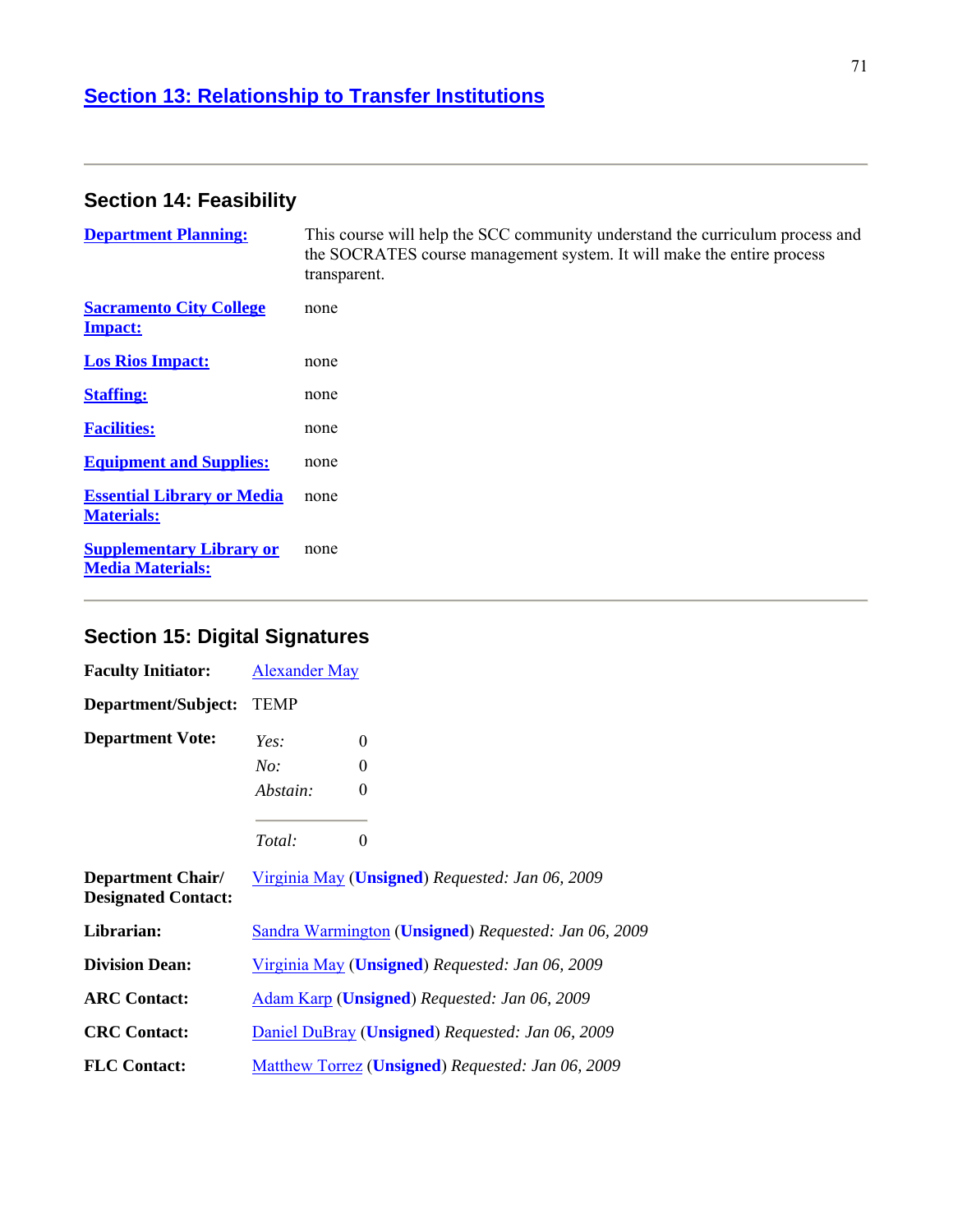## Section 13: Relationship to Transfer Institutions

---

## Section 14: Feasibility

| | |
|---|---|
| **Department Planning:** | This course will help the SCC community understand the curriculum process and the SOCRATES course management system. It will make the entire process transparent. |
| **Sacramento City College Impact:** | none |
| **Los Rios Impact:** | none |
| **Staffing:** | none |
| **Facilities:** | none |
| **Equipment and Supplies:** | none |
| **Essential Library or Media Materials:** | none |
| **Supplementary Library or Media Materials:** | none |

---

## Section 15: Digital Signatures

**Faculty Initiator:** Alexander May

**Department/Subject:** TEMP

**Department Vote:**

| | |
|---|---|
| *Yes:* | 0 |
| *No:* | 0 |
| *Abstain:* | 0 |
| *Total:* | 0 |

**Department Chair/ Designated Contact:** Virginia May (**Unsigned**) *Requested: Jan 06, 2009*

**Librarian:** Sandra Warmington (**Unsigned**) *Requested: Jan 06, 2009*

**Division Dean:** Virginia May (**Unsigned**) *Requested: Jan 06, 2009*

**ARC Contact:** Adam Karp (**Unsigned**) *Requested: Jan 06, 2009*

**CRC Contact:** Daniel DuBray (**Unsigned**) *Requested: Jan 06, 2009*

**FLC Contact:** Matthew Torrez (**Unsigned**) *Requested: Jan 06, 2009*